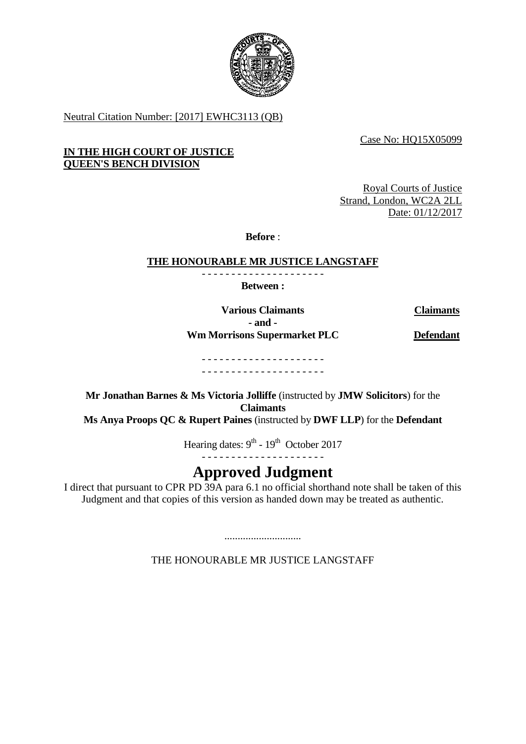Neutral Citation Number: [2017] EWHC3113 (QB)

Case No: HQ15X05099

**IN THE HIGH COURT OF JUSTICE**
**QUEEN'S BENCH DIVISION**

Royal Courts of Justice
Strand, London, WC2A 2LL

Date: 01/12/2017

**Before** :

**THE HONOURABLE MR JUSTICE LANGSTAFF**

- - - - - - - - - - - - - - - - - - - - -

**Between :**

| | |
|---|---|
| **Various Claimants** | **Claimants** |
| **- and -** | |
| **Wm Morrisons Supermarket PLC** | **Defendant** |

- - - - - - - - - - - - - - - - - - - - -
- - - - - - - - - - - - - - - - - - - - -

**Mr Jonathan Barnes & Ms Victoria Jolliffe** (instructed by **JMW Solicitors**) for the **Claimants**
**Ms Anya Proops QC & Rupert Paines** (instructed by **DWF LLP**) for the **Defendant**

Hearing dates: 9th - 19th October 2017

- - - - - - - - - - - - - - - - - - - - -

# Approved Judgment

I direct that pursuant to CPR PD 39A para 6.1 no official shorthand note shall be taken of this Judgment and that copies of this version as handed down may be treated as authentic.

.............................

THE HONOURABLE MR JUSTICE LANGSTAFF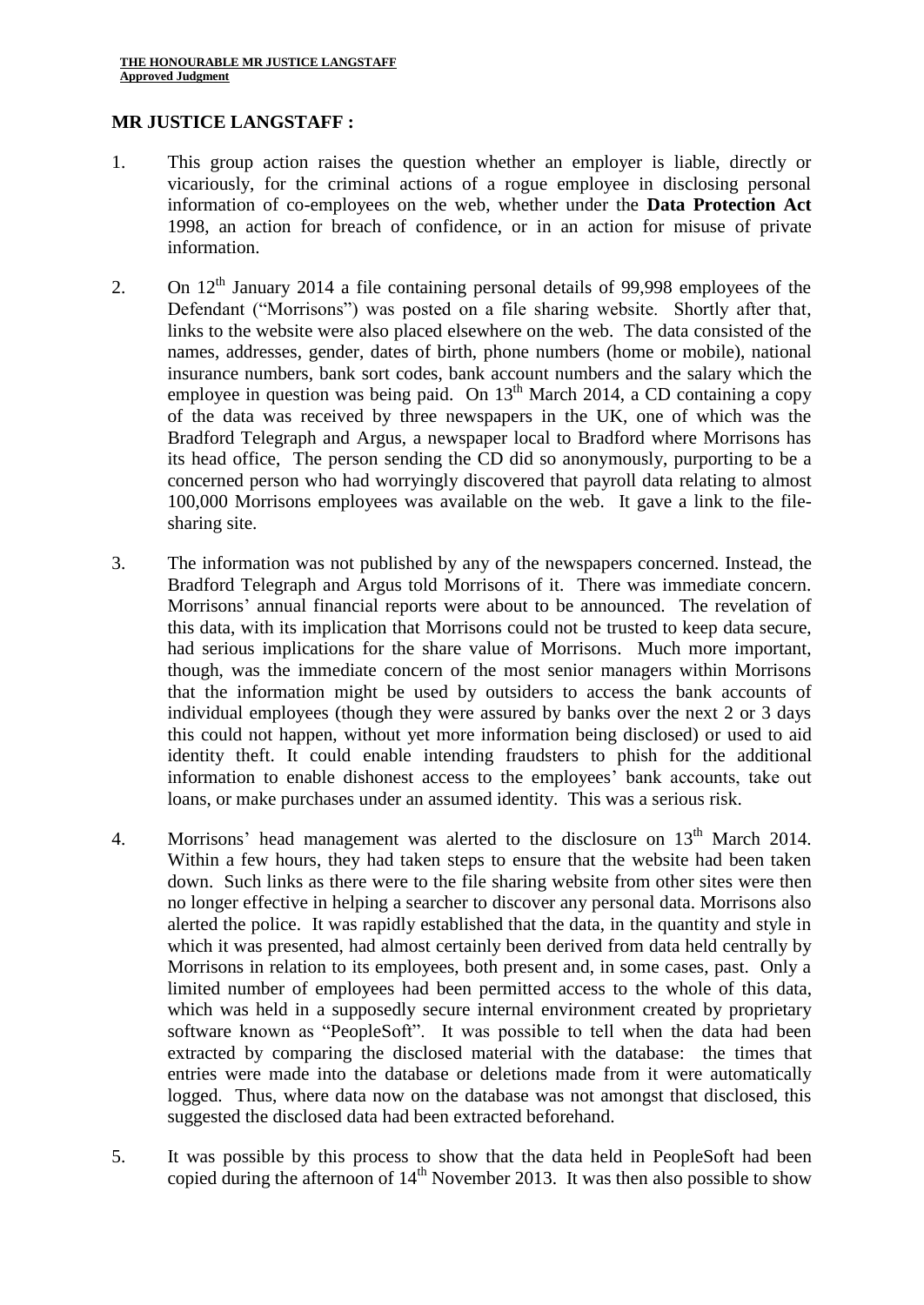## MR JUSTICE LANGSTAFF :

1. This group action raises the question whether an employer is liable, directly or vicariously, for the criminal actions of a rogue employee in disclosing personal information of co-employees on the web, whether under the **Data Protection Act** 1998, an action for breach of confidence, or in an action for misuse of private information.

2. On 12th January 2014 a file containing personal details of 99,998 employees of the Defendant ("Morrisons") was posted on a file sharing website. Shortly after that, links to the website were also placed elsewhere on the web. The data consisted of the names, addresses, gender, dates of birth, phone numbers (home or mobile), national insurance numbers, bank sort codes, bank account numbers and the salary which the employee in question was being paid. On 13th March 2014, a CD containing a copy of the data was received by three newspapers in the UK, one of which was the Bradford Telegraph and Argus, a newspaper local to Bradford where Morrisons has its head office, The person sending the CD did so anonymously, purporting to be a concerned person who had worryingly discovered that payroll data relating to almost 100,000 Morrisons employees was available on the web. It gave a link to the file-sharing site.

3. The information was not published by any of the newspapers concerned. Instead, the Bradford Telegraph and Argus told Morrisons of it. There was immediate concern. Morrisons' annual financial reports were about to be announced. The revelation of this data, with its implication that Morrisons could not be trusted to keep data secure, had serious implications for the share value of Morrisons. Much more important, though, was the immediate concern of the most senior managers within Morrisons that the information might be used by outsiders to access the bank accounts of individual employees (though they were assured by banks over the next 2 or 3 days this could not happen, without yet more information being disclosed) or used to aid identity theft. It could enable intending fraudsters to phish for the additional information to enable dishonest access to the employees' bank accounts, take out loans, or make purchases under an assumed identity. This was a serious risk.

4. Morrisons' head management was alerted to the disclosure on 13th March 2014. Within a few hours, they had taken steps to ensure that the website had been taken down. Such links as there were to the file sharing website from other sites were then no longer effective in helping a searcher to discover any personal data. Morrisons also alerted the police. It was rapidly established that the data, in the quantity and style in which it was presented, had almost certainly been derived from data held centrally by Morrisons in relation to its employees, both present and, in some cases, past. Only a limited number of employees had been permitted access to the whole of this data, which was held in a supposedly secure internal environment created by proprietary software known as "PeopleSoft". It was possible to tell when the data had been extracted by comparing the disclosed material with the database: the times that entries were made into the database or deletions made from it were automatically logged. Thus, where data now on the database was not amongst that disclosed, this suggested the disclosed data had been extracted beforehand.

5. It was possible by this process to show that the data held in PeopleSoft had been copied during the afternoon of 14th November 2013. It was then also possible to show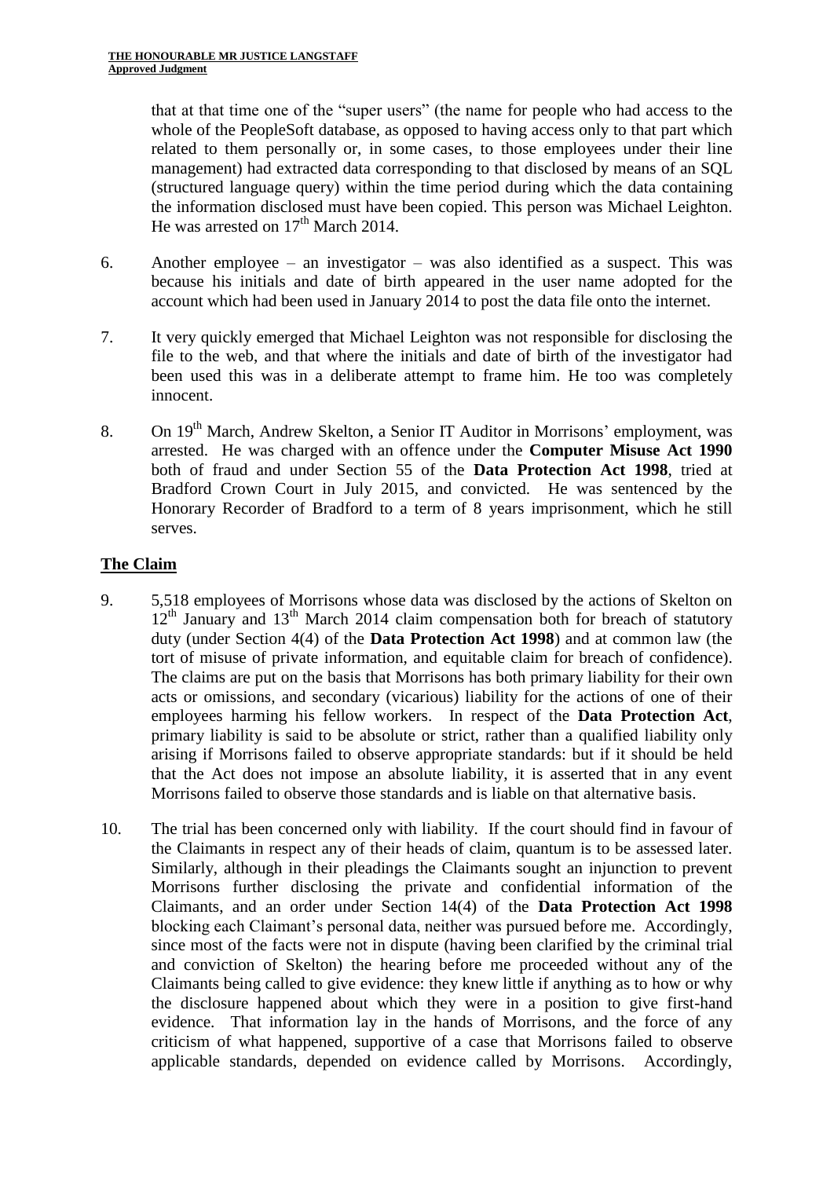that at that time one of the "super users" (the name for people who had access to the whole of the PeopleSoft database, as opposed to having access only to that part which related to them personally or, in some cases, to those employees under their line management) had extracted data corresponding to that disclosed by means of an SQL (structured language query) within the time period during which the data containing the information disclosed must have been copied. This person was Michael Leighton. He was arrested on 17th March 2014.

6. Another employee – an investigator – was also identified as a suspect. This was because his initials and date of birth appeared in the user name adopted for the account which had been used in January 2014 to post the data file onto the internet.

7. It very quickly emerged that Michael Leighton was not responsible for disclosing the file to the web, and that where the initials and date of birth of the investigator had been used this was in a deliberate attempt to frame him. He too was completely innocent.

8. On 19th March, Andrew Skelton, a Senior IT Auditor in Morrisons' employment, was arrested. He was charged with an offence under the **Computer Misuse Act 1990** both of fraud and under Section 55 of the **Data Protection Act 1998**, tried at Bradford Crown Court in July 2015, and convicted. He was sentenced by the Honorary Recorder of Bradford to a term of 8 years imprisonment, which he still serves.

## The Claim

9. 5,518 employees of Morrisons whose data was disclosed by the actions of Skelton on 12th January and 13th March 2014 claim compensation both for breach of statutory duty (under Section 4(4) of the **Data Protection Act 1998**) and at common law (the tort of misuse of private information, and equitable claim for breach of confidence). The claims are put on the basis that Morrisons has both primary liability for their own acts or omissions, and secondary (vicarious) liability for the actions of one of their employees harming his fellow workers. In respect of the **Data Protection Act**, primary liability is said to be absolute or strict, rather than a qualified liability only arising if Morrisons failed to observe appropriate standards: but if it should be held that the Act does not impose an absolute liability, it is asserted that in any event Morrisons failed to observe those standards and is liable on that alternative basis.

10. The trial has been concerned only with liability. If the court should find in favour of the Claimants in respect any of their heads of claim, quantum is to be assessed later. Similarly, although in their pleadings the Claimants sought an injunction to prevent Morrisons further disclosing the private and confidential information of the Claimants, and an order under Section 14(4) of the **Data Protection Act 1998** blocking each Claimant's personal data, neither was pursued before me. Accordingly, since most of the facts were not in dispute (having been clarified by the criminal trial and conviction of Skelton) the hearing before me proceeded without any of the Claimants being called to give evidence: they knew little if anything as to how or why the disclosure happened about which they were in a position to give first-hand evidence. That information lay in the hands of Morrisons, and the force of any criticism of what happened, supportive of a case that Morrisons failed to observe applicable standards, depended on evidence called by Morrisons. Accordingly,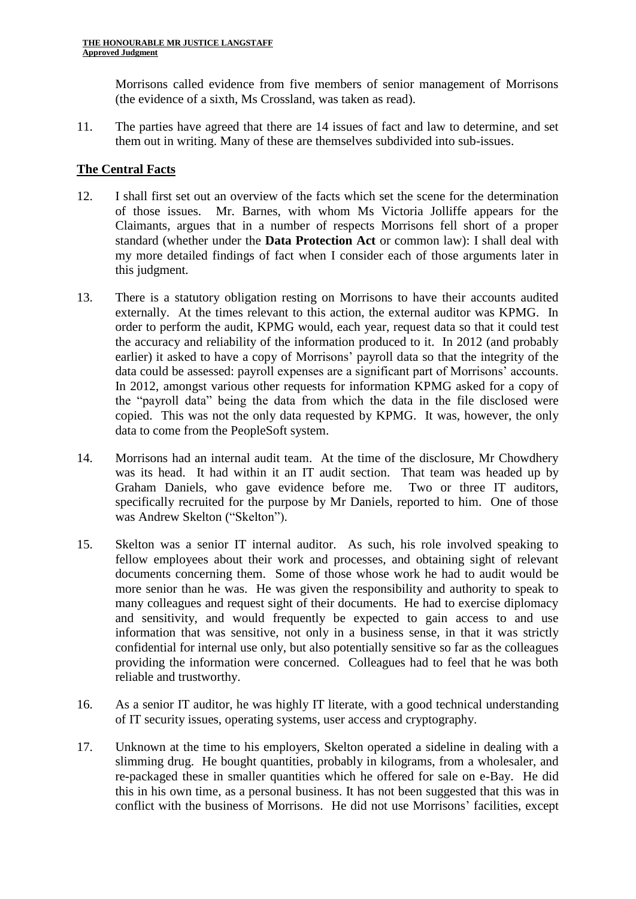Morrisons called evidence from five members of senior management of Morrisons (the evidence of a sixth, Ms Crossland, was taken as read).

11. The parties have agreed that there are 14 issues of fact and law to determine, and set them out in writing. Many of these are themselves subdivided into sub-issues.

## The Central Facts

12. I shall first set out an overview of the facts which set the scene for the determination of those issues. Mr. Barnes, with whom Ms Victoria Jolliffe appears for the Claimants, argues that in a number of respects Morrisons fell short of a proper standard (whether under the **Data Protection Act** or common law): I shall deal with my more detailed findings of fact when I consider each of those arguments later in this judgment.

13. There is a statutory obligation resting on Morrisons to have their accounts audited externally. At the times relevant to this action, the external auditor was KPMG. In order to perform the audit, KPMG would, each year, request data so that it could test the accuracy and reliability of the information produced to it. In 2012 (and probably earlier) it asked to have a copy of Morrisons' payroll data so that the integrity of the data could be assessed: payroll expenses are a significant part of Morrisons' accounts. In 2012, amongst various other requests for information KPMG asked for a copy of the "payroll data" being the data from which the data in the file disclosed were copied. This was not the only data requested by KPMG. It was, however, the only data to come from the PeopleSoft system.

14. Morrisons had an internal audit team. At the time of the disclosure, Mr Chowdhery was its head. It had within it an IT audit section. That team was headed up by Graham Daniels, who gave evidence before me. Two or three IT auditors, specifically recruited for the purpose by Mr Daniels, reported to him. One of those was Andrew Skelton ("Skelton").

15. Skelton was a senior IT internal auditor. As such, his role involved speaking to fellow employees about their work and processes, and obtaining sight of relevant documents concerning them. Some of those whose work he had to audit would be more senior than he was. He was given the responsibility and authority to speak to many colleagues and request sight of their documents. He had to exercise diplomacy and sensitivity, and would frequently be expected to gain access to and use information that was sensitive, not only in a business sense, in that it was strictly confidential for internal use only, but also potentially sensitive so far as the colleagues providing the information were concerned. Colleagues had to feel that he was both reliable and trustworthy.

16. As a senior IT auditor, he was highly IT literate, with a good technical understanding of IT security issues, operating systems, user access and cryptography.

17. Unknown at the time to his employers, Skelton operated a sideline in dealing with a slimming drug. He bought quantities, probably in kilograms, from a wholesaler, and re-packaged these in smaller quantities which he offered for sale on e-Bay. He did this in his own time, as a personal business. It has not been suggested that this was in conflict with the business of Morrisons. He did not use Morrisons' facilities, except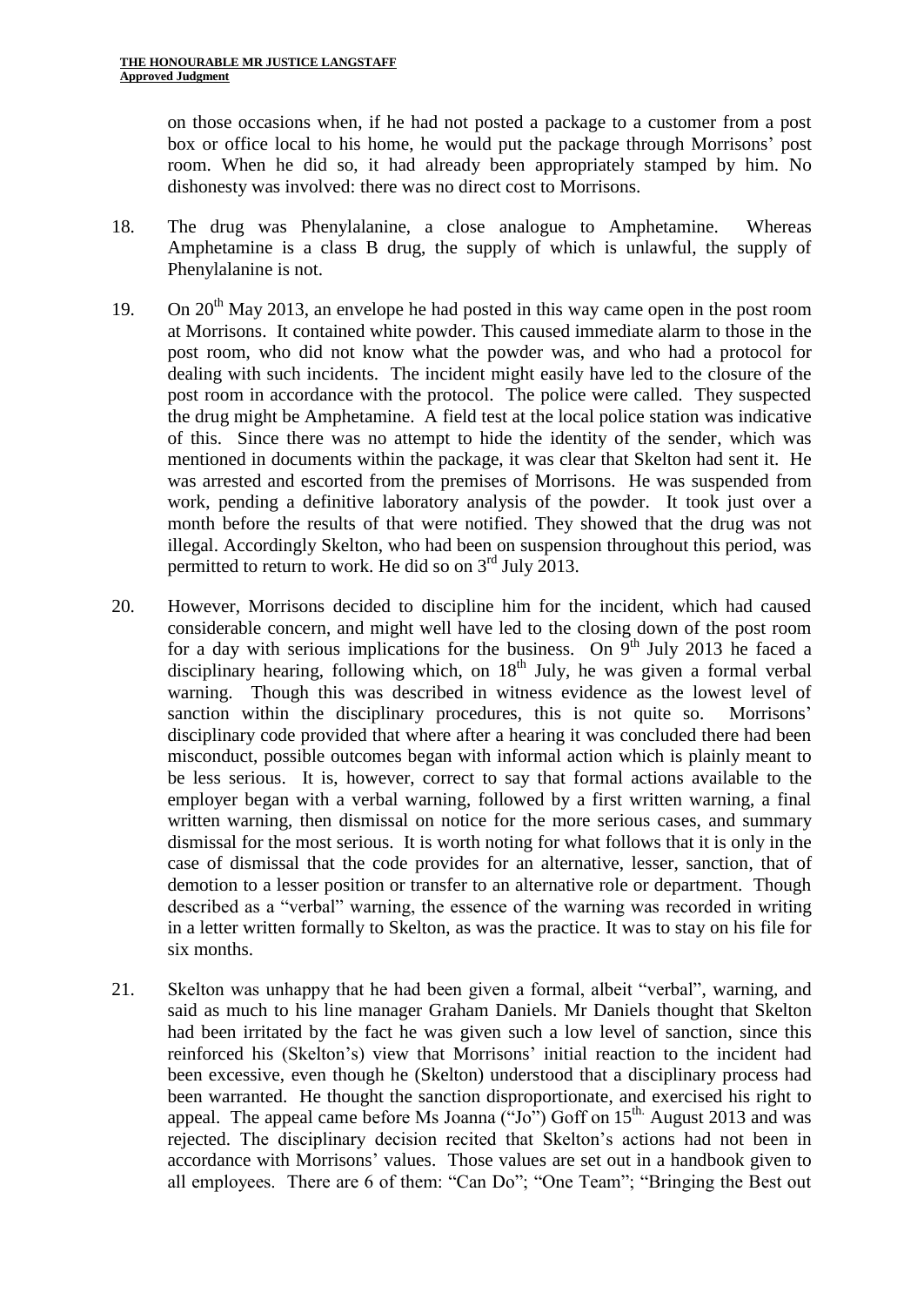on those occasions when, if he had not posted a package to a customer from a post box or office local to his home, he would put the package through Morrisons' post room. When he did so, it had already been appropriately stamped by him. No dishonesty was involved: there was no direct cost to Morrisons.

18. The drug was Phenylalanine, a close analogue to Amphetamine. Whereas Amphetamine is a class B drug, the supply of which is unlawful, the supply of Phenylalanine is not.

19. On 20th May 2013, an envelope he had posted in this way came open in the post room at Morrisons. It contained white powder. This caused immediate alarm to those in the post room, who did not know what the powder was, and who had a protocol for dealing with such incidents. The incident might easily have led to the closure of the post room in accordance with the protocol. The police were called. They suspected the drug might be Amphetamine. A field test at the local police station was indicative of this. Since there was no attempt to hide the identity of the sender, which was mentioned in documents within the package, it was clear that Skelton had sent it. He was arrested and escorted from the premises of Morrisons. He was suspended from work, pending a definitive laboratory analysis of the powder. It took just over a month before the results of that were notified. They showed that the drug was not illegal. Accordingly Skelton, who had been on suspension throughout this period, was permitted to return to work. He did so on 3rd July 2013.

20. However, Morrisons decided to discipline him for the incident, which had caused considerable concern, and might well have led to the closing down of the post room for a day with serious implications for the business. On 9th July 2013 he faced a disciplinary hearing, following which, on 18th July, he was given a formal verbal warning. Though this was described in witness evidence as the lowest level of sanction within the disciplinary procedures, this is not quite so. Morrisons' disciplinary code provided that where after a hearing it was concluded there had been misconduct, possible outcomes began with informal action which is plainly meant to be less serious. It is, however, correct to say that formal actions available to the employer began with a verbal warning, followed by a first written warning, a final written warning, then dismissal on notice for the more serious cases, and summary dismissal for the most serious. It is worth noting for what follows that it is only in the case of dismissal that the code provides for an alternative, lesser, sanction, that of demotion to a lesser position or transfer to an alternative role or department. Though described as a "verbal" warning, the essence of the warning was recorded in writing in a letter written formally to Skelton, as was the practice. It was to stay on his file for six months.

21. Skelton was unhappy that he had been given a formal, albeit "verbal", warning, and said as much to his line manager Graham Daniels. Mr Daniels thought that Skelton had been irritated by the fact he was given such a low level of sanction, since this reinforced his (Skelton's) view that Morrisons' initial reaction to the incident had been excessive, even though he (Skelton) understood that a disciplinary process had been warranted. He thought the sanction disproportionate, and exercised his right to appeal. The appeal came before Ms Joanna ("Jo") Goff on 15th August 2013 and was rejected. The disciplinary decision recited that Skelton's actions had not been in accordance with Morrisons' values. Those values are set out in a handbook given to all employees. There are 6 of them: "Can Do"; "One Team"; "Bringing the Best out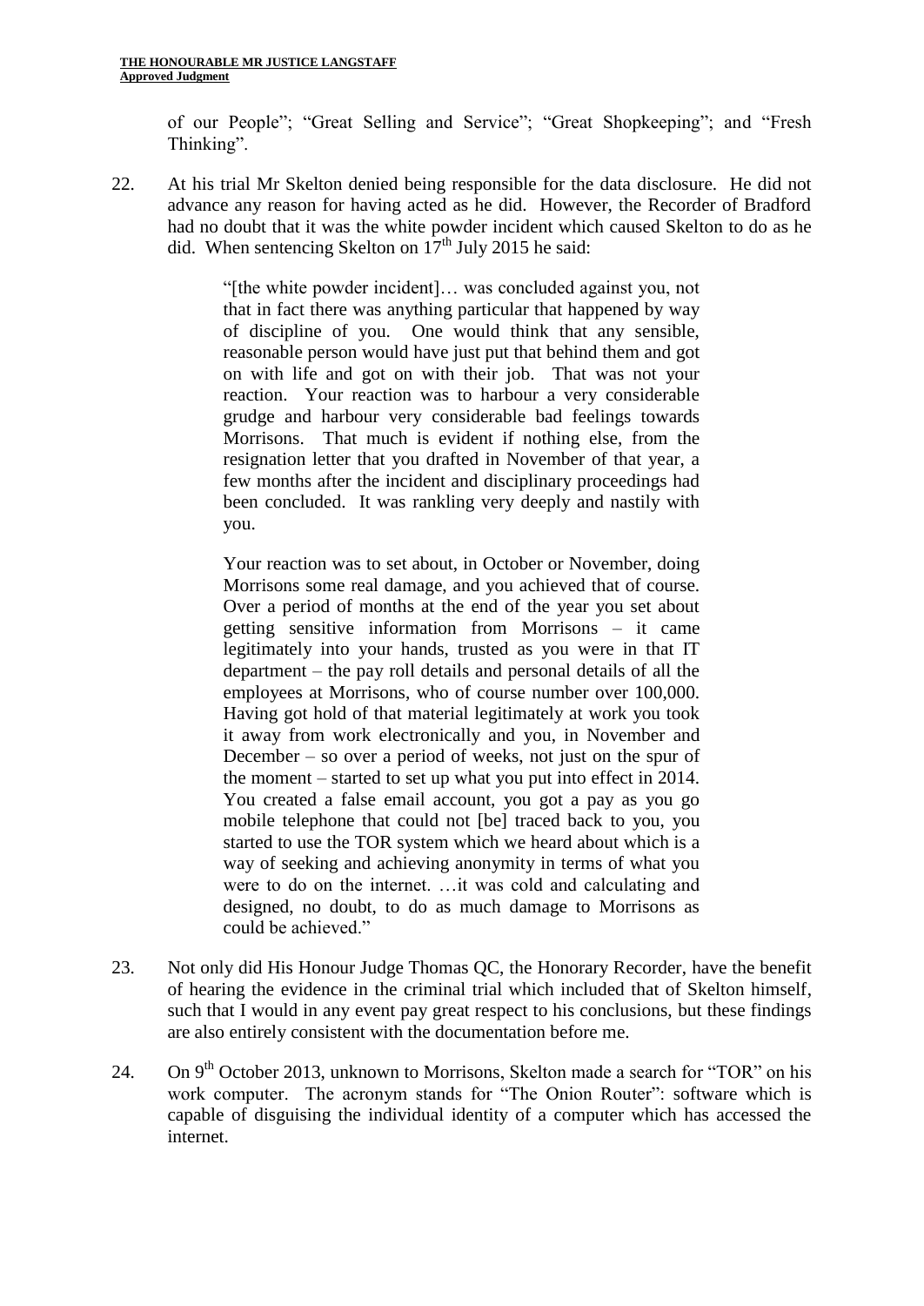of our People"; "Great Selling and Service"; "Great Shopkeeping"; and "Fresh Thinking".

22. At his trial Mr Skelton denied being responsible for the data disclosure. He did not advance any reason for having acted as he did. However, the Recorder of Bradford had no doubt that it was the white powder incident which caused Skelton to do as he did. When sentencing Skelton on 17th July 2015 he said:

> "[the white powder incident]… was concluded against you, not that in fact there was anything particular that happened by way of discipline of you. One would think that any sensible, reasonable person would have just put that behind them and got on with life and got on with their job. That was not your reaction. Your reaction was to harbour a very considerable grudge and harbour very considerable bad feelings towards Morrisons. That much is evident if nothing else, from the resignation letter that you drafted in November of that year, a few months after the incident and disciplinary proceedings had been concluded. It was rankling very deeply and nastily with you.
>
> Your reaction was to set about, in October or November, doing Morrisons some real damage, and you achieved that of course. Over a period of months at the end of the year you set about getting sensitive information from Morrisons – it came legitimately into your hands, trusted as you were in that IT department – the pay roll details and personal details of all the employees at Morrisons, who of course number over 100,000. Having got hold of that material legitimately at work you took it away from work electronically and you, in November and December – so over a period of weeks, not just on the spur of the moment – started to set up what you put into effect in 2014. You created a false email account, you got a pay as you go mobile telephone that could not [be] traced back to you, you started to use the TOR system which we heard about which is a way of seeking and achieving anonymity in terms of what you were to do on the internet. …it was cold and calculating and designed, no doubt, to do as much damage to Morrisons as could be achieved."

23. Not only did His Honour Judge Thomas QC, the Honorary Recorder, have the benefit of hearing the evidence in the criminal trial which included that of Skelton himself, such that I would in any event pay great respect to his conclusions, but these findings are also entirely consistent with the documentation before me.

24. On 9th October 2013, unknown to Morrisons, Skelton made a search for "TOR" on his work computer. The acronym stands for "The Onion Router": software which is capable of disguising the individual identity of a computer which has accessed the internet.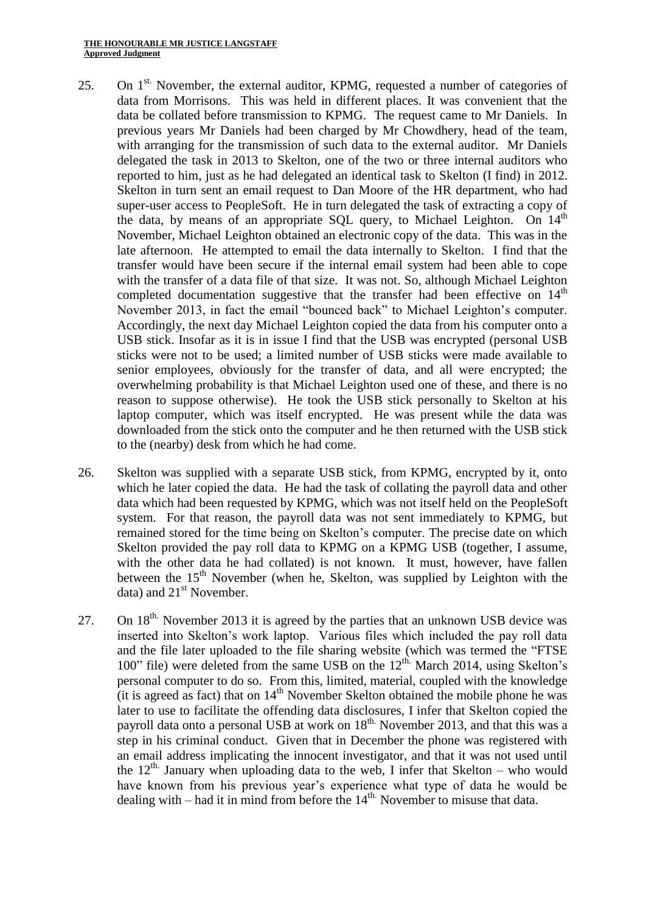25. On 1st November, the external auditor, KPMG, requested a number of categories of data from Morrisons. This was held in different places. It was convenient that the data be collated before transmission to KPMG. The request came to Mr Daniels. In previous years Mr Daniels had been charged by Mr Chowdhery, head of the team, with arranging for the transmission of such data to the external auditor. Mr Daniels delegated the task in 2013 to Skelton, one of the two or three internal auditors who reported to him, just as he had delegated an identical task to Skelton (I find) in 2012. Skelton in turn sent an email request to Dan Moore of the HR department, who had super-user access to PeopleSoft. He in turn delegated the task of extracting a copy of the data, by means of an appropriate SQL query, to Michael Leighton. On 14th November, Michael Leighton obtained an electronic copy of the data. This was in the late afternoon. He attempted to email the data internally to Skelton. I find that the transfer would have been secure if the internal email system had been able to cope with the transfer of a data file of that size. It was not. So, although Michael Leighton completed documentation suggestive that the transfer had been effective on 14th November 2013, in fact the email "bounced back" to Michael Leighton's computer. Accordingly, the next day Michael Leighton copied the data from his computer onto a USB stick. Insofar as it is in issue I find that the USB was encrypted (personal USB sticks were not to be used; a limited number of USB sticks were made available to senior employees, obviously for the transfer of data, and all were encrypted; the overwhelming probability is that Michael Leighton used one of these, and there is no reason to suppose otherwise). He took the USB stick personally to Skelton at his laptop computer, which was itself encrypted. He was present while the data was downloaded from the stick onto the computer and he then returned with the USB stick to the (nearby) desk from which he had come.

26. Skelton was supplied with a separate USB stick, from KPMG, encrypted by it, onto which he later copied the data. He had the task of collating the payroll data and other data which had been requested by KPMG, which was not itself held on the PeopleSoft system. For that reason, the payroll data was not sent immediately to KPMG, but remained stored for the time being on Skelton's computer. The precise date on which Skelton provided the pay roll data to KPMG on a KPMG USB (together, I assume, with the other data he had collated) is not known. It must, however, have fallen between the 15th November (when he, Skelton, was supplied by Leighton with the data) and 21st November.

27. On 18th November 2013 it is agreed by the parties that an unknown USB device was inserted into Skelton's work laptop. Various files which included the pay roll data and the file later uploaded to the file sharing website (which was termed the "FTSE 100" file) were deleted from the same USB on the 12th March 2014, using Skelton's personal computer to do so. From this, limited, material, coupled with the knowledge (it is agreed as fact) that on 14th November Skelton obtained the mobile phone he was later to use to facilitate the offending data disclosures, I infer that Skelton copied the payroll data onto a personal USB at work on 18th November 2013, and that this was a step in his criminal conduct. Given that in December the phone was registered with an email address implicating the innocent investigator, and that it was not used until the 12th January when uploading data to the web, I infer that Skelton – who would have known from his previous year's experience what type of data he would be dealing with – had it in mind from before the 14th November to misuse that data.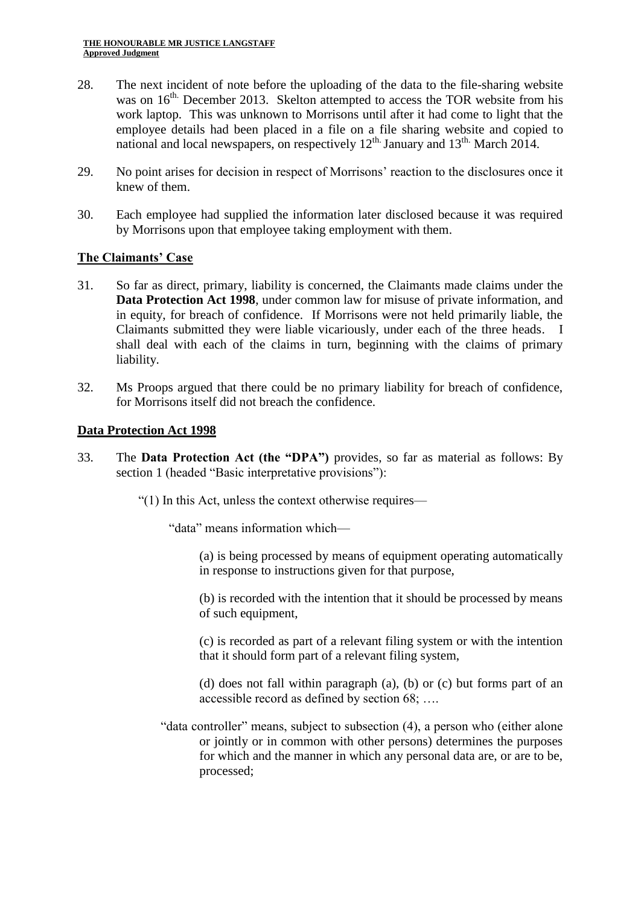28. The next incident of note before the uploading of the data to the file-sharing website was on 16th December 2013. Skelton attempted to access the TOR website from his work laptop. This was unknown to Morrisons until after it had come to light that the employee details had been placed in a file on a file sharing website and copied to national and local newspapers, on respectively 12th January and 13th March 2014.

29. No point arises for decision in respect of Morrisons' reaction to the disclosures once it knew of them.

30. Each employee had supplied the information later disclosed because it was required by Morrisons upon that employee taking employment with them.

## The Claimants' Case

31. So far as direct, primary, liability is concerned, the Claimants made claims under the **Data Protection Act 1998**, under common law for misuse of private information, and in equity, for breach of confidence. If Morrisons were not held primarily liable, the Claimants submitted they were liable vicariously, under each of the three heads. I shall deal with each of the claims in turn, beginning with the claims of primary liability.

32. Ms Proops argued that there could be no primary liability for breach of confidence, for Morrisons itself did not breach the confidence.

## Data Protection Act 1998

33. The **Data Protection Act (the "DPA")** provides, so far as material as follows: By section 1 (headed "Basic interpretative provisions"):

"(1) In this Act, unless the context otherwise requires—

"data" means information which—

(a) is being processed by means of equipment operating automatically in response to instructions given for that purpose,

(b) is recorded with the intention that it should be processed by means of such equipment,

(c) is recorded as part of a relevant filing system or with the intention that it should form part of a relevant filing system,

(d) does not fall within paragraph (a), (b) or (c) but forms part of an accessible record as defined by section 68; ….

"data controller" means, subject to subsection (4), a person who (either alone or jointly or in common with other persons) determines the purposes for which and the manner in which any personal data are, or are to be, processed;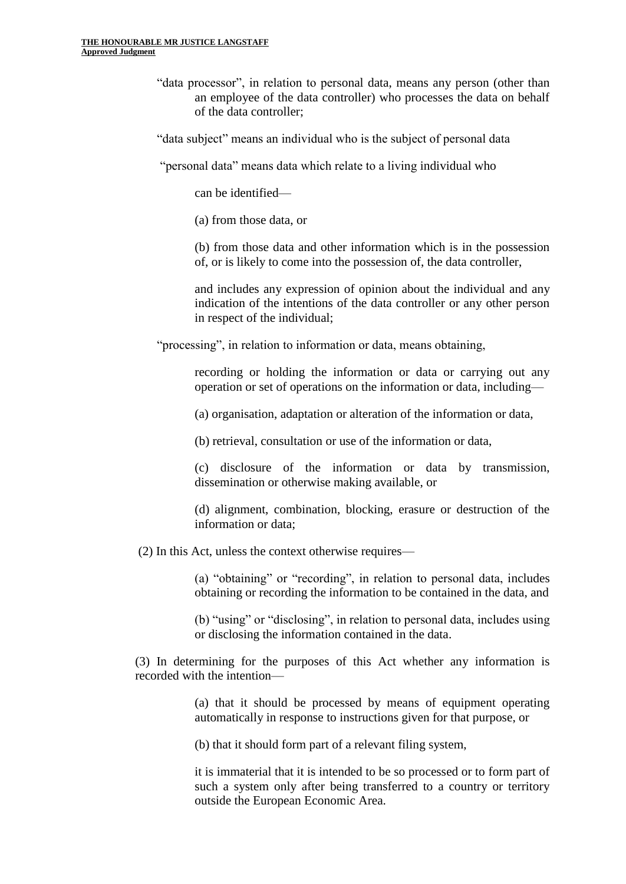"data processor", in relation to personal data, means any person (other than an employee of the data controller) who processes the data on behalf of the data controller;

"data subject" means an individual who is the subject of personal data

"personal data" means data which relate to a living individual who

can be identified—

(a) from those data, or

(b) from those data and other information which is in the possession of, or is likely to come into the possession of, the data controller,

and includes any expression of opinion about the individual and any indication of the intentions of the data controller or any other person in respect of the individual;

"processing", in relation to information or data, means obtaining,

recording or holding the information or data or carrying out any operation or set of operations on the information or data, including—

(a) organisation, adaptation or alteration of the information or data,

(b) retrieval, consultation or use of the information or data,

(c) disclosure of the information or data by transmission, dissemination or otherwise making available, or

(d) alignment, combination, blocking, erasure or destruction of the information or data;

(2) In this Act, unless the context otherwise requires—

(a) "obtaining" or "recording", in relation to personal data, includes obtaining or recording the information to be contained in the data, and

(b) "using" or "disclosing", in relation to personal data, includes using or disclosing the information contained in the data.

(3) In determining for the purposes of this Act whether any information is recorded with the intention—

(a) that it should be processed by means of equipment operating automatically in response to instructions given for that purpose, or

(b) that it should form part of a relevant filing system,

it is immaterial that it is intended to be so processed or to form part of such a system only after being transferred to a country or territory outside the European Economic Area.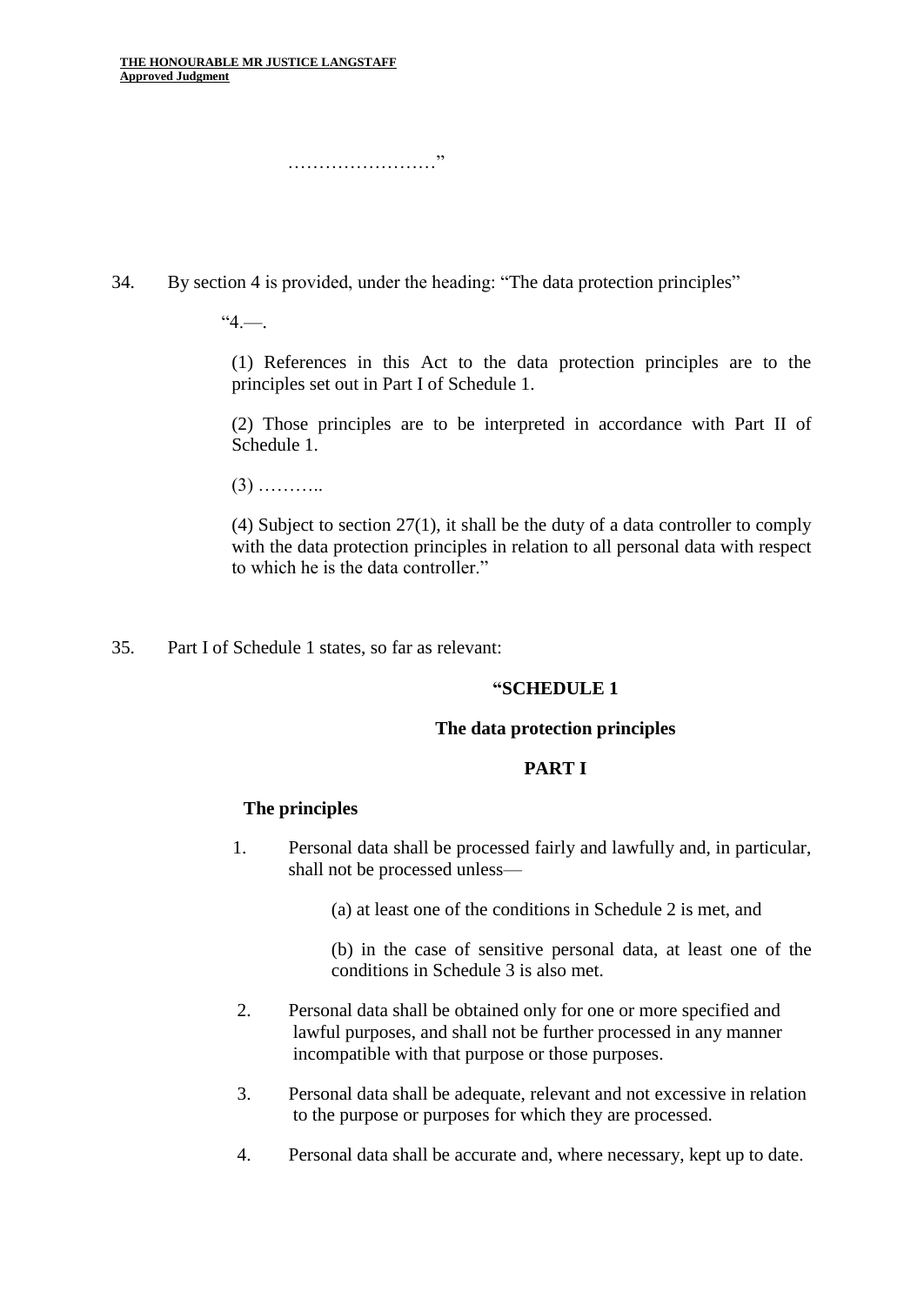……………………”

34. By section 4 is provided, under the heading: “The data protection principles”

> “4.—.
>
> (1) References in this Act to the data protection principles are to the principles set out in Part I of Schedule 1.
>
> (2) Those principles are to be interpreted in accordance with Part II of Schedule 1.
>
> (3) ………..
>
> (4) Subject to section 27(1), it shall be the duty of a data controller to comply with the data protection principles in relation to all personal data with respect to which he is the data controller.”

35. Part I of Schedule 1 states, so far as relevant:

> **“SCHEDULE 1**
>
> **The data protection principles**
>
> **PART I**
>
> **The principles**
>
> 1. Personal data shall be processed fairly and lawfully and, in particular, shall not be processed unless—
>
>    (a) at least one of the conditions in Schedule 2 is met, and
>
>    (b) in the case of sensitive personal data, at least one of the conditions in Schedule 3 is also met.
>
> 2. Personal data shall be obtained only for one or more specified and lawful purposes, and shall not be further processed in any manner incompatible with that purpose or those purposes.
>
> 3. Personal data shall be adequate, relevant and not excessive in relation to the purpose or purposes for which they are processed.
>
> 4. Personal data shall be accurate and, where necessary, kept up to date.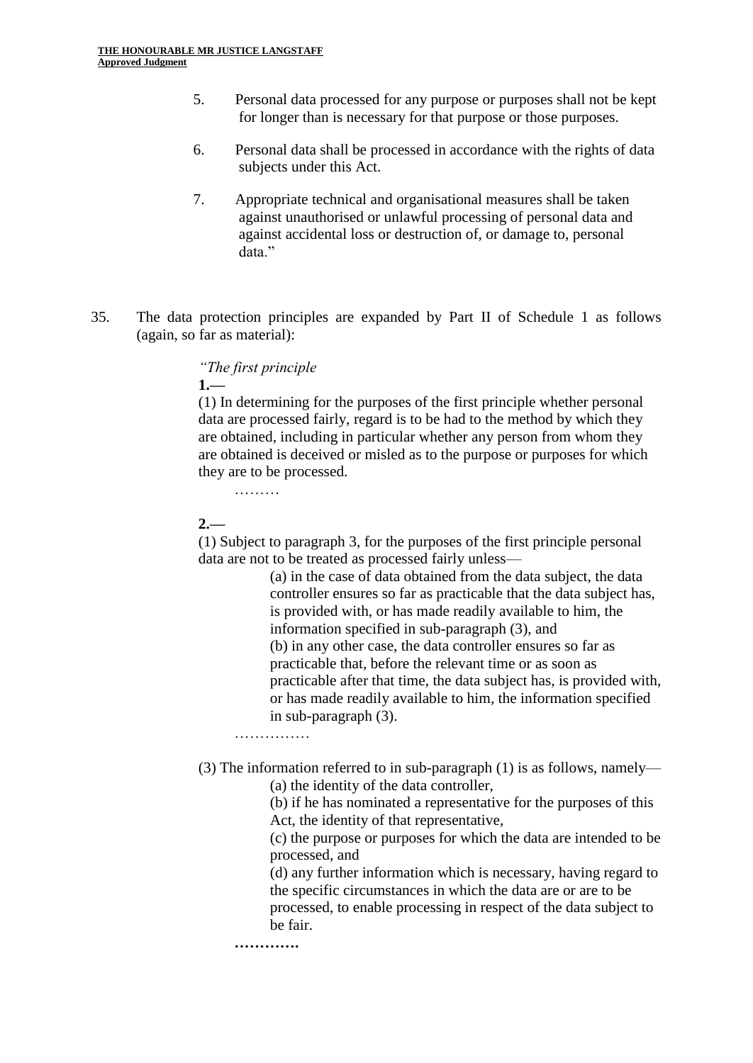> 5. Personal data processed for any purpose or purposes shall not be kept for longer than is necessary for that purpose or those purposes.
>
> 6. Personal data shall be processed in accordance with the rights of data subjects under this Act.
>
> 7. Appropriate technical and organisational measures shall be taken against unauthorised or unlawful processing of personal data and against accidental loss or destruction of, or damage to, personal data."

35. The data protection principles are expanded by Part II of Schedule 1 as follows (again, so far as material):

> *"The first principle*
>
> **1.—**
>
> (1) In determining for the purposes of the first principle whether personal data are processed fairly, regard is to be had to the method by which they are obtained, including in particular whether any person from whom they are obtained is deceived or misled as to the purpose or purposes for which they are to be processed.
>
> ………
>
> **2.—**
>
> (1) Subject to paragraph 3, for the purposes of the first principle personal data are not to be treated as processed fairly unless—
>
> > (a) in the case of data obtained from the data subject, the data controller ensures so far as practicable that the data subject has, is provided with, or has made readily available to him, the information specified in sub-paragraph (3), and
> >
> > (b) in any other case, the data controller ensures so far as practicable that, before the relevant time or as soon as practicable after that time, the data subject has, is provided with, or has made readily available to him, the information specified in sub-paragraph (3).
>
> ……………
>
> (3) The information referred to in sub-paragraph (1) is as follows, namely—
>
> > (a) the identity of the data controller,
> >
> > (b) if he has nominated a representative for the purposes of this Act, the identity of that representative,
> >
> > (c) the purpose or purposes for which the data are intended to be processed, and
> >
> > (d) any further information which is necessary, having regard to the specific circumstances in which the data are or are to be processed, to enable processing in respect of the data subject to be fair.
>
> **…………**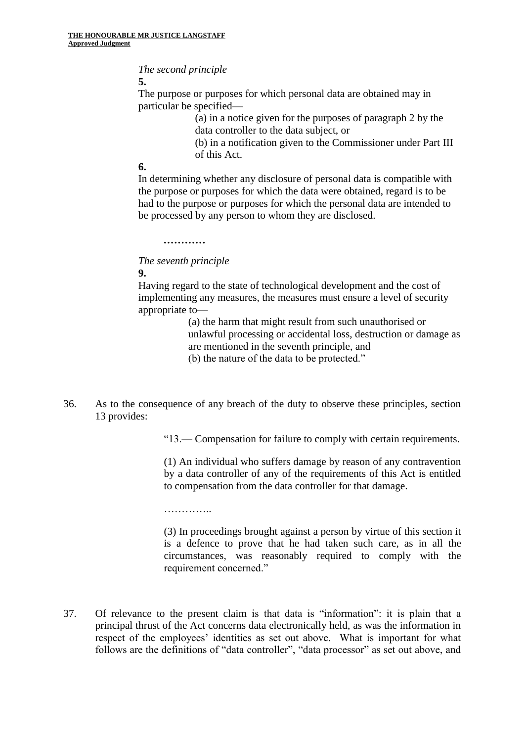*The second principle*

**5.**

The purpose or purposes for which personal data are obtained may in particular be specified—

(a) in a notice given for the purposes of paragraph 2 by the data controller to the data subject, or

(b) in a notification given to the Commissioner under Part III of this Act.

**6.**

In determining whether any disclosure of personal data is compatible with the purpose or purposes for which the data were obtained, regard is to be had to the purpose or purposes for which the personal data are intended to be processed by any person to whom they are disclosed.

**…………**

*The seventh principle*

**9.**

Having regard to the state of technological development and the cost of implementing any measures, the measures must ensure a level of security appropriate to—

(a) the harm that might result from such unauthorised or unlawful processing or accidental loss, destruction or damage as are mentioned in the seventh principle, and

(b) the nature of the data to be protected."

36. As to the consequence of any breach of the duty to observe these principles, section 13 provides:

> "13.— Compensation for failure to comply with certain requirements.
>
> (1) An individual who suffers damage by reason of any contravention by a data controller of any of the requirements of this Act is entitled to compensation from the data controller for that damage.
>
> …………..
>
> (3) In proceedings brought against a person by virtue of this section it is a defence to prove that he had taken such care, as in all the circumstances, was reasonably required to comply with the requirement concerned."

37. Of relevance to the present claim is that data is "information": it is plain that a principal thrust of the Act concerns data electronically held, as was the information in respect of the employees' identities as set out above. What is important for what follows are the definitions of "data controller", "data processor" as set out above, and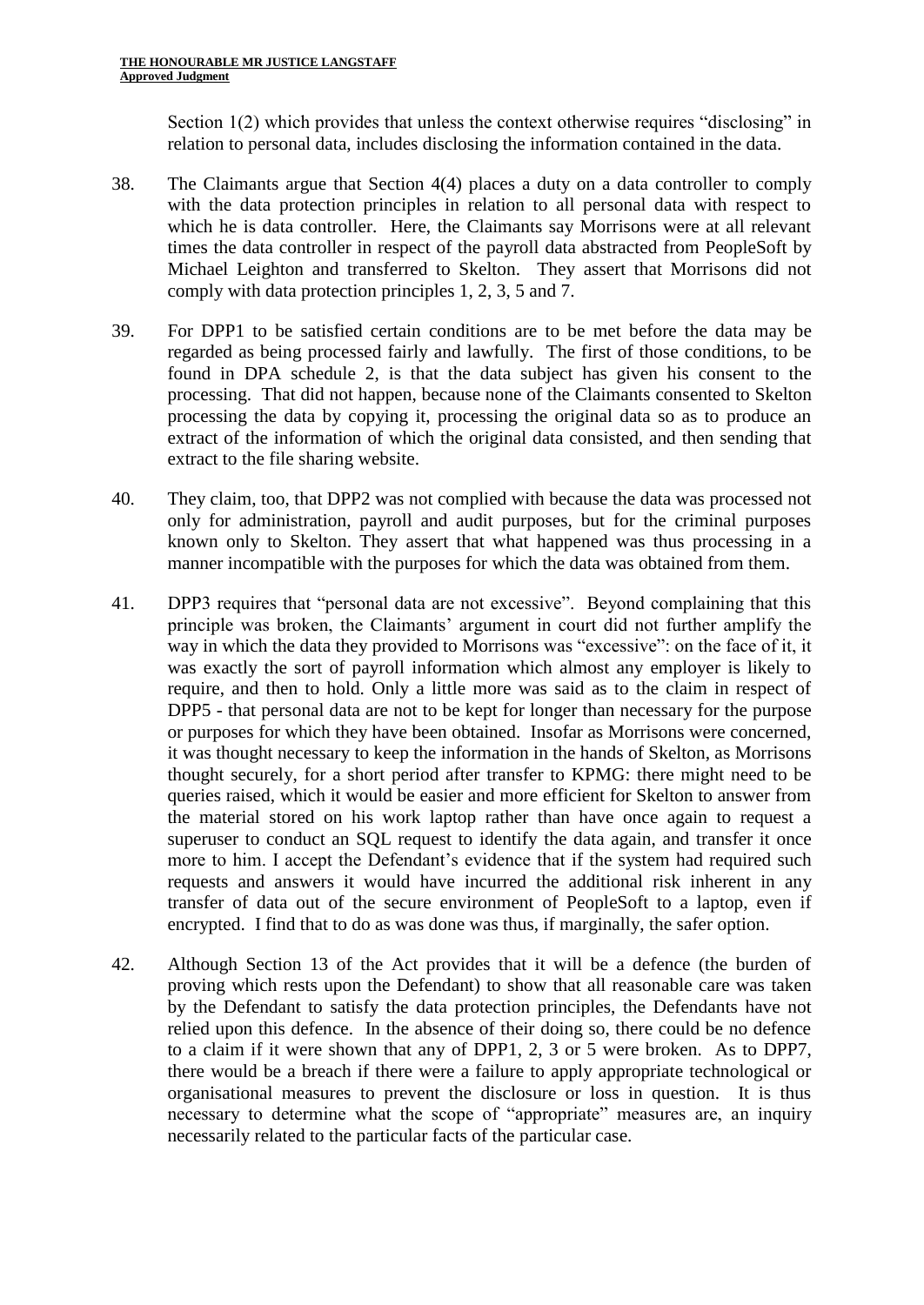Section 1(2) which provides that unless the context otherwise requires "disclosing" in relation to personal data, includes disclosing the information contained in the data.

38. The Claimants argue that Section 4(4) places a duty on a data controller to comply with the data protection principles in relation to all personal data with respect to which he is data controller. Here, the Claimants say Morrisons were at all relevant times the data controller in respect of the payroll data abstracted from PeopleSoft by Michael Leighton and transferred to Skelton. They assert that Morrisons did not comply with data protection principles 1, 2, 3, 5 and 7.

39. For DPP1 to be satisfied certain conditions are to be met before the data may be regarded as being processed fairly and lawfully. The first of those conditions, to be found in DPA schedule 2, is that the data subject has given his consent to the processing. That did not happen, because none of the Claimants consented to Skelton processing the data by copying it, processing the original data so as to produce an extract of the information of which the original data consisted, and then sending that extract to the file sharing website.

40. They claim, too, that DPP2 was not complied with because the data was processed not only for administration, payroll and audit purposes, but for the criminal purposes known only to Skelton. They assert that what happened was thus processing in a manner incompatible with the purposes for which the data was obtained from them.

41. DPP3 requires that "personal data are not excessive". Beyond complaining that this principle was broken, the Claimants' argument in court did not further amplify the way in which the data they provided to Morrisons was "excessive": on the face of it, it was exactly the sort of payroll information which almost any employer is likely to require, and then to hold. Only a little more was said as to the claim in respect of DPP5 - that personal data are not to be kept for longer than necessary for the purpose or purposes for which they have been obtained. Insofar as Morrisons were concerned, it was thought necessary to keep the information in the hands of Skelton, as Morrisons thought securely, for a short period after transfer to KPMG: there might need to be queries raised, which it would be easier and more efficient for Skelton to answer from the material stored on his work laptop rather than have once again to request a superuser to conduct an SQL request to identify the data again, and transfer it once more to him. I accept the Defendant's evidence that if the system had required such requests and answers it would have incurred the additional risk inherent in any transfer of data out of the secure environment of PeopleSoft to a laptop, even if encrypted. I find that to do as was done was thus, if marginally, the safer option.

42. Although Section 13 of the Act provides that it will be a defence (the burden of proving which rests upon the Defendant) to show that all reasonable care was taken by the Defendant to satisfy the data protection principles, the Defendants have not relied upon this defence. In the absence of their doing so, there could be no defence to a claim if it were shown that any of DPP1, 2, 3 or 5 were broken. As to DPP7, there would be a breach if there were a failure to apply appropriate technological or organisational measures to prevent the disclosure or loss in question. It is thus necessary to determine what the scope of "appropriate" measures are, an inquiry necessarily related to the particular facts of the particular case.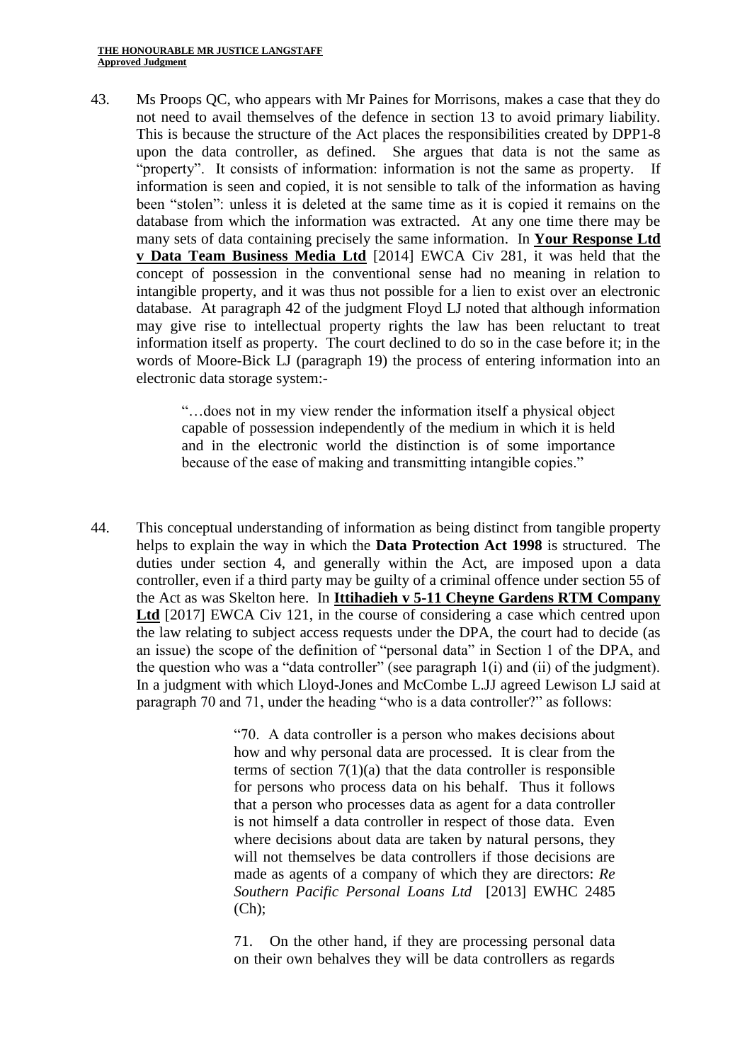43. Ms Proops QC, who appears with Mr Paines for Morrisons, makes a case that they do not need to avail themselves of the defence in section 13 to avoid primary liability. This is because the structure of the Act places the responsibilities created by DPP1-8 upon the data controller, as defined. She argues that data is not the same as "property". It consists of information: information is not the same as property. If information is seen and copied, it is not sensible to talk of the information as having been "stolen": unless it is deleted at the same time as it is copied it remains on the database from which the information was extracted. At any one time there may be many sets of data containing precisely the same information. In **Your Response Ltd v Data Team Business Media Ltd** [2014] EWCA Civ 281, it was held that the concept of possession in the conventional sense had no meaning in relation to intangible property, and it was thus not possible for a lien to exist over an electronic database. At paragraph 42 of the judgment Floyd LJ noted that although information may give rise to intellectual property rights the law has been reluctant to treat information itself as property. The court declined to do so in the case before it; in the words of Moore-Bick LJ (paragraph 19) the process of entering information into an electronic data storage system:-

> "…does not in my view render the information itself a physical object capable of possession independently of the medium in which it is held and in the electronic world the distinction is of some importance because of the ease of making and transmitting intangible copies."

44. This conceptual understanding of information as being distinct from tangible property helps to explain the way in which the **Data Protection Act 1998** is structured. The duties under section 4, and generally within the Act, are imposed upon a data controller, even if a third party may be guilty of a criminal offence under section 55 of the Act as was Skelton here. In **Ittihadieh v 5-11 Cheyne Gardens RTM Company Ltd** [2017] EWCA Civ 121, in the course of considering a case which centred upon the law relating to subject access requests under the DPA, the court had to decide (as an issue) the scope of the definition of "personal data" in Section 1 of the DPA, and the question who was a "data controller" (see paragraph 1(i) and (ii) of the judgment). In a judgment with which Lloyd-Jones and McCombe L.JJ agreed Lewison LJ said at paragraph 70 and 71, under the heading "who is a data controller?" as follows:

> "70. A data controller is a person who makes decisions about how and why personal data are processed. It is clear from the terms of section 7(1)(a) that the data controller is responsible for persons who process data on his behalf. Thus it follows that a person who processes data as agent for a data controller is not himself a data controller in respect of those data. Even where decisions about data are taken by natural persons, they will not themselves be data controllers if those decisions are made as agents of a company of which they are directors: *Re Southern Pacific Personal Loans Ltd* [2013] EWHC 2485 (Ch);
>
> 71. On the other hand, if they are processing personal data on their own behalves they will be data controllers as regards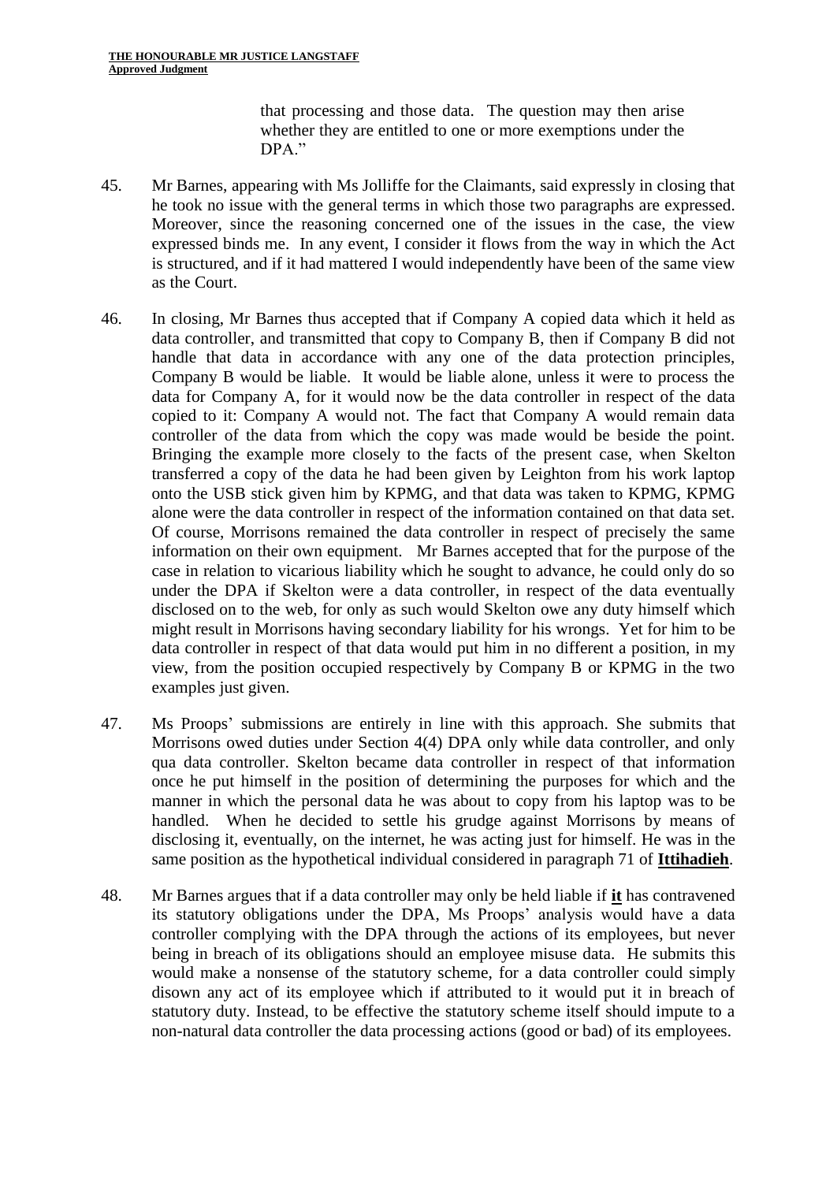that processing and those data. The question may then arise whether they are entitled to one or more exemptions under the DPA."

45. Mr Barnes, appearing with Ms Jolliffe for the Claimants, said expressly in closing that he took no issue with the general terms in which those two paragraphs are expressed. Moreover, since the reasoning concerned one of the issues in the case, the view expressed binds me. In any event, I consider it flows from the way in which the Act is structured, and if it had mattered I would independently have been of the same view as the Court.

46. In closing, Mr Barnes thus accepted that if Company A copied data which it held as data controller, and transmitted that copy to Company B, then if Company B did not handle that data in accordance with any one of the data protection principles, Company B would be liable. It would be liable alone, unless it were to process the data for Company A, for it would now be the data controller in respect of the data copied to it: Company A would not. The fact that Company A would remain data controller of the data from which the copy was made would be beside the point. Bringing the example more closely to the facts of the present case, when Skelton transferred a copy of the data he had been given by Leighton from his work laptop onto the USB stick given him by KPMG, and that data was taken to KPMG, KPMG alone were the data controller in respect of the information contained on that data set. Of course, Morrisons remained the data controller in respect of precisely the same information on their own equipment. Mr Barnes accepted that for the purpose of the case in relation to vicarious liability which he sought to advance, he could only do so under the DPA if Skelton were a data controller, in respect of the data eventually disclosed on to the web, for only as such would Skelton owe any duty himself which might result in Morrisons having secondary liability for his wrongs. Yet for him to be data controller in respect of that data would put him in no different a position, in my view, from the position occupied respectively by Company B or KPMG in the two examples just given.

47. Ms Proops' submissions are entirely in line with this approach. She submits that Morrisons owed duties under Section 4(4) DPA only while data controller, and only qua data controller. Skelton became data controller in respect of that information once he put himself in the position of determining the purposes for which and the manner in which the personal data he was about to copy from his laptop was to be handled. When he decided to settle his grudge against Morrisons by means of disclosing it, eventually, on the internet, he was acting just for himself. He was in the same position as the hypothetical individual considered in paragraph 71 of **<u>Ittihadieh</u>**.

48. Mr Barnes argues that if a data controller may only be held liable if **<u>it</u>** has contravened its statutory obligations under the DPA, Ms Proops' analysis would have a data controller complying with the DPA through the actions of its employees, but never being in breach of its obligations should an employee misuse data. He submits this would make a nonsense of the statutory scheme, for a data controller could simply disown any act of its employee which if attributed to it would put it in breach of statutory duty. Instead, to be effective the statutory scheme itself should impute to a non-natural data controller the data processing actions (good or bad) of its employees.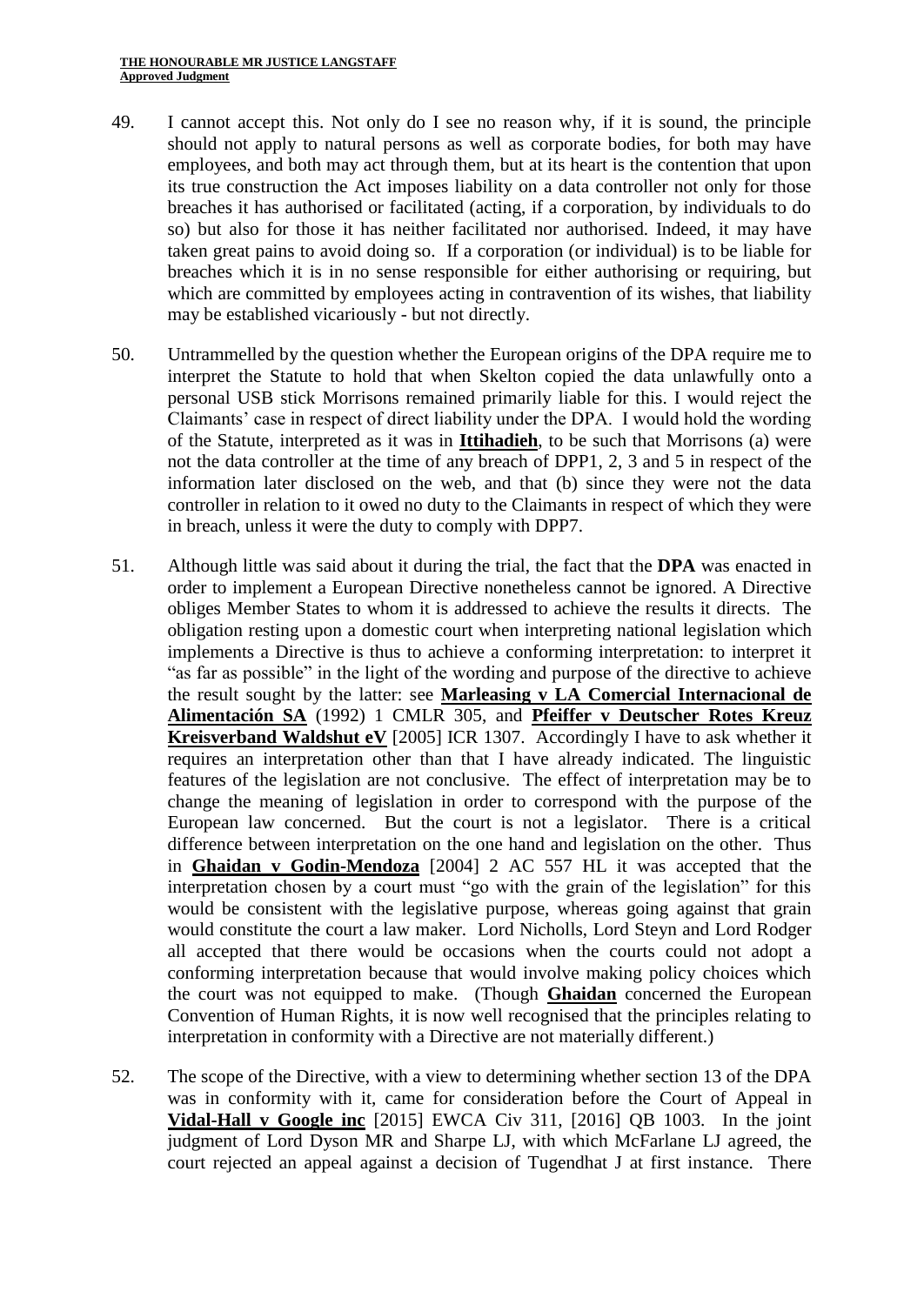49. I cannot accept this. Not only do I see no reason why, if it is sound, the principle should not apply to natural persons as well as corporate bodies, for both may have employees, and both may act through them, but at its heart is the contention that upon its true construction the Act imposes liability on a data controller not only for those breaches it has authorised or facilitated (acting, if a corporation, by individuals to do so) but also for those it has neither facilitated nor authorised. Indeed, it may have taken great pains to avoid doing so. If a corporation (or individual) is to be liable for breaches which it is in no sense responsible for either authorising or requiring, but which are committed by employees acting in contravention of its wishes, that liability may be established vicariously - but not directly.

50. Untrammelled by the question whether the European origins of the DPA require me to interpret the Statute to hold that when Skelton copied the data unlawfully onto a personal USB stick Morrisons remained primarily liable for this. I would reject the Claimants' case in respect of direct liability under the DPA. I would hold the wording of the Statute, interpreted as it was in **Ittihadieh**, to be such that Morrisons (a) were not the data controller at the time of any breach of DPP1, 2, 3 and 5 in respect of the information later disclosed on the web, and that (b) since they were not the data controller in relation to it owed no duty to the Claimants in respect of which they were in breach, unless it were the duty to comply with DPP7.

51. Although little was said about it during the trial, the fact that the **DPA** was enacted in order to implement a European Directive nonetheless cannot be ignored. A Directive obliges Member States to whom it is addressed to achieve the results it directs. The obligation resting upon a domestic court when interpreting national legislation which implements a Directive is thus to achieve a conforming interpretation: to interpret it "as far as possible" in the light of the wording and purpose of the directive to achieve the result sought by the latter: see **Marleasing v LA Comercial Internacional de Alimentación SA** (1992) 1 CMLR 305, and **Pfeiffer v Deutscher Rotes Kreuz Kreisverband Waldshut eV** [2005] ICR 1307. Accordingly I have to ask whether it requires an interpretation other than that I have already indicated. The linguistic features of the legislation are not conclusive. The effect of interpretation may be to change the meaning of legislation in order to correspond with the purpose of the European law concerned. But the court is not a legislator. There is a critical difference between interpretation on the one hand and legislation on the other. Thus in **Ghaidan v Godin-Mendoza** [2004] 2 AC 557 HL it was accepted that the interpretation chosen by a court must "go with the grain of the legislation" for this would be consistent with the legislative purpose, whereas going against that grain would constitute the court a law maker. Lord Nicholls, Lord Steyn and Lord Rodger all accepted that there would be occasions when the courts could not adopt a conforming interpretation because that would involve making policy choices which the court was not equipped to make. (Though **Ghaidan** concerned the European Convention of Human Rights, it is now well recognised that the principles relating to interpretation in conformity with a Directive are not materially different.)

52. The scope of the Directive, with a view to determining whether section 13 of the DPA was in conformity with it, came for consideration before the Court of Appeal in **Vidal-Hall v Google inc** [2015] EWCA Civ 311, [2016] QB 1003. In the joint judgment of Lord Dyson MR and Sharpe LJ, with which McFarlane LJ agreed, the court rejected an appeal against a decision of Tugendhat J at first instance. There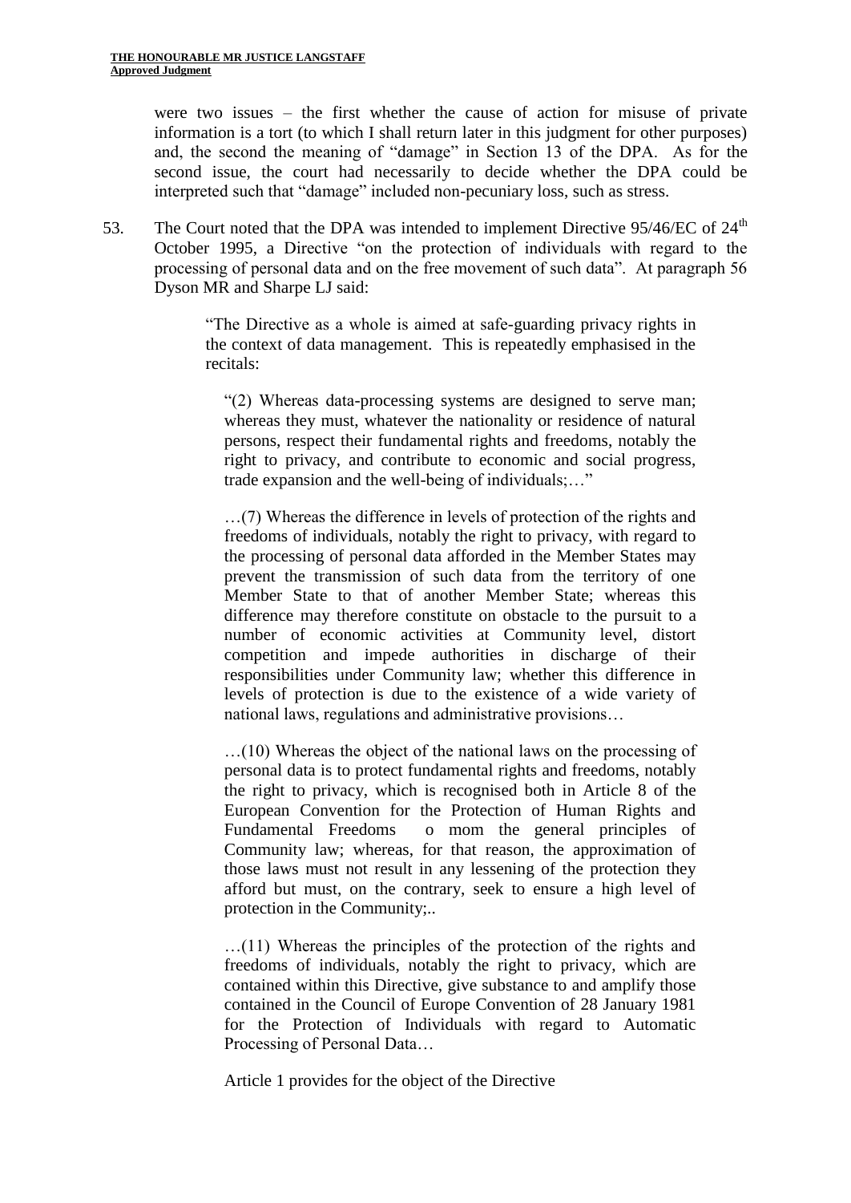were two issues – the first whether the cause of action for misuse of private information is a tort (to which I shall return later in this judgment for other purposes) and, the second the meaning of "damage" in Section 13 of the DPA. As for the second issue, the court had necessarily to decide whether the DPA could be interpreted such that "damage" included non-pecuniary loss, such as stress.

53. The Court noted that the DPA was intended to implement Directive 95/46/EC of 24th October 1995, a Directive "on the protection of individuals with regard to the processing of personal data and on the free movement of such data". At paragraph 56 Dyson MR and Sharpe LJ said:

> "The Directive as a whole is aimed at safe-guarding privacy rights in the context of data management. This is repeatedly emphasised in the recitals:
>
> "(2) Whereas data-processing systems are designed to serve man; whereas they must, whatever the nationality or residence of natural persons, respect their fundamental rights and freedoms, notably the right to privacy, and contribute to economic and social progress, trade expansion and the well-being of individuals;…"
>
> …(7) Whereas the difference in levels of protection of the rights and freedoms of individuals, notably the right to privacy, with regard to the processing of personal data afforded in the Member States may prevent the transmission of such data from the territory of one Member State to that of another Member State; whereas this difference may therefore constitute on obstacle to the pursuit to a number of economic activities at Community level, distort competition and impede authorities in discharge of their responsibilities under Community law; whether this difference in levels of protection is due to the existence of a wide variety of national laws, regulations and administrative provisions…
>
> …(10) Whereas the object of the national laws on the processing of personal data is to protect fundamental rights and freedoms, notably the right to privacy, which is recognised both in Article 8 of the European Convention for the Protection of Human Rights and Fundamental Freedoms o mom the general principles of Community law; whereas, for that reason, the approximation of those laws must not result in any lessening of the protection they afford but must, on the contrary, seek to ensure a high level of protection in the Community;..
>
> …(11) Whereas the principles of the protection of the rights and freedoms of individuals, notably the right to privacy, which are contained within this Directive, give substance to and amplify those contained in the Council of Europe Convention of 28 January 1981 for the Protection of Individuals with regard to Automatic Processing of Personal Data…
>
> Article 1 provides for the object of the Directive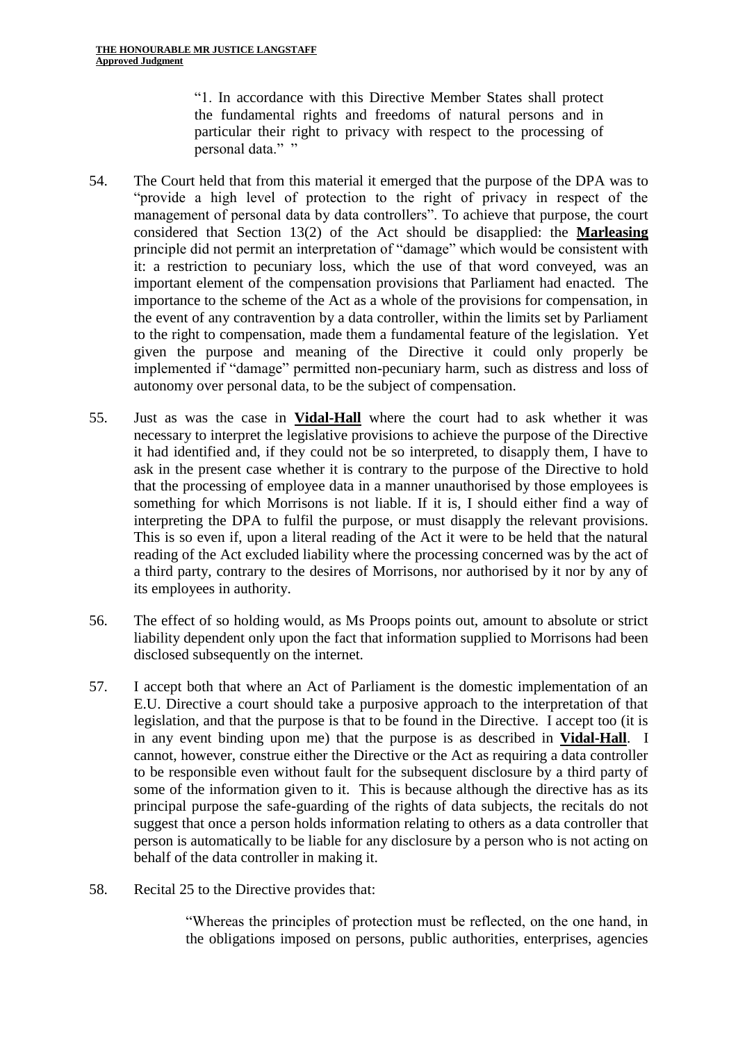> "1. In accordance with this Directive Member States shall protect the fundamental rights and freedoms of natural persons and in particular their right to privacy with respect to the processing of personal data." "

54. The Court held that from this material it emerged that the purpose of the DPA was to "provide a high level of protection to the right of privacy in respect of the management of personal data by data controllers". To achieve that purpose, the court considered that Section 13(2) of the Act should be disapplied: the **Marleasing** principle did not permit an interpretation of "damage" which would be consistent with it: a restriction to pecuniary loss, which the use of that word conveyed, was an important element of the compensation provisions that Parliament had enacted. The importance to the scheme of the Act as a whole of the provisions for compensation, in the event of any contravention by a data controller, within the limits set by Parliament to the right to compensation, made them a fundamental feature of the legislation. Yet given the purpose and meaning of the Directive it could only properly be implemented if "damage" permitted non-pecuniary harm, such as distress and loss of autonomy over personal data, to be the subject of compensation.

55. Just as was the case in **Vidal-Hall** where the court had to ask whether it was necessary to interpret the legislative provisions to achieve the purpose of the Directive it had identified and, if they could not be so interpreted, to disapply them, I have to ask in the present case whether it is contrary to the purpose of the Directive to hold that the processing of employee data in a manner unauthorised by those employees is something for which Morrisons is not liable. If it is, I should either find a way of interpreting the DPA to fulfil the purpose, or must disapply the relevant provisions. This is so even if, upon a literal reading of the Act it were to be held that the natural reading of the Act excluded liability where the processing concerned was by the act of a third party, contrary to the desires of Morrisons, nor authorised by it nor by any of its employees in authority.

56. The effect of so holding would, as Ms Proops points out, amount to absolute or strict liability dependent only upon the fact that information supplied to Morrisons had been disclosed subsequently on the internet.

57. I accept both that where an Act of Parliament is the domestic implementation of an E.U. Directive a court should take a purposive approach to the interpretation of that legislation, and that the purpose is that to be found in the Directive. I accept too (it is in any event binding upon me) that the purpose is as described in **Vidal-Hall**. I cannot, however, construe either the Directive or the Act as requiring a data controller to be responsible even without fault for the subsequent disclosure by a third party of some of the information given to it. This is because although the directive has as its principal purpose the safe-guarding of the rights of data subjects, the recitals do not suggest that once a person holds information relating to others as a data controller that person is automatically to be liable for any disclosure by a person who is not acting on behalf of the data controller in making it.

58. Recital 25 to the Directive provides that:

> "Whereas the principles of protection must be reflected, on the one hand, in the obligations imposed on persons, public authorities, enterprises, agencies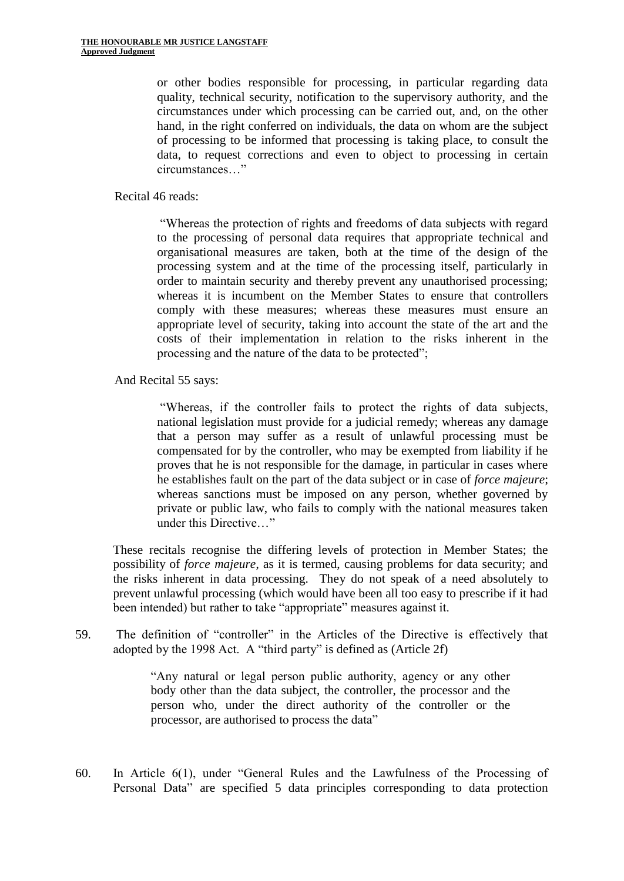> or other bodies responsible for processing, in particular regarding data quality, technical security, notification to the supervisory authority, and the circumstances under which processing can be carried out, and, on the other hand, in the right conferred on individuals, the data on whom are the subject of processing to be informed that processing is taking place, to consult the data, to request corrections and even to object to processing in certain circumstances…"

Recital 46 reads:

> "Whereas the protection of rights and freedoms of data subjects with regard to the processing of personal data requires that appropriate technical and organisational measures are taken, both at the time of the design of the processing system and at the time of the processing itself, particularly in order to maintain security and thereby prevent any unauthorised processing; whereas it is incumbent on the Member States to ensure that controllers comply with these measures; whereas these measures must ensure an appropriate level of security, taking into account the state of the art and the costs of their implementation in relation to the risks inherent in the processing and the nature of the data to be protected";

And Recital 55 says:

> "Whereas, if the controller fails to protect the rights of data subjects, national legislation must provide for a judicial remedy; whereas any damage that a person may suffer as a result of unlawful processing must be compensated for by the controller, who may be exempted from liability if he proves that he is not responsible for the damage, in particular in cases where he establishes fault on the part of the data subject or in case of *force majeure*; whereas sanctions must be imposed on any person, whether governed by private or public law, who fails to comply with the national measures taken under this Directive…"

These recitals recognise the differing levels of protection in Member States; the possibility of *force majeure*, as it is termed, causing problems for data security; and the risks inherent in data processing. They do not speak of a need absolutely to prevent unlawful processing (which would have been all too easy to prescribe if it had been intended) but rather to take "appropriate" measures against it.

59. The definition of "controller" in the Articles of the Directive is effectively that adopted by the 1998 Act. A "third party" is defined as (Article 2f)

> "Any natural or legal person public authority, agency or any other body other than the data subject, the controller, the processor and the person who, under the direct authority of the controller or the processor, are authorised to process the data"

60. In Article 6(1), under "General Rules and the Lawfulness of the Processing of Personal Data" are specified 5 data principles corresponding to data protection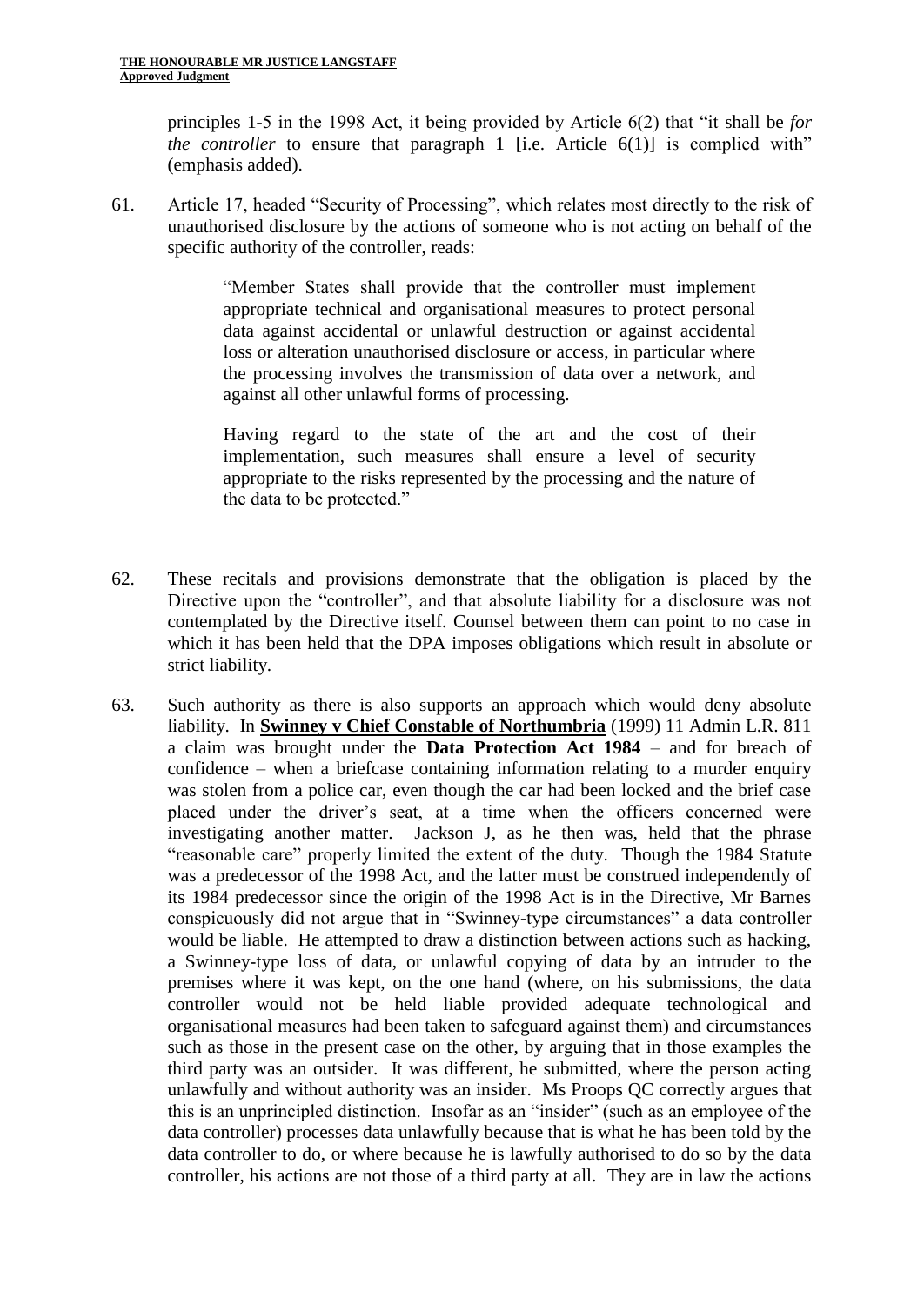principles 1-5 in the 1998 Act, it being provided by Article 6(2) that "it shall be *for the controller* to ensure that paragraph 1 [i.e. Article 6(1)] is complied with" (emphasis added).

61. Article 17, headed "Security of Processing", which relates most directly to the risk of unauthorised disclosure by the actions of someone who is not acting on behalf of the specific authority of the controller, reads:

> "Member States shall provide that the controller must implement appropriate technical and organisational measures to protect personal data against accidental or unlawful destruction or against accidental loss or alteration unauthorised disclosure or access, in particular where the processing involves the transmission of data over a network, and against all other unlawful forms of processing.
>
> Having regard to the state of the art and the cost of their implementation, such measures shall ensure a level of security appropriate to the risks represented by the processing and the nature of the data to be protected."

62. These recitals and provisions demonstrate that the obligation is placed by the Directive upon the "controller", and that absolute liability for a disclosure was not contemplated by the Directive itself. Counsel between them can point to no case in which it has been held that the DPA imposes obligations which result in absolute or strict liability.

63. Such authority as there is also supports an approach which would deny absolute liability. In **Swinney v Chief Constable of Northumbria** (1999) 11 Admin L.R. 811 a claim was brought under the **Data Protection Act 1984** – and for breach of confidence – when a briefcase containing information relating to a murder enquiry was stolen from a police car, even though the car had been locked and the brief case placed under the driver's seat, at a time when the officers concerned were investigating another matter. Jackson J, as he then was, held that the phrase "reasonable care" properly limited the extent of the duty. Though the 1984 Statute was a predecessor of the 1998 Act, and the latter must be construed independently of its 1984 predecessor since the origin of the 1998 Act is in the Directive, Mr Barnes conspicuously did not argue that in "Swinney-type circumstances" a data controller would be liable. He attempted to draw a distinction between actions such as hacking, a Swinney-type loss of data, or unlawful copying of data by an intruder to the premises where it was kept, on the one hand (where, on his submissions, the data controller would not be held liable provided adequate technological and organisational measures had been taken to safeguard against them) and circumstances such as those in the present case on the other, by arguing that in those examples the third party was an outsider. It was different, he submitted, where the person acting unlawfully and without authority was an insider. Ms Proops QC correctly argues that this is an unprincipled distinction. Insofar as an "insider" (such as an employee of the data controller) processes data unlawfully because that is what he has been told by the data controller to do, or where because he is lawfully authorised to do so by the data controller, his actions are not those of a third party at all. They are in law the actions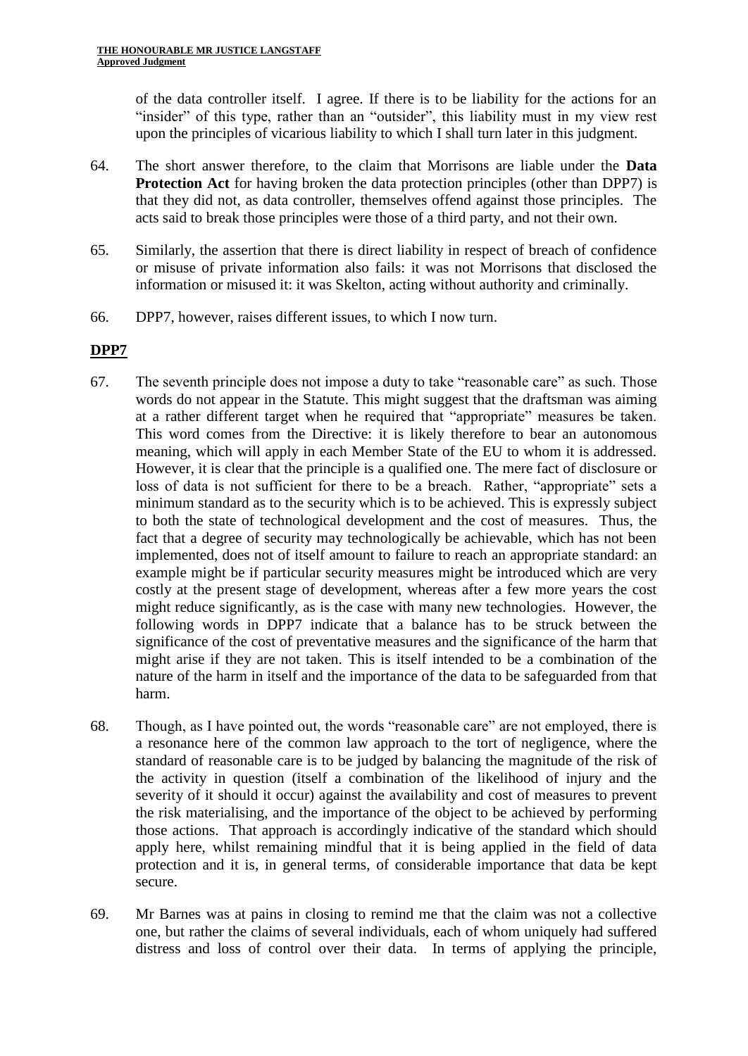of the data controller itself. I agree. If there is to be liability for the actions for an "insider" of this type, rather than an "outsider", this liability must in my view rest upon the principles of vicarious liability to which I shall turn later in this judgment.

64. The short answer therefore, to the claim that Morrisons are liable under the **Data Protection Act** for having broken the data protection principles (other than DPP7) is that they did not, as data controller, themselves offend against those principles. The acts said to break those principles were those of a third party, and not their own.

65. Similarly, the assertion that there is direct liability in respect of breach of confidence or misuse of private information also fails: it was not Morrisons that disclosed the information or misused it: it was Skelton, acting without authority and criminally.

66. DPP7, however, raises different issues, to which I now turn.

## DPP7

67. The seventh principle does not impose a duty to take "reasonable care" as such. Those words do not appear in the Statute. This might suggest that the draftsman was aiming at a rather different target when he required that "appropriate" measures be taken. This word comes from the Directive: it is likely therefore to bear an autonomous meaning, which will apply in each Member State of the EU to whom it is addressed. However, it is clear that the principle is a qualified one. The mere fact of disclosure or loss of data is not sufficient for there to be a breach. Rather, "appropriate" sets a minimum standard as to the security which is to be achieved. This is expressly subject to both the state of technological development and the cost of measures. Thus, the fact that a degree of security may technologically be achievable, which has not been implemented, does not of itself amount to failure to reach an appropriate standard: an example might be if particular security measures might be introduced which are very costly at the present stage of development, whereas after a few more years the cost might reduce significantly, as is the case with many new technologies. However, the following words in DPP7 indicate that a balance has to be struck between the significance of the cost of preventative measures and the significance of the harm that might arise if they are not taken. This is itself intended to be a combination of the nature of the harm in itself and the importance of the data to be safeguarded from that harm.

68. Though, as I have pointed out, the words "reasonable care" are not employed, there is a resonance here of the common law approach to the tort of negligence, where the standard of reasonable care is to be judged by balancing the magnitude of the risk of the activity in question (itself a combination of the likelihood of injury and the severity of it should it occur) against the availability and cost of measures to prevent the risk materialising, and the importance of the object to be achieved by performing those actions. That approach is accordingly indicative of the standard which should apply here, whilst remaining mindful that it is being applied in the field of data protection and it is, in general terms, of considerable importance that data be kept secure.

69. Mr Barnes was at pains in closing to remind me that the claim was not a collective one, but rather the claims of several individuals, each of whom uniquely had suffered distress and loss of control over their data. In terms of applying the principle,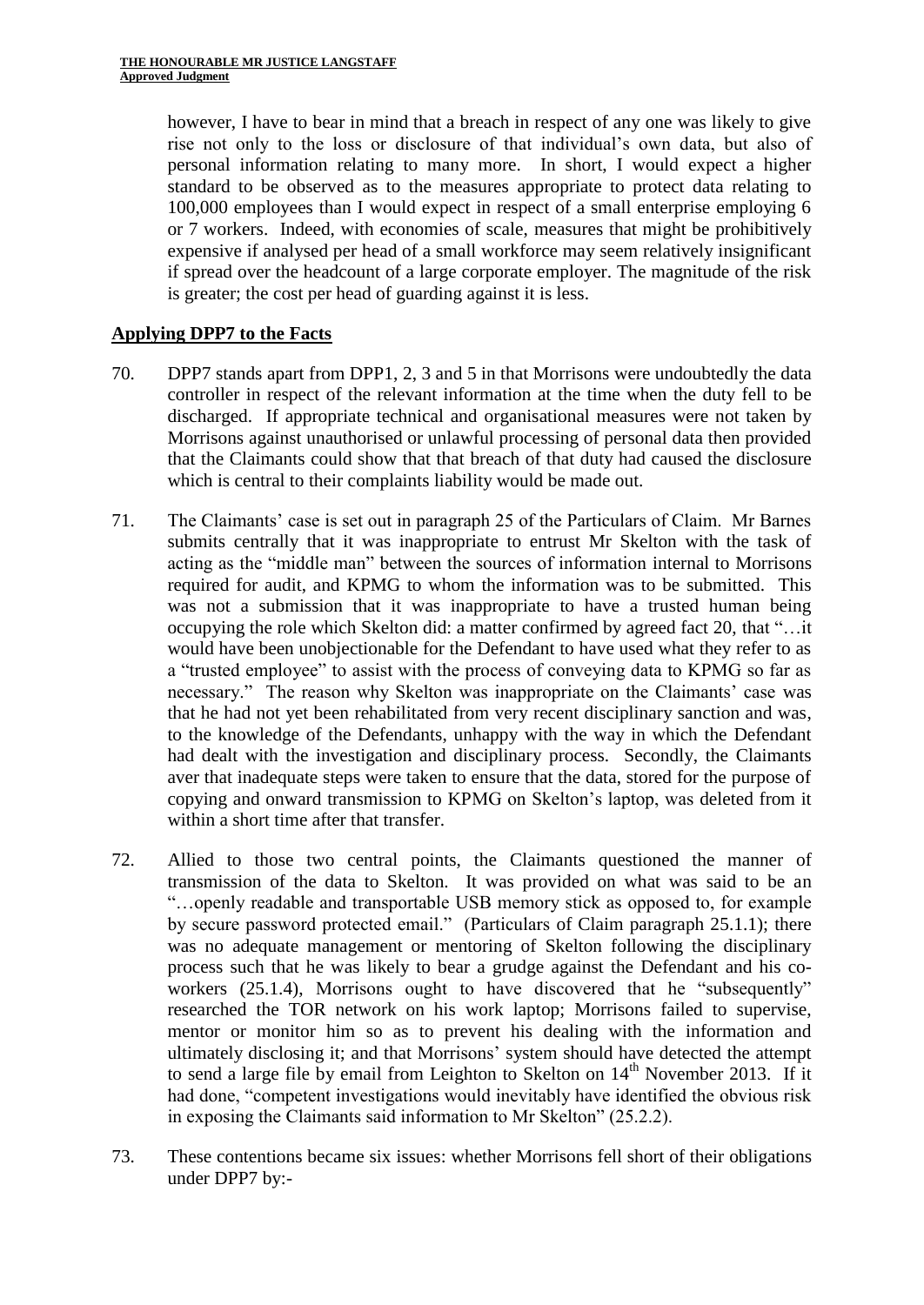however, I have to bear in mind that a breach in respect of any one was likely to give rise not only to the loss or disclosure of that individual's own data, but also of personal information relating to many more. In short, I would expect a higher standard to be observed as to the measures appropriate to protect data relating to 100,000 employees than I would expect in respect of a small enterprise employing 6 or 7 workers. Indeed, with economies of scale, measures that might be prohibitively expensive if analysed per head of a small workforce may seem relatively insignificant if spread over the headcount of a large corporate employer. The magnitude of the risk is greater; the cost per head of guarding against it is less.

## Applying DPP7 to the Facts

70. DPP7 stands apart from DPP1, 2, 3 and 5 in that Morrisons were undoubtedly the data controller in respect of the relevant information at the time when the duty fell to be discharged. If appropriate technical and organisational measures were not taken by Morrisons against unauthorised or unlawful processing of personal data then provided that the Claimants could show that that breach of that duty had caused the disclosure which is central to their complaints liability would be made out.

71. The Claimants' case is set out in paragraph 25 of the Particulars of Claim. Mr Barnes submits centrally that it was inappropriate to entrust Mr Skelton with the task of acting as the "middle man" between the sources of information internal to Morrisons required for audit, and KPMG to whom the information was to be submitted. This was not a submission that it was inappropriate to have a trusted human being occupying the role which Skelton did: a matter confirmed by agreed fact 20, that "…it would have been unobjectionable for the Defendant to have used what they refer to as a "trusted employee" to assist with the process of conveying data to KPMG so far as necessary." The reason why Skelton was inappropriate on the Claimants' case was that he had not yet been rehabilitated from very recent disciplinary sanction and was, to the knowledge of the Defendants, unhappy with the way in which the Defendant had dealt with the investigation and disciplinary process. Secondly, the Claimants aver that inadequate steps were taken to ensure that the data, stored for the purpose of copying and onward transmission to KPMG on Skelton's laptop, was deleted from it within a short time after that transfer.

72. Allied to those two central points, the Claimants questioned the manner of transmission of the data to Skelton. It was provided on what was said to be an "…openly readable and transportable USB memory stick as opposed to, for example by secure password protected email." (Particulars of Claim paragraph 25.1.1); there was no adequate management or mentoring of Skelton following the disciplinary process such that he was likely to bear a grudge against the Defendant and his co-workers (25.1.4), Morrisons ought to have discovered that he "subsequently" researched the TOR network on his work laptop; Morrisons failed to supervise, mentor or monitor him so as to prevent his dealing with the information and ultimately disclosing it; and that Morrisons' system should have detected the attempt to send a large file by email from Leighton to Skelton on 14th November 2013. If it had done, "competent investigations would inevitably have identified the obvious risk in exposing the Claimants said information to Mr Skelton" (25.2.2).

73. These contentions became six issues: whether Morrisons fell short of their obligations under DPP7 by:-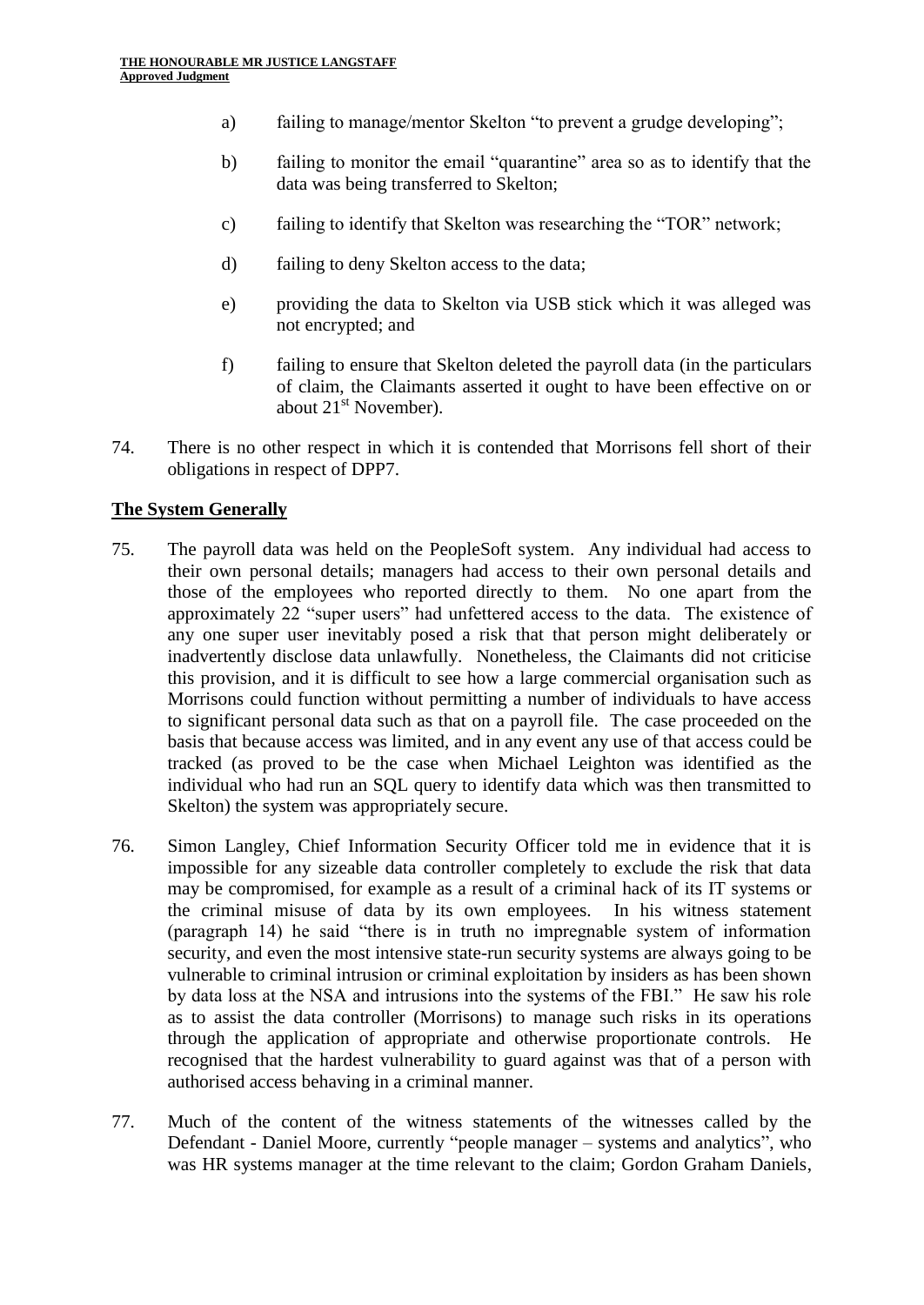a) failing to manage/mentor Skelton "to prevent a grudge developing";

b) failing to monitor the email "quarantine" area so as to identify that the data was being transferred to Skelton;

c) failing to identify that Skelton was researching the "TOR" network;

d) failing to deny Skelton access to the data;

e) providing the data to Skelton via USB stick which it was alleged was not encrypted; and

f) failing to ensure that Skelton deleted the payroll data (in the particulars of claim, the Claimants asserted it ought to have been effective on or about 21st November).

74. There is no other respect in which it is contended that Morrisons fell short of their obligations in respect of DPP7.

## The System Generally

75. The payroll data was held on the PeopleSoft system. Any individual had access to their own personal details; managers had access to their own personal details and those of the employees who reported directly to them. No one apart from the approximately 22 "super users" had unfettered access to the data. The existence of any one super user inevitably posed a risk that that person might deliberately or inadvertently disclose data unlawfully. Nonetheless, the Claimants did not criticise this provision, and it is difficult to see how a large commercial organisation such as Morrisons could function without permitting a number of individuals to have access to significant personal data such as that on a payroll file. The case proceeded on the basis that because access was limited, and in any event any use of that access could be tracked (as proved to be the case when Michael Leighton was identified as the individual who had run an SQL query to identify data which was then transmitted to Skelton) the system was appropriately secure.

76. Simon Langley, Chief Information Security Officer told me in evidence that it is impossible for any sizeable data controller completely to exclude the risk that data may be compromised, for example as a result of a criminal hack of its IT systems or the criminal misuse of data by its own employees. In his witness statement (paragraph 14) he said "there is in truth no impregnable system of information security, and even the most intensive state-run security systems are always going to be vulnerable to criminal intrusion or criminal exploitation by insiders as has been shown by data loss at the NSA and intrusions into the systems of the FBI." He saw his role as to assist the data controller (Morrisons) to manage such risks in its operations through the application of appropriate and otherwise proportionate controls. He recognised that the hardest vulnerability to guard against was that of a person with authorised access behaving in a criminal manner.

77. Much of the content of the witness statements of the witnesses called by the Defendant - Daniel Moore, currently "people manager – systems and analytics", who was HR systems manager at the time relevant to the claim; Gordon Graham Daniels,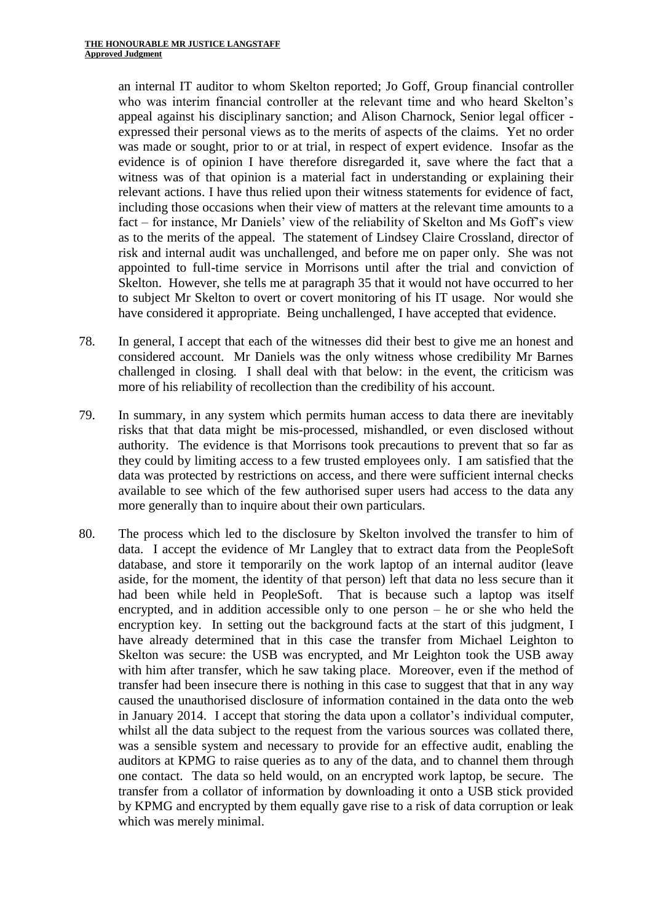an internal IT auditor to whom Skelton reported; Jo Goff, Group financial controller who was interim financial controller at the relevant time and who heard Skelton's appeal against his disciplinary sanction; and Alison Charnock, Senior legal officer - expressed their personal views as to the merits of aspects of the claims. Yet no order was made or sought, prior to or at trial, in respect of expert evidence. Insofar as the evidence is of opinion I have therefore disregarded it, save where the fact that a witness was of that opinion is a material fact in understanding or explaining their relevant actions. I have thus relied upon their witness statements for evidence of fact, including those occasions when their view of matters at the relevant time amounts to a fact – for instance, Mr Daniels' view of the reliability of Skelton and Ms Goff's view as to the merits of the appeal. The statement of Lindsey Claire Crossland, director of risk and internal audit was unchallenged, and before me on paper only. She was not appointed to full-time service in Morrisons until after the trial and conviction of Skelton. However, she tells me at paragraph 35 that it would not have occurred to her to subject Mr Skelton to overt or covert monitoring of his IT usage. Nor would she have considered it appropriate. Being unchallenged, I have accepted that evidence.

78. In general, I accept that each of the witnesses did their best to give me an honest and considered account. Mr Daniels was the only witness whose credibility Mr Barnes challenged in closing. I shall deal with that below: in the event, the criticism was more of his reliability of recollection than the credibility of his account.

79. In summary, in any system which permits human access to data there are inevitably risks that that data might be mis-processed, mishandled, or even disclosed without authority. The evidence is that Morrisons took precautions to prevent that so far as they could by limiting access to a few trusted employees only. I am satisfied that the data was protected by restrictions on access, and there were sufficient internal checks available to see which of the few authorised super users had access to the data any more generally than to inquire about their own particulars.

80. The process which led to the disclosure by Skelton involved the transfer to him of data. I accept the evidence of Mr Langley that to extract data from the PeopleSoft database, and store it temporarily on the work laptop of an internal auditor (leave aside, for the moment, the identity of that person) left that data no less secure than it had been while held in PeopleSoft. That is because such a laptop was itself encrypted, and in addition accessible only to one person – he or she who held the encryption key. In setting out the background facts at the start of this judgment, I have already determined that in this case the transfer from Michael Leighton to Skelton was secure: the USB was encrypted, and Mr Leighton took the USB away with him after transfer, which he saw taking place. Moreover, even if the method of transfer had been insecure there is nothing in this case to suggest that that in any way caused the unauthorised disclosure of information contained in the data onto the web in January 2014. I accept that storing the data upon a collator's individual computer, whilst all the data subject to the request from the various sources was collated there, was a sensible system and necessary to provide for an effective audit, enabling the auditors at KPMG to raise queries as to any of the data, and to channel them through one contact. The data so held would, on an encrypted work laptop, be secure. The transfer from a collator of information by downloading it onto a USB stick provided by KPMG and encrypted by them equally gave rise to a risk of data corruption or leak which was merely minimal.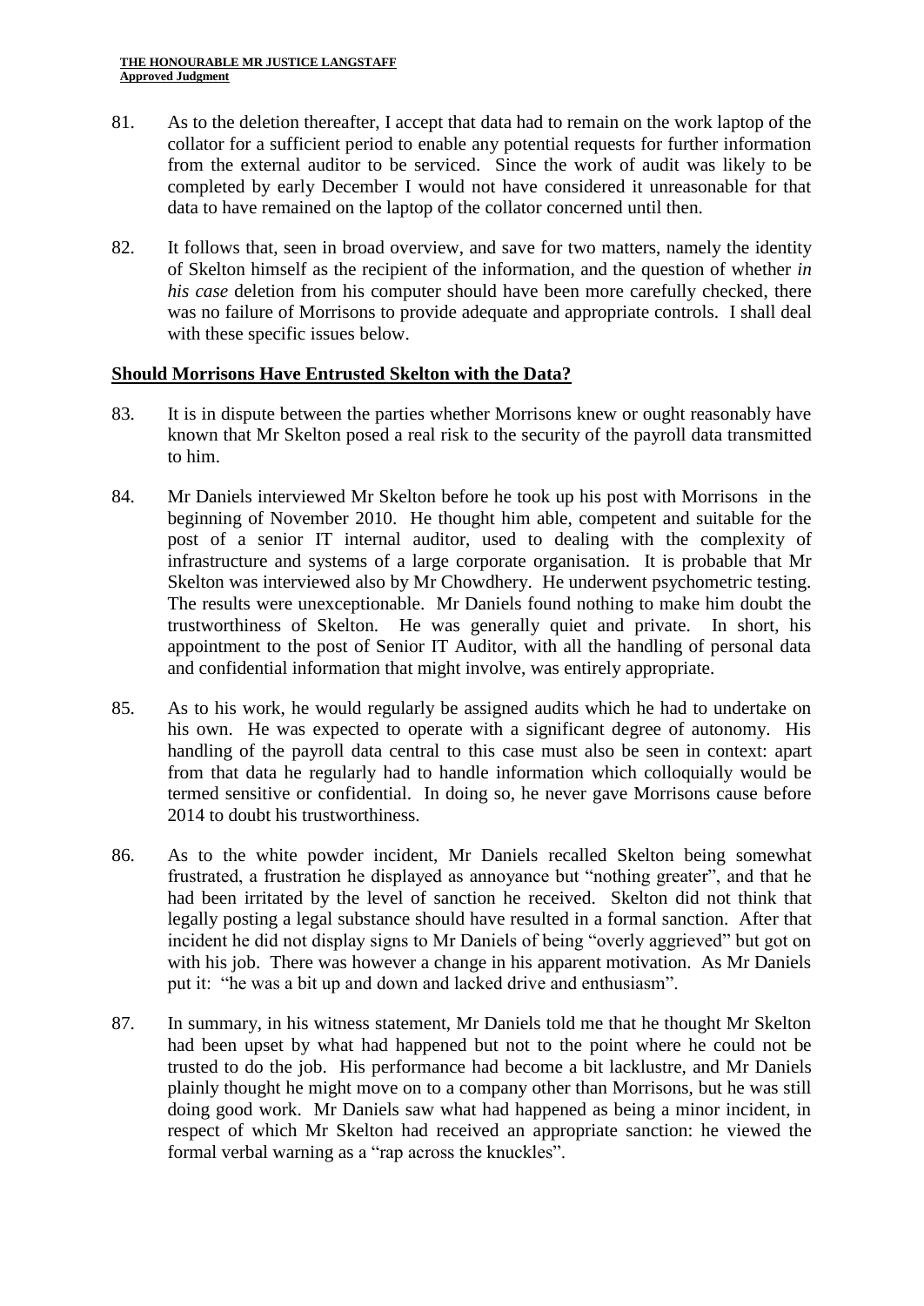81. As to the deletion thereafter, I accept that data had to remain on the work laptop of the collator for a sufficient period to enable any potential requests for further information from the external auditor to be serviced. Since the work of audit was likely to be completed by early December I would not have considered it unreasonable for that data to have remained on the laptop of the collator concerned until then.

82. It follows that, seen in broad overview, and save for two matters, namely the identity of Skelton himself as the recipient of the information, and the question of whether *in his case* deletion from his computer should have been more carefully checked, there was no failure of Morrisons to provide adequate and appropriate controls. I shall deal with these specific issues below.

## Should Morrisons Have Entrusted Skelton with the Data?

83. It is in dispute between the parties whether Morrisons knew or ought reasonably have known that Mr Skelton posed a real risk to the security of the payroll data transmitted to him.

84. Mr Daniels interviewed Mr Skelton before he took up his post with Morrisons in the beginning of November 2010. He thought him able, competent and suitable for the post of a senior IT internal auditor, used to dealing with the complexity of infrastructure and systems of a large corporate organisation. It is probable that Mr Skelton was interviewed also by Mr Chowdhery. He underwent psychometric testing. The results were unexceptionable. Mr Daniels found nothing to make him doubt the trustworthiness of Skelton. He was generally quiet and private. In short, his appointment to the post of Senior IT Auditor, with all the handling of personal data and confidential information that might involve, was entirely appropriate.

85. As to his work, he would regularly be assigned audits which he had to undertake on his own. He was expected to operate with a significant degree of autonomy. His handling of the payroll data central to this case must also be seen in context: apart from that data he regularly had to handle information which colloquially would be termed sensitive or confidential. In doing so, he never gave Morrisons cause before 2014 to doubt his trustworthiness.

86. As to the white powder incident, Mr Daniels recalled Skelton being somewhat frustrated, a frustration he displayed as annoyance but "nothing greater", and that he had been irritated by the level of sanction he received. Skelton did not think that legally posting a legal substance should have resulted in a formal sanction. After that incident he did not display signs to Mr Daniels of being "overly aggrieved" but got on with his job. There was however a change in his apparent motivation. As Mr Daniels put it: "he was a bit up and down and lacked drive and enthusiasm".

87. In summary, in his witness statement, Mr Daniels told me that he thought Mr Skelton had been upset by what had happened but not to the point where he could not be trusted to do the job. His performance had become a bit lacklustre, and Mr Daniels plainly thought he might move on to a company other than Morrisons, but he was still doing good work. Mr Daniels saw what had happened as being a minor incident, in respect of which Mr Skelton had received an appropriate sanction: he viewed the formal verbal warning as a "rap across the knuckles".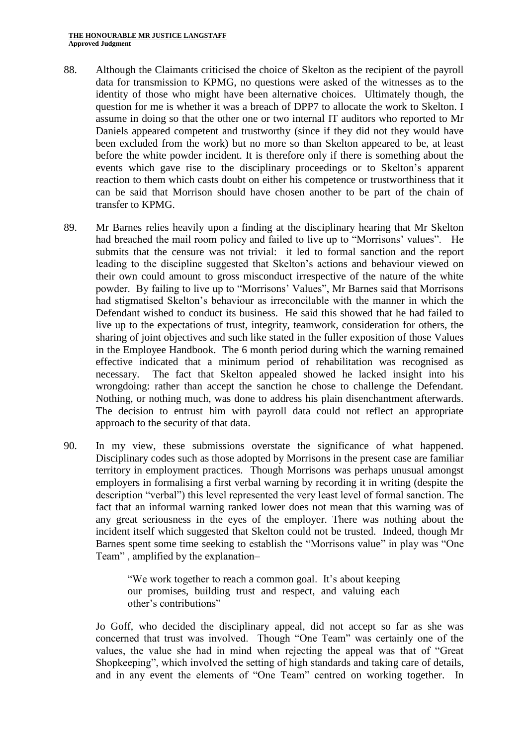88. Although the Claimants criticised the choice of Skelton as the recipient of the payroll data for transmission to KPMG, no questions were asked of the witnesses as to the identity of those who might have been alternative choices. Ultimately though, the question for me is whether it was a breach of DPP7 to allocate the work to Skelton. I assume in doing so that the other one or two internal IT auditors who reported to Mr Daniels appeared competent and trustworthy (since if they did not they would have been excluded from the work) but no more so than Skelton appeared to be, at least before the white powder incident. It is therefore only if there is something about the events which gave rise to the disciplinary proceedings or to Skelton's apparent reaction to them which casts doubt on either his competence or trustworthiness that it can be said that Morrison should have chosen another to be part of the chain of transfer to KPMG.

89. Mr Barnes relies heavily upon a finding at the disciplinary hearing that Mr Skelton had breached the mail room policy and failed to live up to "Morrisons' values". He submits that the censure was not trivial: it led to formal sanction and the report leading to the discipline suggested that Skelton's actions and behaviour viewed on their own could amount to gross misconduct irrespective of the nature of the white powder. By failing to live up to "Morrisons' Values", Mr Barnes said that Morrisons had stigmatised Skelton's behaviour as irreconcilable with the manner in which the Defendant wished to conduct its business. He said this showed that he had failed to live up to the expectations of trust, integrity, teamwork, consideration for others, the sharing of joint objectives and such like stated in the fuller exposition of those Values in the Employee Handbook. The 6 month period during which the warning remained effective indicated that a minimum period of rehabilitation was recognised as necessary. The fact that Skelton appealed showed he lacked insight into his wrongdoing: rather than accept the sanction he chose to challenge the Defendant. Nothing, or nothing much, was done to address his plain disenchantment afterwards. The decision to entrust him with payroll data could not reflect an appropriate approach to the security of that data.

90. In my view, these submissions overstate the significance of what happened. Disciplinary codes such as those adopted by Morrisons in the present case are familiar territory in employment practices. Though Morrisons was perhaps unusual amongst employers in formalising a first verbal warning by recording it in writing (despite the description "verbal") this level represented the very least level of formal sanction. The fact that an informal warning ranked lower does not mean that this warning was of any great seriousness in the eyes of the employer. There was nothing about the incident itself which suggested that Skelton could not be trusted. Indeed, though Mr Barnes spent some time seeking to establish the "Morrisons value" in play was "One Team" , amplified by the explanation–

> "We work together to reach a common goal. It's about keeping our promises, building trust and respect, and valuing each other's contributions"

Jo Goff, who decided the disciplinary appeal, did not accept so far as she was concerned that trust was involved. Though "One Team" was certainly one of the values, the value she had in mind when rejecting the appeal was that of "Great Shopkeeping", which involved the setting of high standards and taking care of details, and in any event the elements of "One Team" centred on working together. In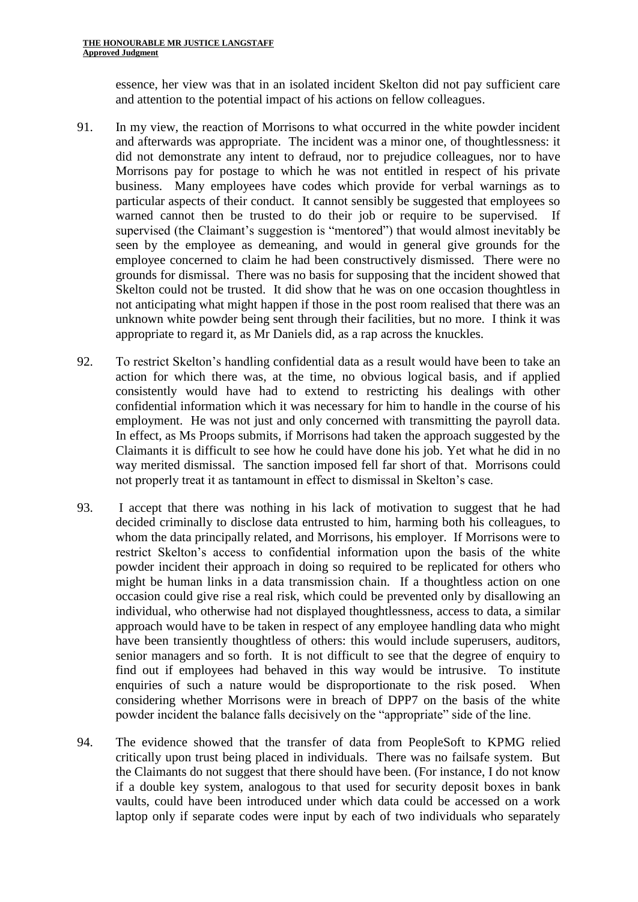essence, her view was that in an isolated incident Skelton did not pay sufficient care and attention to the potential impact of his actions on fellow colleagues.

91. In my view, the reaction of Morrisons to what occurred in the white powder incident and afterwards was appropriate. The incident was a minor one, of thoughtlessness: it did not demonstrate any intent to defraud, nor to prejudice colleagues, nor to have Morrisons pay for postage to which he was not entitled in respect of his private business. Many employees have codes which provide for verbal warnings as to particular aspects of their conduct. It cannot sensibly be suggested that employees so warned cannot then be trusted to do their job or require to be supervised. If supervised (the Claimant's suggestion is "mentored") that would almost inevitably be seen by the employee as demeaning, and would in general give grounds for the employee concerned to claim he had been constructively dismissed. There were no grounds for dismissal. There was no basis for supposing that the incident showed that Skelton could not be trusted. It did show that he was on one occasion thoughtless in not anticipating what might happen if those in the post room realised that there was an unknown white powder being sent through their facilities, but no more. I think it was appropriate to regard it, as Mr Daniels did, as a rap across the knuckles.

92. To restrict Skelton's handling confidential data as a result would have been to take an action for which there was, at the time, no obvious logical basis, and if applied consistently would have had to extend to restricting his dealings with other confidential information which it was necessary for him to handle in the course of his employment. He was not just and only concerned with transmitting the payroll data. In effect, as Ms Proops submits, if Morrisons had taken the approach suggested by the Claimants it is difficult to see how he could have done his job. Yet what he did in no way merited dismissal. The sanction imposed fell far short of that. Morrisons could not properly treat it as tantamount in effect to dismissal in Skelton's case.

93. I accept that there was nothing in his lack of motivation to suggest that he had decided criminally to disclose data entrusted to him, harming both his colleagues, to whom the data principally related, and Morrisons, his employer. If Morrisons were to restrict Skelton's access to confidential information upon the basis of the white powder incident their approach in doing so required to be replicated for others who might be human links in a data transmission chain. If a thoughtless action on one occasion could give rise a real risk, which could be prevented only by disallowing an individual, who otherwise had not displayed thoughtlessness, access to data, a similar approach would have to be taken in respect of any employee handling data who might have been transiently thoughtless of others: this would include superusers, auditors, senior managers and so forth. It is not difficult to see that the degree of enquiry to find out if employees had behaved in this way would be intrusive. To institute enquiries of such a nature would be disproportionate to the risk posed. When considering whether Morrisons were in breach of DPP7 on the basis of the white powder incident the balance falls decisively on the "appropriate" side of the line.

94. The evidence showed that the transfer of data from PeopleSoft to KPMG relied critically upon trust being placed in individuals. There was no failsafe system. But the Claimants do not suggest that there should have been. (For instance, I do not know if a double key system, analogous to that used for security deposit boxes in bank vaults, could have been introduced under which data could be accessed on a work laptop only if separate codes were input by each of two individuals who separately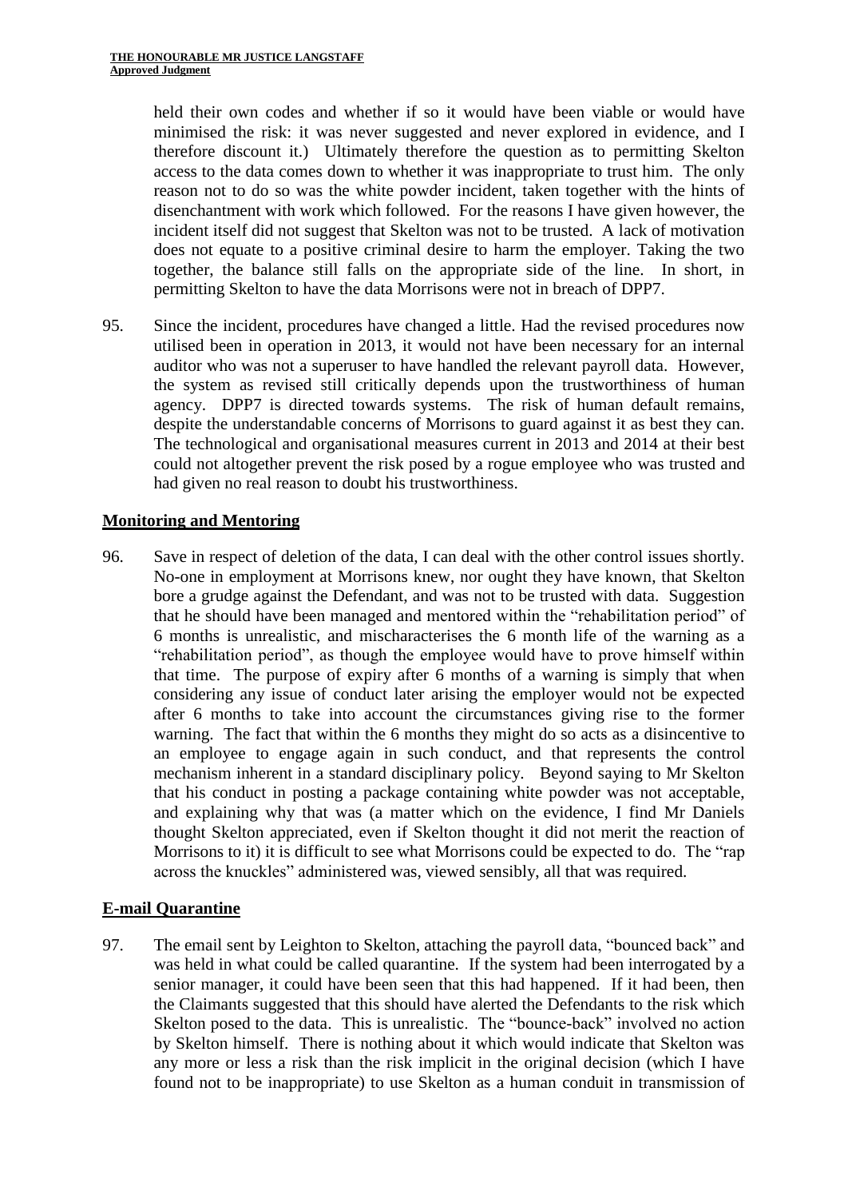held their own codes and whether if so it would have been viable or would have minimised the risk: it was never suggested and never explored in evidence, and I therefore discount it.) Ultimately therefore the question as to permitting Skelton access to the data comes down to whether it was inappropriate to trust him. The only reason not to do so was the white powder incident, taken together with the hints of disenchantment with work which followed. For the reasons I have given however, the incident itself did not suggest that Skelton was not to be trusted. A lack of motivation does not equate to a positive criminal desire to harm the employer. Taking the two together, the balance still falls on the appropriate side of the line. In short, in permitting Skelton to have the data Morrisons were not in breach of DPP7.

95. Since the incident, procedures have changed a little. Had the revised procedures now utilised been in operation in 2013, it would not have been necessary for an internal auditor who was not a superuser to have handled the relevant payroll data. However, the system as revised still critically depends upon the trustworthiness of human agency. DPP7 is directed towards systems. The risk of human default remains, despite the understandable concerns of Morrisons to guard against it as best they can. The technological and organisational measures current in 2013 and 2014 at their best could not altogether prevent the risk posed by a rogue employee who was trusted and had given no real reason to doubt his trustworthiness.

## Monitoring and Mentoring

96. Save in respect of deletion of the data, I can deal with the other control issues shortly. No-one in employment at Morrisons knew, nor ought they have known, that Skelton bore a grudge against the Defendant, and was not to be trusted with data. Suggestion that he should have been managed and mentored within the "rehabilitation period" of 6 months is unrealistic, and mischaracterises the 6 month life of the warning as a "rehabilitation period", as though the employee would have to prove himself within that time. The purpose of expiry after 6 months of a warning is simply that when considering any issue of conduct later arising the employer would not be expected after 6 months to take into account the circumstances giving rise to the former warning. The fact that within the 6 months they might do so acts as a disincentive to an employee to engage again in such conduct, and that represents the control mechanism inherent in a standard disciplinary policy. Beyond saying to Mr Skelton that his conduct in posting a package containing white powder was not acceptable, and explaining why that was (a matter which on the evidence, I find Mr Daniels thought Skelton appreciated, even if Skelton thought it did not merit the reaction of Morrisons to it) it is difficult to see what Morrisons could be expected to do. The "rap across the knuckles" administered was, viewed sensibly, all that was required.

## E-mail Quarantine

97. The email sent by Leighton to Skelton, attaching the payroll data, "bounced back" and was held in what could be called quarantine. If the system had been interrogated by a senior manager, it could have been seen that this had happened. If it had been, then the Claimants suggested that this should have alerted the Defendants to the risk which Skelton posed to the data. This is unrealistic. The "bounce-back" involved no action by Skelton himself. There is nothing about it which would indicate that Skelton was any more or less a risk than the risk implicit in the original decision (which I have found not to be inappropriate) to use Skelton as a human conduit in transmission of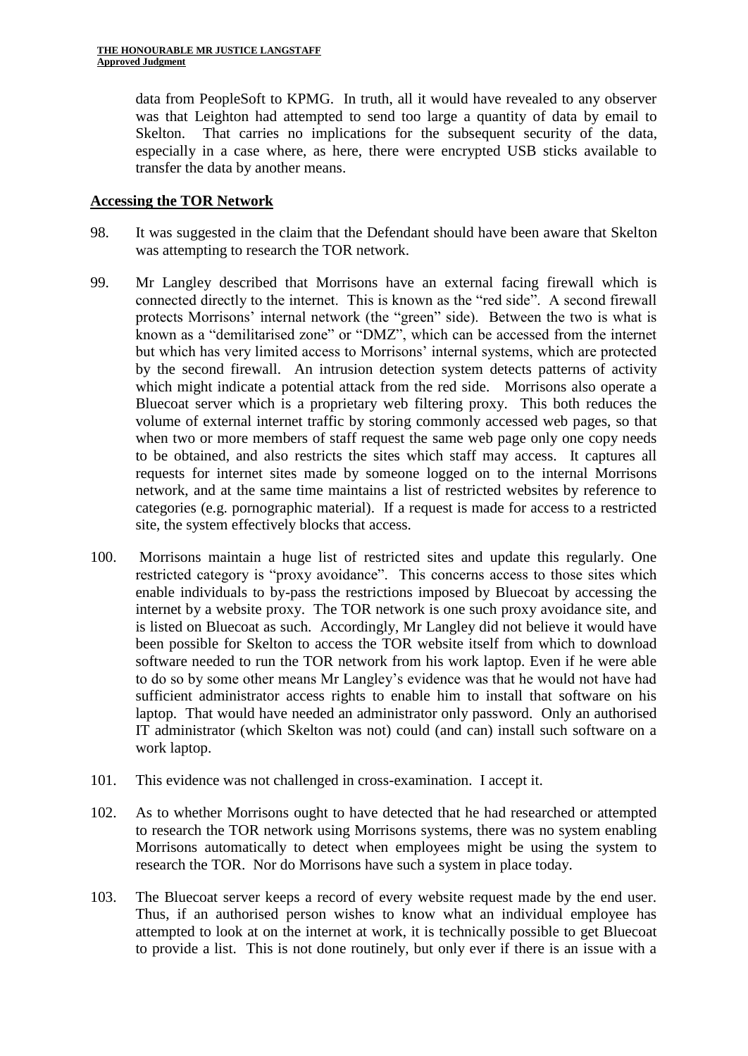data from PeopleSoft to KPMG. In truth, all it would have revealed to any observer was that Leighton had attempted to send too large a quantity of data by email to Skelton. That carries no implications for the subsequent security of the data, especially in a case where, as here, there were encrypted USB sticks available to transfer the data by another means.

## Accessing the TOR Network

98. It was suggested in the claim that the Defendant should have been aware that Skelton was attempting to research the TOR network.

99. Mr Langley described that Morrisons have an external facing firewall which is connected directly to the internet. This is known as the "red side". A second firewall protects Morrisons' internal network (the "green" side). Between the two is what is known as a "demilitarised zone" or "DMZ", which can be accessed from the internet but which has very limited access to Morrisons' internal systems, which are protected by the second firewall. An intrusion detection system detects patterns of activity which might indicate a potential attack from the red side. Morrisons also operate a Bluecoat server which is a proprietary web filtering proxy. This both reduces the volume of external internet traffic by storing commonly accessed web pages, so that when two or more members of staff request the same web page only one copy needs to be obtained, and also restricts the sites which staff may access. It captures all requests for internet sites made by someone logged on to the internal Morrisons network, and at the same time maintains a list of restricted websites by reference to categories (e.g. pornographic material). If a request is made for access to a restricted site, the system effectively blocks that access.

100. Morrisons maintain a huge list of restricted sites and update this regularly. One restricted category is "proxy avoidance". This concerns access to those sites which enable individuals to by-pass the restrictions imposed by Bluecoat by accessing the internet by a website proxy. The TOR network is one such proxy avoidance site, and is listed on Bluecoat as such. Accordingly, Mr Langley did not believe it would have been possible for Skelton to access the TOR website itself from which to download software needed to run the TOR network from his work laptop. Even if he were able to do so by some other means Mr Langley's evidence was that he would not have had sufficient administrator access rights to enable him to install that software on his laptop. That would have needed an administrator only password. Only an authorised IT administrator (which Skelton was not) could (and can) install such software on a work laptop.

101. This evidence was not challenged in cross-examination. I accept it.

102. As to whether Morrisons ought to have detected that he had researched or attempted to research the TOR network using Morrisons systems, there was no system enabling Morrisons automatically to detect when employees might be using the system to research the TOR. Nor do Morrisons have such a system in place today.

103. The Bluecoat server keeps a record of every website request made by the end user. Thus, if an authorised person wishes to know what an individual employee has attempted to look at on the internet at work, it is technically possible to get Bluecoat to provide a list. This is not done routinely, but only ever if there is an issue with a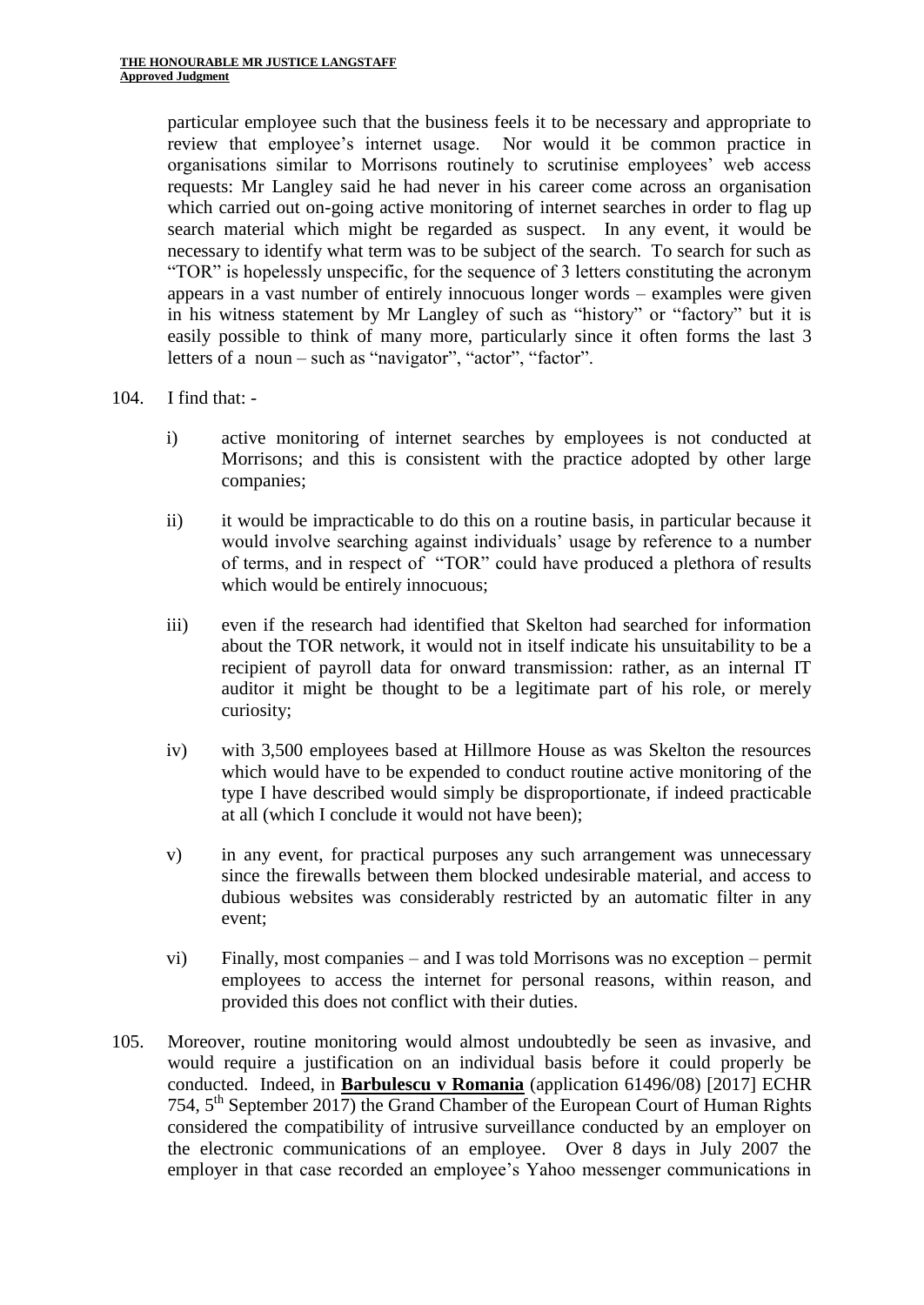particular employee such that the business feels it to be necessary and appropriate to review that employee's internet usage. Nor would it be common practice in organisations similar to Morrisons routinely to scrutinise employees' web access requests: Mr Langley said he had never in his career come across an organisation which carried out on-going active monitoring of internet searches in order to flag up search material which might be regarded as suspect. In any event, it would be necessary to identify what term was to be subject of the search. To search for such as "TOR" is hopelessly unspecific, for the sequence of 3 letters constituting the acronym appears in a vast number of entirely innocuous longer words – examples were given in his witness statement by Mr Langley of such as "history" or "factory" but it is easily possible to think of many more, particularly since it often forms the last 3 letters of a noun – such as "navigator", "actor", "factor".

104. I find that: -

i) active monitoring of internet searches by employees is not conducted at Morrisons; and this is consistent with the practice adopted by other large companies;

ii) it would be impracticable to do this on a routine basis, in particular because it would involve searching against individuals' usage by reference to a number of terms, and in respect of "TOR" could have produced a plethora of results which would be entirely innocuous;

iii) even if the research had identified that Skelton had searched for information about the TOR network, it would not in itself indicate his unsuitability to be a recipient of payroll data for onward transmission: rather, as an internal IT auditor it might be thought to be a legitimate part of his role, or merely curiosity;

iv) with 3,500 employees based at Hillmore House as was Skelton the resources which would have to be expended to conduct routine active monitoring of the type I have described would simply be disproportionate, if indeed practicable at all (which I conclude it would not have been);

v) in any event, for practical purposes any such arrangement was unnecessary since the firewalls between them blocked undesirable material, and access to dubious websites was considerably restricted by an automatic filter in any event;

vi) Finally, most companies – and I was told Morrisons was no exception – permit employees to access the internet for personal reasons, within reason, and provided this does not conflict with their duties.

105. Moreover, routine monitoring would almost undoubtedly be seen as invasive, and would require a justification on an individual basis before it could properly be conducted. Indeed, in **Barbulescu v Romania** (application 61496/08) [2017] ECHR 754, 5th September 2017) the Grand Chamber of the European Court of Human Rights considered the compatibility of intrusive surveillance conducted by an employer on the electronic communications of an employee. Over 8 days in July 2007 the employer in that case recorded an employee's Yahoo messenger communications in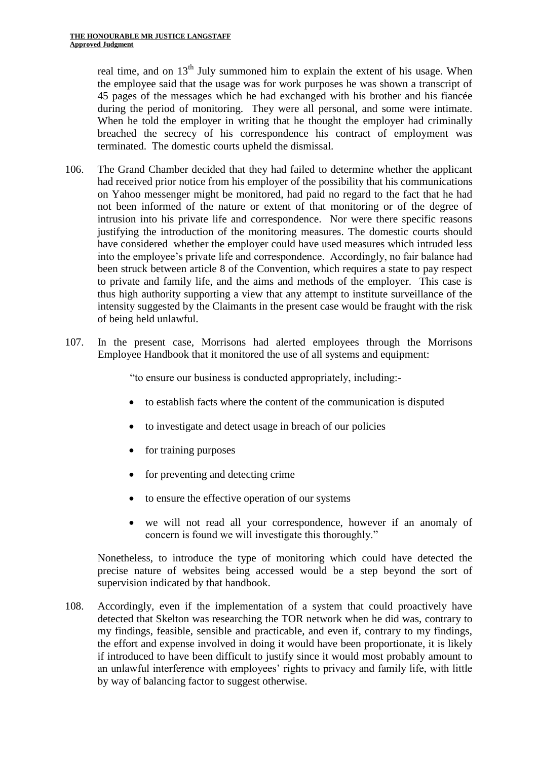real time, and on 13th July summoned him to explain the extent of his usage. When the employee said that the usage was for work purposes he was shown a transcript of 45 pages of the messages which he had exchanged with his brother and his fiancée during the period of monitoring. They were all personal, and some were intimate. When he told the employer in writing that he thought the employer had criminally breached the secrecy of his correspondence his contract of employment was terminated. The domestic courts upheld the dismissal.

106. The Grand Chamber decided that they had failed to determine whether the applicant had received prior notice from his employer of the possibility that his communications on Yahoo messenger might be monitored, had paid no regard to the fact that he had not been informed of the nature or extent of that monitoring or of the degree of intrusion into his private life and correspondence. Nor were there specific reasons justifying the introduction of the monitoring measures. The domestic courts should have considered whether the employer could have used measures which intruded less into the employee's private life and correspondence. Accordingly, no fair balance had been struck between article 8 of the Convention, which requires a state to pay respect to private and family life, and the aims and methods of the employer. This case is thus high authority supporting a view that any attempt to institute surveillance of the intensity suggested by the Claimants in the present case would be fraught with the risk of being held unlawful.

107. In the present case, Morrisons had alerted employees through the Morrisons Employee Handbook that it monitored the use of all systems and equipment:

> "to ensure our business is conducted appropriately, including:-
>
> - to establish facts where the content of the communication is disputed
> - to investigate and detect usage in breach of our policies
> - for training purposes
> - for preventing and detecting crime
> - to ensure the effective operation of our systems
> - we will not read all your correspondence, however if an anomaly of concern is found we will investigate this thoroughly."

Nonetheless, to introduce the type of monitoring which could have detected the precise nature of websites being accessed would be a step beyond the sort of supervision indicated by that handbook.

108. Accordingly, even if the implementation of a system that could proactively have detected that Skelton was researching the TOR network when he did was, contrary to my findings, feasible, sensible and practicable, and even if, contrary to my findings, the effort and expense involved in doing it would have been proportionate, it is likely if introduced to have been difficult to justify since it would most probably amount to an unlawful interference with employees' rights to privacy and family life, with little by way of balancing factor to suggest otherwise.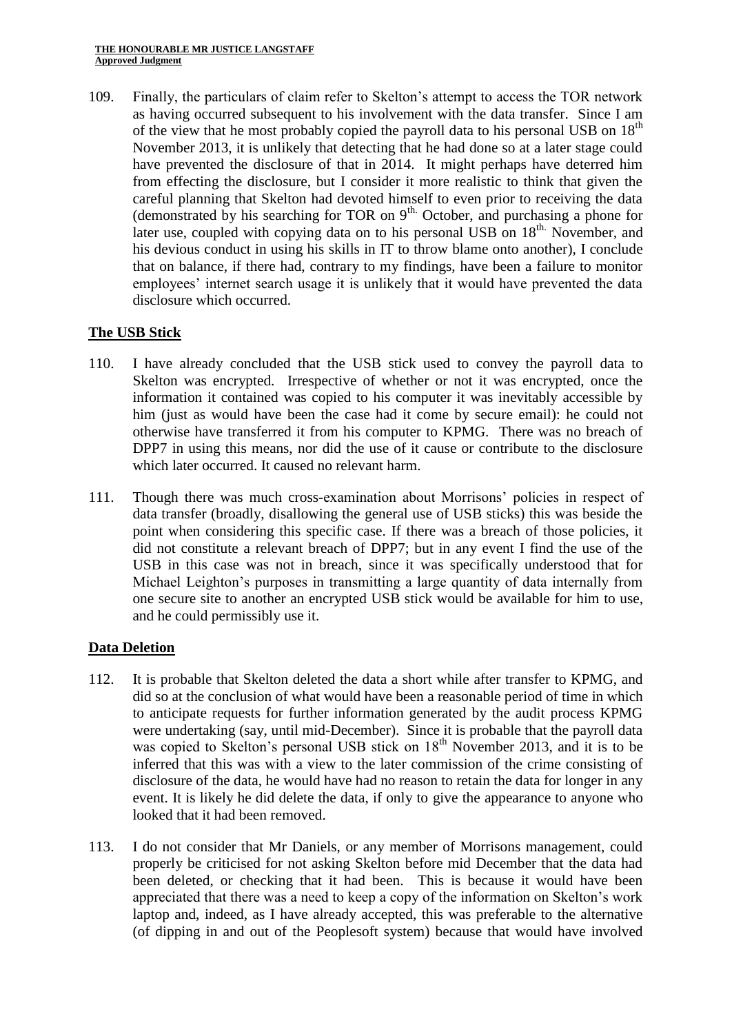109. Finally, the particulars of claim refer to Skelton's attempt to access the TOR network as having occurred subsequent to his involvement with the data transfer. Since I am of the view that he most probably copied the payroll data to his personal USB on 18th November 2013, it is unlikely that detecting that he had done so at a later stage could have prevented the disclosure of that in 2014. It might perhaps have deterred him from effecting the disclosure, but I consider it more realistic to think that given the careful planning that Skelton had devoted himself to even prior to receiving the data (demonstrated by his searching for TOR on 9th October, and purchasing a phone for later use, coupled with copying data on to his personal USB on 18th November, and his devious conduct in using his skills in IT to throw blame onto another), I conclude that on balance, if there had, contrary to my findings, have been a failure to monitor employees' internet search usage it is unlikely that it would have prevented the data disclosure which occurred.

**The USB Stick**

110. I have already concluded that the USB stick used to convey the payroll data to Skelton was encrypted. Irrespective of whether or not it was encrypted, once the information it contained was copied to his computer it was inevitably accessible by him (just as would have been the case had it come by secure email): he could not otherwise have transferred it from his computer to KPMG. There was no breach of DPP7 in using this means, nor did the use of it cause or contribute to the disclosure which later occurred. It caused no relevant harm.

111. Though there was much cross-examination about Morrisons' policies in respect of data transfer (broadly, disallowing the general use of USB sticks) this was beside the point when considering this specific case. If there was a breach of those policies, it did not constitute a relevant breach of DPP7; but in any event I find the use of the USB in this case was not in breach, since it was specifically understood that for Michael Leighton's purposes in transmitting a large quantity of data internally from one secure site to another an encrypted USB stick would be available for him to use, and he could permissibly use it.

**Data Deletion**

112. It is probable that Skelton deleted the data a short while after transfer to KPMG, and did so at the conclusion of what would have been a reasonable period of time in which to anticipate requests for further information generated by the audit process KPMG were undertaking (say, until mid-December). Since it is probable that the payroll data was copied to Skelton's personal USB stick on 18th November 2013, and it is to be inferred that this was with a view to the later commission of the crime consisting of disclosure of the data, he would have had no reason to retain the data for longer in any event. It is likely he did delete the data, if only to give the appearance to anyone who looked that it had been removed.

113. I do not consider that Mr Daniels, or any member of Morrisons management, could properly be criticised for not asking Skelton before mid December that the data had been deleted, or checking that it had been. This is because it would have been appreciated that there was a need to keep a copy of the information on Skelton's work laptop and, indeed, as I have already accepted, this was preferable to the alternative (of dipping in and out of the Peoplesoft system) because that would have involved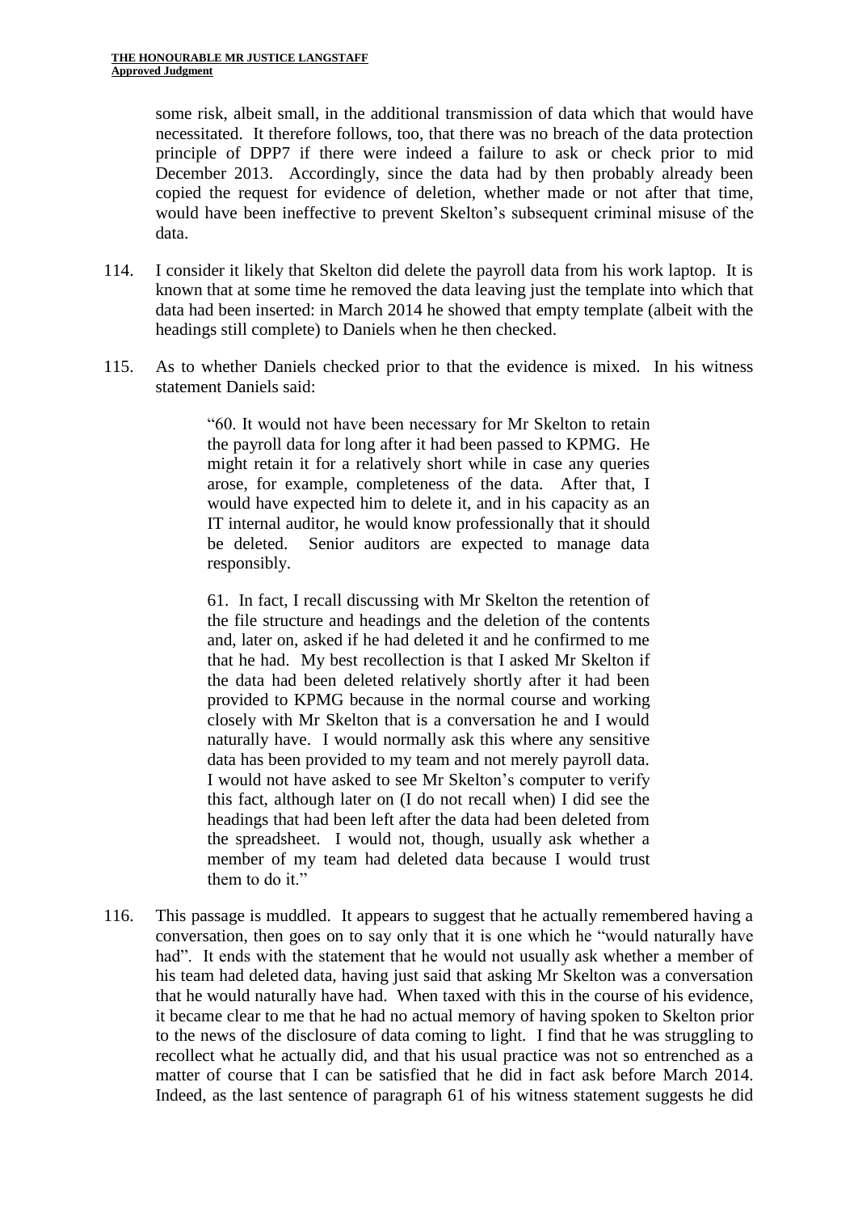some risk, albeit small, in the additional transmission of data which that would have necessitated. It therefore follows, too, that there was no breach of the data protection principle of DPP7 if there were indeed a failure to ask or check prior to mid December 2013. Accordingly, since the data had by then probably already been copied the request for evidence of deletion, whether made or not after that time, would have been ineffective to prevent Skelton's subsequent criminal misuse of the data.

114. I consider it likely that Skelton did delete the payroll data from his work laptop. It is known that at some time he removed the data leaving just the template into which that data had been inserted: in March 2014 he showed that empty template (albeit with the headings still complete) to Daniels when he then checked.

115. As to whether Daniels checked prior to that the evidence is mixed. In his witness statement Daniels said:

> "60. It would not have been necessary for Mr Skelton to retain the payroll data for long after it had been passed to KPMG. He might retain it for a relatively short while in case any queries arose, for example, completeness of the data. After that, I would have expected him to delete it, and in his capacity as an IT internal auditor, he would know professionally that it should be deleted. Senior auditors are expected to manage data responsibly.
>
> 61. In fact, I recall discussing with Mr Skelton the retention of the file structure and headings and the deletion of the contents and, later on, asked if he had deleted it and he confirmed to me that he had. My best recollection is that I asked Mr Skelton if the data had been deleted relatively shortly after it had been provided to KPMG because in the normal course and working closely with Mr Skelton that is a conversation he and I would naturally have. I would normally ask this where any sensitive data has been provided to my team and not merely payroll data. I would not have asked to see Mr Skelton's computer to verify this fact, although later on (I do not recall when) I did see the headings that had been left after the data had been deleted from the spreadsheet. I would not, though, usually ask whether a member of my team had deleted data because I would trust them to do it."

116. This passage is muddled. It appears to suggest that he actually remembered having a conversation, then goes on to say only that it is one which he "would naturally have had". It ends with the statement that he would not usually ask whether a member of his team had deleted data, having just said that asking Mr Skelton was a conversation that he would naturally have had. When taxed with this in the course of his evidence, it became clear to me that he had no actual memory of having spoken to Skelton prior to the news of the disclosure of data coming to light. I find that he was struggling to recollect what he actually did, and that his usual practice was not so entrenched as a matter of course that I can be satisfied that he did in fact ask before March 2014. Indeed, as the last sentence of paragraph 61 of his witness statement suggests he did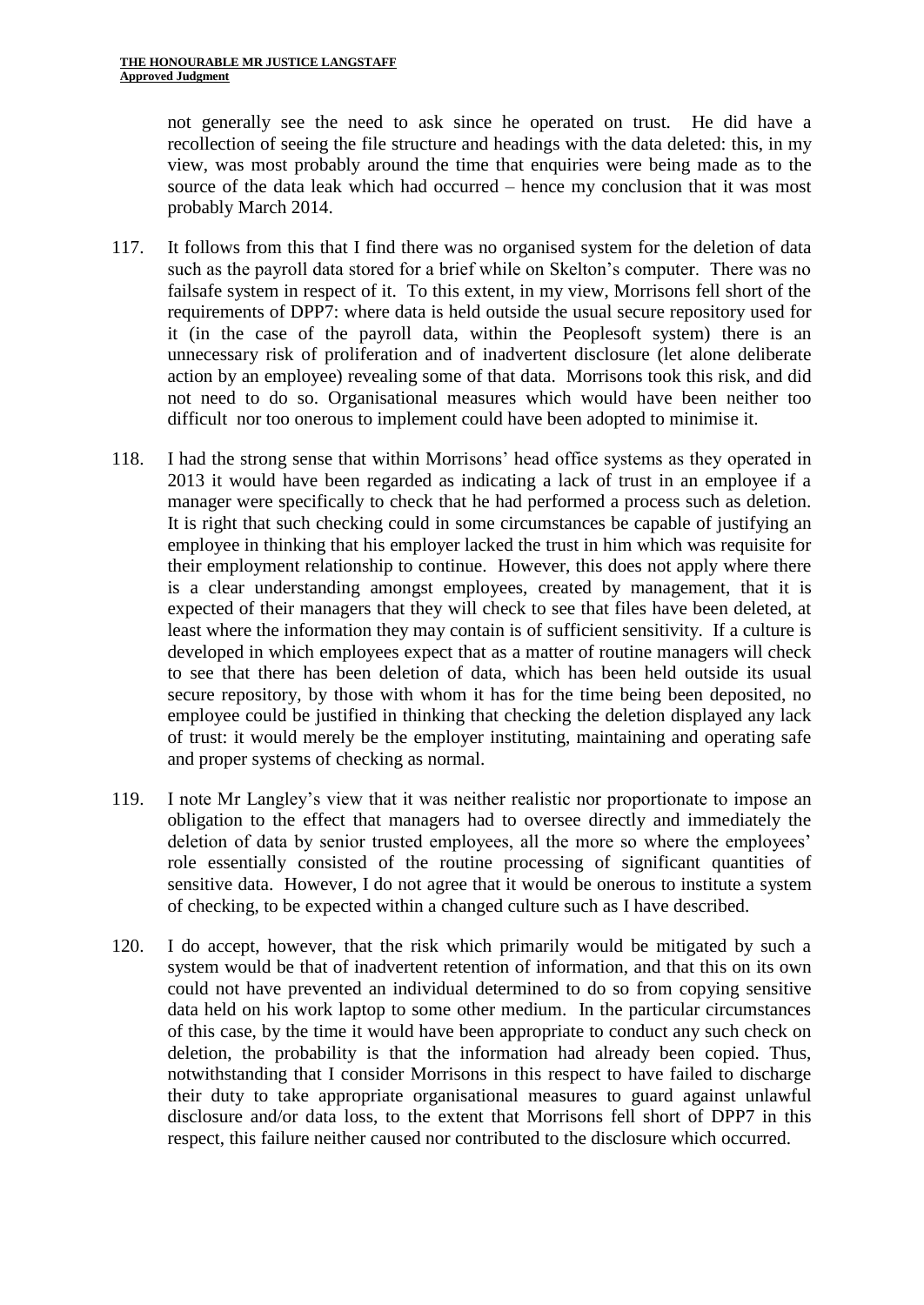not generally see the need to ask since he operated on trust. He did have a recollection of seeing the file structure and headings with the data deleted: this, in my view, was most probably around the time that enquiries were being made as to the source of the data leak which had occurred – hence my conclusion that it was most probably March 2014.

117. It follows from this that I find there was no organised system for the deletion of data such as the payroll data stored for a brief while on Skelton's computer. There was no failsafe system in respect of it. To this extent, in my view, Morrisons fell short of the requirements of DPP7: where data is held outside the usual secure repository used for it (in the case of the payroll data, within the Peoplesoft system) there is an unnecessary risk of proliferation and of inadvertent disclosure (let alone deliberate action by an employee) revealing some of that data. Morrisons took this risk, and did not need to do so. Organisational measures which would have been neither too difficult nor too onerous to implement could have been adopted to minimise it.

118. I had the strong sense that within Morrisons' head office systems as they operated in 2013 it would have been regarded as indicating a lack of trust in an employee if a manager were specifically to check that he had performed a process such as deletion. It is right that such checking could in some circumstances be capable of justifying an employee in thinking that his employer lacked the trust in him which was requisite for their employment relationship to continue. However, this does not apply where there is a clear understanding amongst employees, created by management, that it is expected of their managers that they will check to see that files have been deleted, at least where the information they may contain is of sufficient sensitivity. If a culture is developed in which employees expect that as a matter of routine managers will check to see that there has been deletion of data, which has been held outside its usual secure repository, by those with whom it has for the time being been deposited, no employee could be justified in thinking that checking the deletion displayed any lack of trust: it would merely be the employer instituting, maintaining and operating safe and proper systems of checking as normal.

119. I note Mr Langley's view that it was neither realistic nor proportionate to impose an obligation to the effect that managers had to oversee directly and immediately the deletion of data by senior trusted employees, all the more so where the employees' role essentially consisted of the routine processing of significant quantities of sensitive data. However, I do not agree that it would be onerous to institute a system of checking, to be expected within a changed culture such as I have described.

120. I do accept, however, that the risk which primarily would be mitigated by such a system would be that of inadvertent retention of information, and that this on its own could not have prevented an individual determined to do so from copying sensitive data held on his work laptop to some other medium. In the particular circumstances of this case, by the time it would have been appropriate to conduct any such check on deletion, the probability is that the information had already been copied. Thus, notwithstanding that I consider Morrisons in this respect to have failed to discharge their duty to take appropriate organisational measures to guard against unlawful disclosure and/or data loss, to the extent that Morrisons fell short of DPP7 in this respect, this failure neither caused nor contributed to the disclosure which occurred.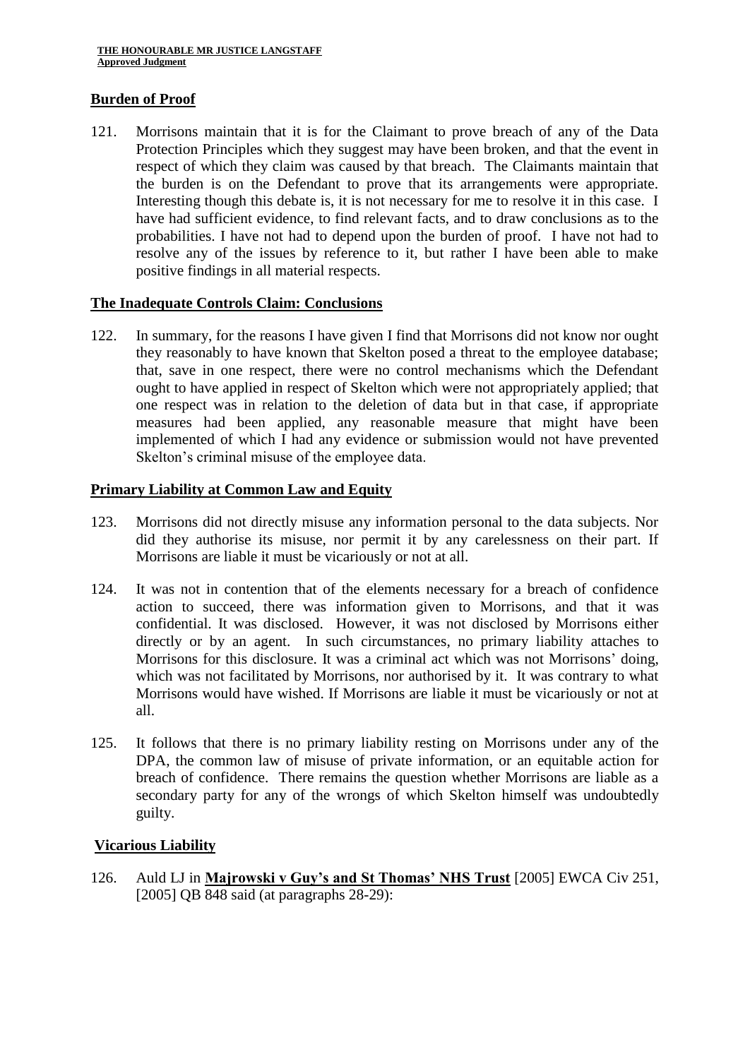## Burden of Proof

121. Morrisons maintain that it is for the Claimant to prove breach of any of the Data Protection Principles which they suggest may have been broken, and that the event in respect of which they claim was caused by that breach. The Claimants maintain that the burden is on the Defendant to prove that its arrangements were appropriate. Interesting though this debate is, it is not necessary for me to resolve it in this case. I have had sufficient evidence, to find relevant facts, and to draw conclusions as to the probabilities. I have not had to depend upon the burden of proof. I have not had to resolve any of the issues by reference to it, but rather I have been able to make positive findings in all material respects.

## The Inadequate Controls Claim: Conclusions

122. In summary, for the reasons I have given I find that Morrisons did not know nor ought they reasonably to have known that Skelton posed a threat to the employee database; that, save in one respect, there were no control mechanisms which the Defendant ought to have applied in respect of Skelton which were not appropriately applied; that one respect was in relation to the deletion of data but in that case, if appropriate measures had been applied, any reasonable measure that might have been implemented of which I had any evidence or submission would not have prevented Skelton's criminal misuse of the employee data.

## Primary Liability at Common Law and Equity

123. Morrisons did not directly misuse any information personal to the data subjects. Nor did they authorise its misuse, nor permit it by any carelessness on their part. If Morrisons are liable it must be vicariously or not at all.

124. It was not in contention that of the elements necessary for a breach of confidence action to succeed, there was information given to Morrisons, and that it was confidential. It was disclosed. However, it was not disclosed by Morrisons either directly or by an agent. In such circumstances, no primary liability attaches to Morrisons for this disclosure. It was a criminal act which was not Morrisons' doing, which was not facilitated by Morrisons, nor authorised by it. It was contrary to what Morrisons would have wished. If Morrisons are liable it must be vicariously or not at all.

125. It follows that there is no primary liability resting on Morrisons under any of the DPA, the common law of misuse of private information, or an equitable action for breach of confidence. There remains the question whether Morrisons are liable as a secondary party for any of the wrongs of which Skelton himself was undoubtedly guilty.

## Vicarious Liability

126. Auld LJ in **Majrowski v Guy's and St Thomas' NHS Trust** [2005] EWCA Civ 251, [2005] QB 848 said (at paragraphs 28-29):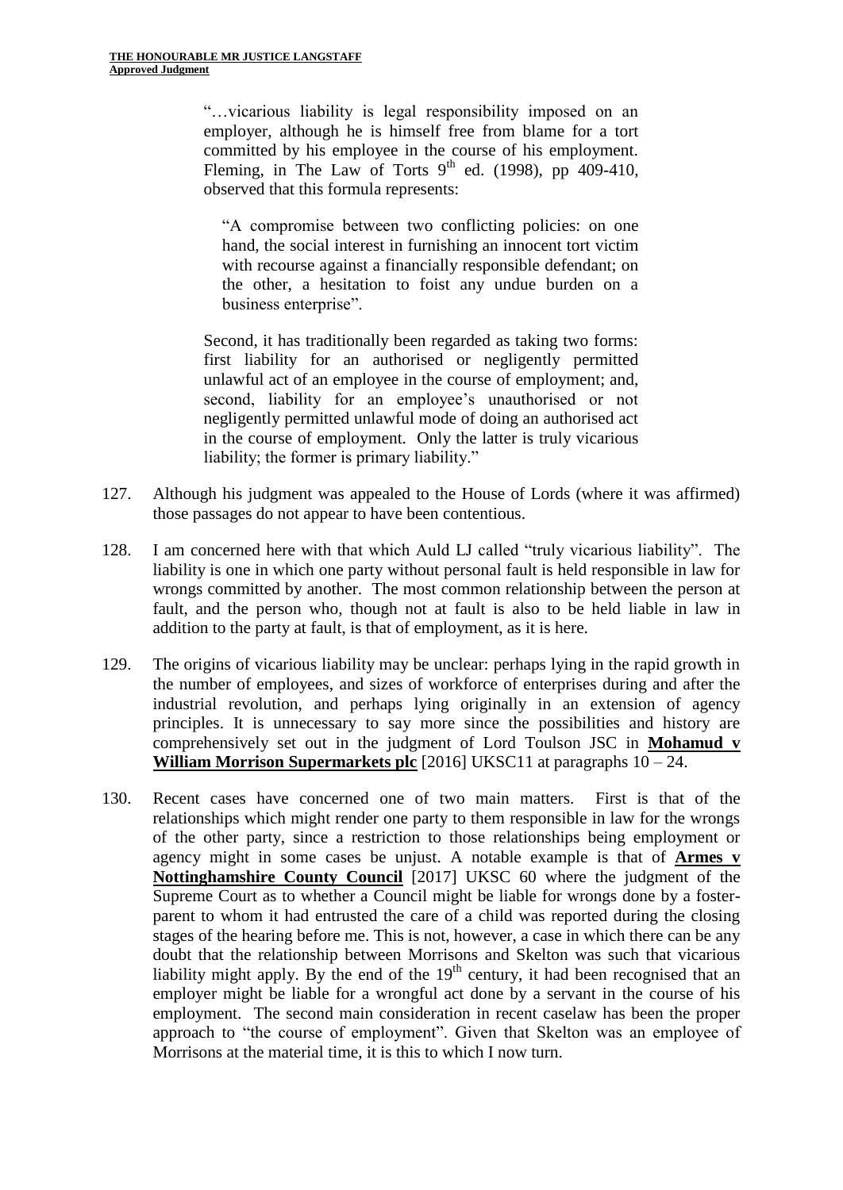> "…vicarious liability is legal responsibility imposed on an employer, although he is himself free from blame for a tort committed by his employee in the course of his employment. Fleming, in The Law of Torts 9th ed. (1998), pp 409-410, observed that this formula represents:
>
> > "A compromise between two conflicting policies: on one hand, the social interest in furnishing an innocent tort victim with recourse against a financially responsible defendant; on the other, a hesitation to foist any undue burden on a business enterprise".
>
> Second, it has traditionally been regarded as taking two forms: first liability for an authorised or negligently permitted unlawful act of an employee in the course of employment; and, second, liability for an employee's unauthorised or not negligently permitted unlawful mode of doing an authorised act in the course of employment. Only the latter is truly vicarious liability; the former is primary liability."

127. Although his judgment was appealed to the House of Lords (where it was affirmed) those passages do not appear to have been contentious.

128. I am concerned here with that which Auld LJ called "truly vicarious liability". The liability is one in which one party without personal fault is held responsible in law for wrongs committed by another. The most common relationship between the person at fault, and the person who, though not at fault is also to be held liable in law in addition to the party at fault, is that of employment, as it is here.

129. The origins of vicarious liability may be unclear: perhaps lying in the rapid growth in the number of employees, and sizes of workforce of enterprises during and after the industrial revolution, and perhaps lying originally in an extension of agency principles. It is unnecessary to say more since the possibilities and history are comprehensively set out in the judgment of Lord Toulson JSC in **Mohamud v William Morrison Supermarkets plc** [2016] UKSC11 at paragraphs 10 – 24.

130. Recent cases have concerned one of two main matters. First is that of the relationships which might render one party to them responsible in law for the wrongs of the other party, since a restriction to those relationships being employment or agency might in some cases be unjust. A notable example is that of **Armes v Nottinghamshire County Council** [2017] UKSC 60 where the judgment of the Supreme Court as to whether a Council might be liable for wrongs done by a foster-parent to whom it had entrusted the care of a child was reported during the closing stages of the hearing before me. This is not, however, a case in which there can be any doubt that the relationship between Morrisons and Skelton was such that vicarious liability might apply. By the end of the 19th century, it had been recognised that an employer might be liable for a wrongful act done by a servant in the course of his employment. The second main consideration in recent caselaw has been the proper approach to "the course of employment". Given that Skelton was an employee of Morrisons at the material time, it is this to which I now turn.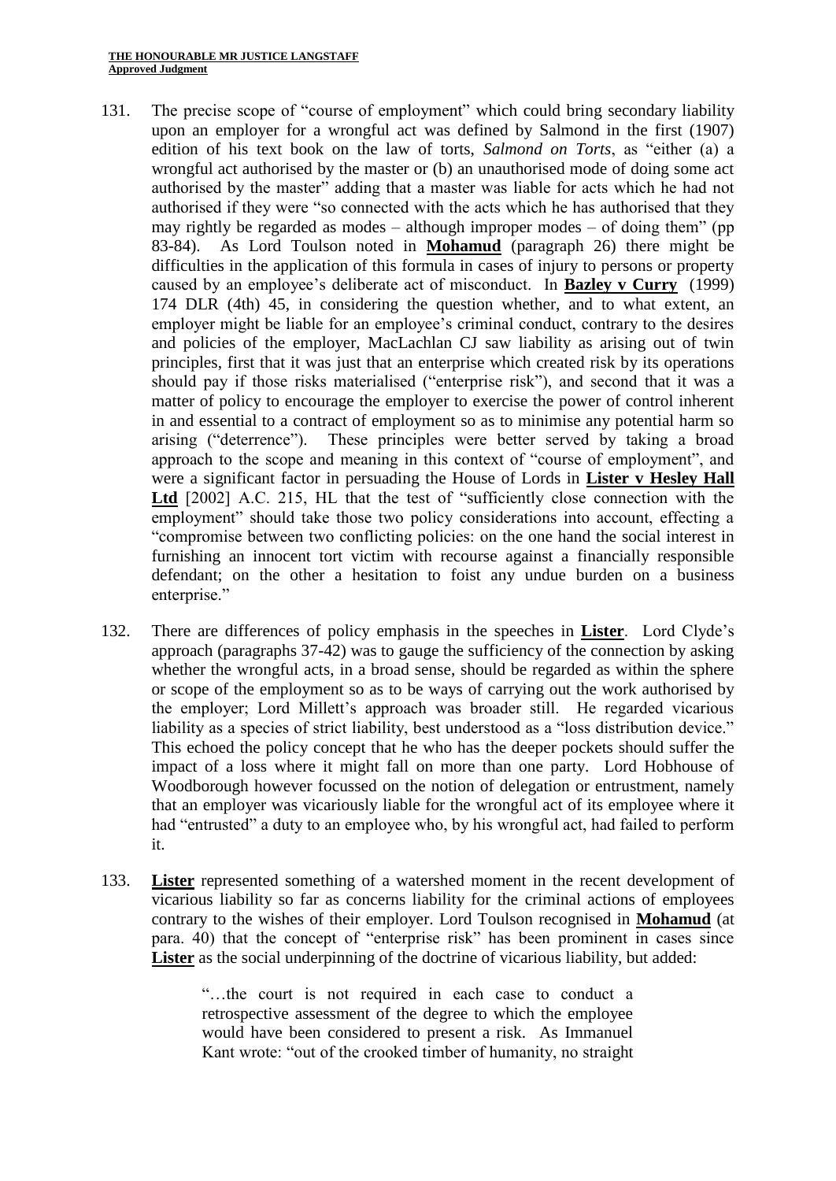131. The precise scope of "course of employment" which could bring secondary liability upon an employer for a wrongful act was defined by Salmond in the first (1907) edition of his text book on the law of torts, *Salmond on Torts*, as "either (a) a wrongful act authorised by the master or (b) an unauthorised mode of doing some act authorised by the master" adding that a master was liable for acts which he had not authorised if they were "so connected with the acts which he has authorised that they may rightly be regarded as modes – although improper modes – of doing them" (pp 83-84). As Lord Toulson noted in **Mohamud** (paragraph 26) there might be difficulties in the application of this formula in cases of injury to persons or property caused by an employee's deliberate act of misconduct. In **Bazley v Curry** (1999) 174 DLR (4th) 45, in considering the question whether, and to what extent, an employer might be liable for an employee's criminal conduct, contrary to the desires and policies of the employer, MacLachlan CJ saw liability as arising out of twin principles, first that it was just that an enterprise which created risk by its operations should pay if those risks materialised ("enterprise risk"), and second that it was a matter of policy to encourage the employer to exercise the power of control inherent in and essential to a contract of employment so as to minimise any potential harm so arising ("deterrence"). These principles were better served by taking a broad approach to the scope and meaning in this context of "course of employment", and were a significant factor in persuading the House of Lords in **Lister v Hesley Hall Ltd** [2002] A.C. 215, HL that the test of "sufficiently close connection with the employment" should take those two policy considerations into account, effecting a "compromise between two conflicting policies: on the one hand the social interest in furnishing an innocent tort victim with recourse against a financially responsible defendant; on the other a hesitation to foist any undue burden on a business enterprise."

132. There are differences of policy emphasis in the speeches in **Lister**. Lord Clyde's approach (paragraphs 37-42) was to gauge the sufficiency of the connection by asking whether the wrongful acts, in a broad sense, should be regarded as within the sphere or scope of the employment so as to be ways of carrying out the work authorised by the employer; Lord Millett's approach was broader still. He regarded vicarious liability as a species of strict liability, best understood as a "loss distribution device." This echoed the policy concept that he who has the deeper pockets should suffer the impact of a loss where it might fall on more than one party. Lord Hobhouse of Woodborough however focussed on the notion of delegation or entrustment, namely that an employer was vicariously liable for the wrongful act of its employee where it had "entrusted" a duty to an employee who, by his wrongful act, had failed to perform it.

133. **Lister** represented something of a watershed moment in the recent development of vicarious liability so far as concerns liability for the criminal actions of employees contrary to the wishes of their employer. Lord Toulson recognised in **Mohamud** (at para. 40) that the concept of "enterprise risk" has been prominent in cases since **Lister** as the social underpinning of the doctrine of vicarious liability, but added:

> "…the court is not required in each case to conduct a retrospective assessment of the degree to which the employee would have been considered to present a risk. As Immanuel Kant wrote: "out of the crooked timber of humanity, no straight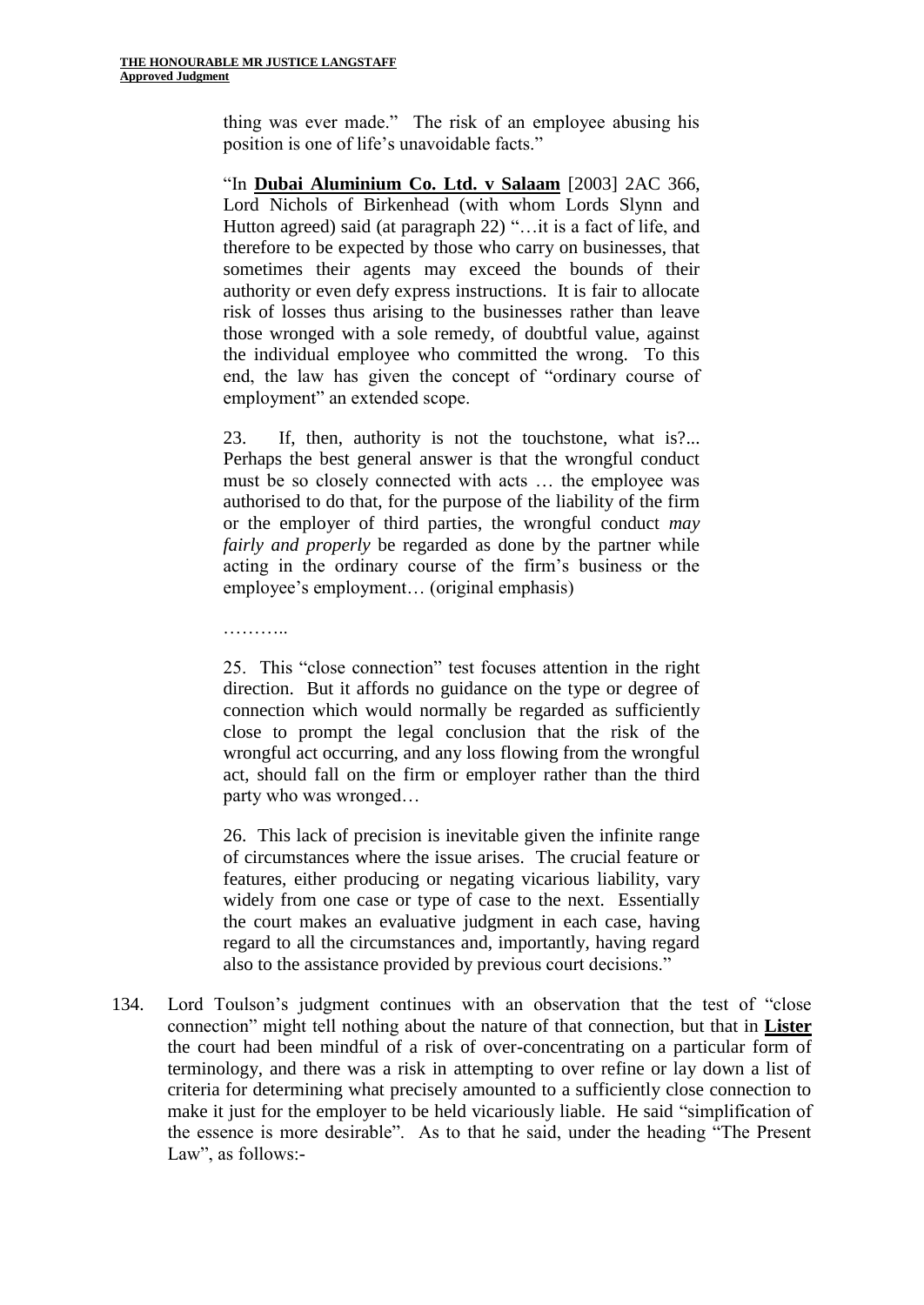> thing was ever made." The risk of an employee abusing his position is one of life's unavoidable facts."
>
> "In **Dubai Aluminium Co. Ltd. v Salaam** [2003] 2AC 366, Lord Nichols of Birkenhead (with whom Lords Slynn and Hutton agreed) said (at paragraph 22) "…it is a fact of life, and therefore to be expected by those who carry on businesses, that sometimes their agents may exceed the bounds of their authority or even defy express instructions. It is fair to allocate risk of losses thus arising to the businesses rather than leave those wronged with a sole remedy, of doubtful value, against the individual employee who committed the wrong. To this end, the law has given the concept of "ordinary course of employment" an extended scope.
>
> 23. If, then, authority is not the touchstone, what is?... Perhaps the best general answer is that the wrongful conduct must be so closely connected with acts … the employee was authorised to do that, for the purpose of the liability of the firm or the employer of third parties, the wrongful conduct *may fairly and properly* be regarded as done by the partner while acting in the ordinary course of the firm's business or the employee's employment… (original emphasis)
>
> ………..
>
> 25. This "close connection" test focuses attention in the right direction. But it affords no guidance on the type or degree of connection which would normally be regarded as sufficiently close to prompt the legal conclusion that the risk of the wrongful act occurring, and any loss flowing from the wrongful act, should fall on the firm or employer rather than the third party who was wronged…
>
> 26. This lack of precision is inevitable given the infinite range of circumstances where the issue arises. The crucial feature or features, either producing or negating vicarious liability, vary widely from one case or type of case to the next. Essentially the court makes an evaluative judgment in each case, having regard to all the circumstances and, importantly, having regard also to the assistance provided by previous court decisions."

134. Lord Toulson's judgment continues with an observation that the test of "close connection" might tell nothing about the nature of that connection, but that in **Lister** the court had been mindful of a risk of over-concentrating on a particular form of terminology, and there was a risk in attempting to over refine or lay down a list of criteria for determining what precisely amounted to a sufficiently close connection to make it just for the employer to be held vicariously liable. He said "simplification of the essence is more desirable". As to that he said, under the heading "The Present Law", as follows:-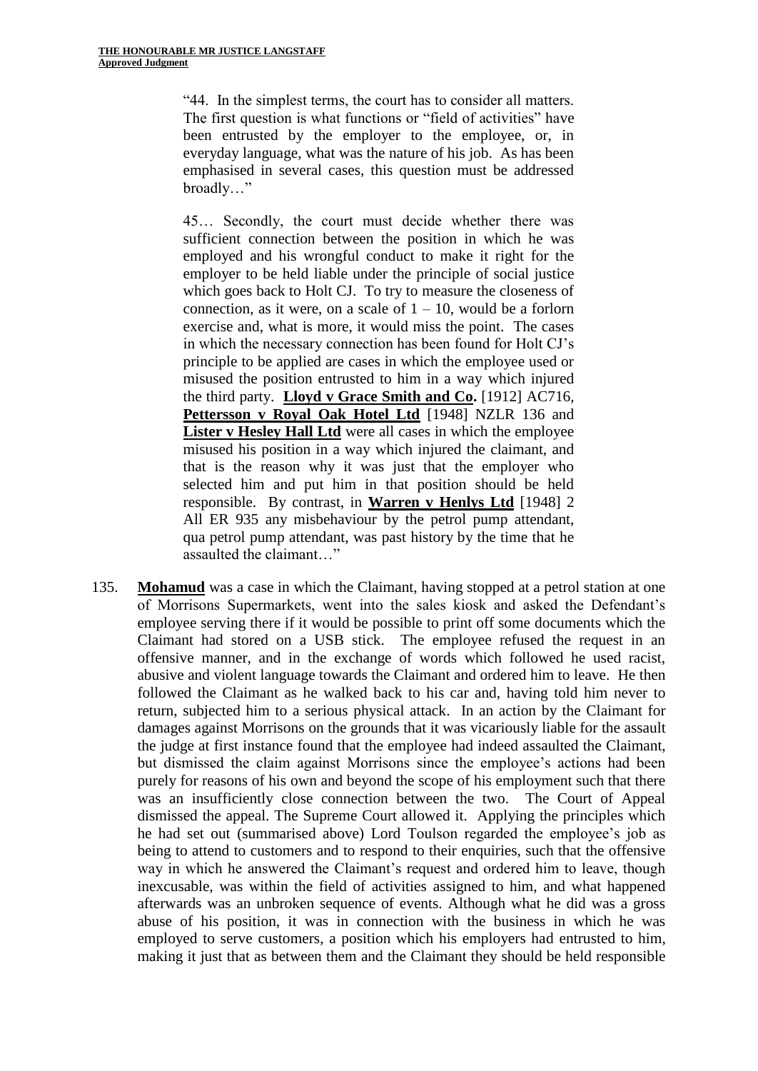> "44. In the simplest terms, the court has to consider all matters. The first question is what functions or "field of activities" have been entrusted by the employer to the employee, or, in everyday language, what was the nature of his job. As has been emphasised in several cases, this question must be addressed broadly…"
>
> 45… Secondly, the court must decide whether there was sufficient connection between the position in which he was employed and his wrongful conduct to make it right for the employer to be held liable under the principle of social justice which goes back to Holt CJ. To try to measure the closeness of connection, as it were, on a scale of 1 – 10, would be a forlorn exercise and, what is more, it would miss the point. The cases in which the necessary connection has been found for Holt CJ's principle to be applied are cases in which the employee used or misused the position entrusted to him in a way which injured the third party. **Lloyd v Grace Smith and Co.** [1912] AC716, **Pettersson v Royal Oak Hotel Ltd** [1948] NZLR 136 and **Lister v Hesley Hall Ltd** were all cases in which the employee misused his position in a way which injured the claimant, and that is the reason why it was just that the employer who selected him and put him in that position should be held responsible. By contrast, in **Warren v Henlys Ltd** [1948] 2 All ER 935 any misbehaviour by the petrol pump attendant, qua petrol pump attendant, was past history by the time that he assaulted the claimant…"

135. **Mohamud** was a case in which the Claimant, having stopped at a petrol station at one of Morrisons Supermarkets, went into the sales kiosk and asked the Defendant's employee serving there if it would be possible to print off some documents which the Claimant had stored on a USB stick. The employee refused the request in an offensive manner, and in the exchange of words which followed he used racist, abusive and violent language towards the Claimant and ordered him to leave. He then followed the Claimant as he walked back to his car and, having told him never to return, subjected him to a serious physical attack. In an action by the Claimant for damages against Morrisons on the grounds that it was vicariously liable for the assault the judge at first instance found that the employee had indeed assaulted the Claimant, but dismissed the claim against Morrisons since the employee's actions had been purely for reasons of his own and beyond the scope of his employment such that there was an insufficiently close connection between the two. The Court of Appeal dismissed the appeal. The Supreme Court allowed it. Applying the principles which he had set out (summarised above) Lord Toulson regarded the employee's job as being to attend to customers and to respond to their enquiries, such that the offensive way in which he answered the Claimant's request and ordered him to leave, though inexcusable, was within the field of activities assigned to him, and what happened afterwards was an unbroken sequence of events. Although what he did was a gross abuse of his position, it was in connection with the business in which he was employed to serve customers, a position which his employers had entrusted to him, making it just that as between them and the Claimant they should be held responsible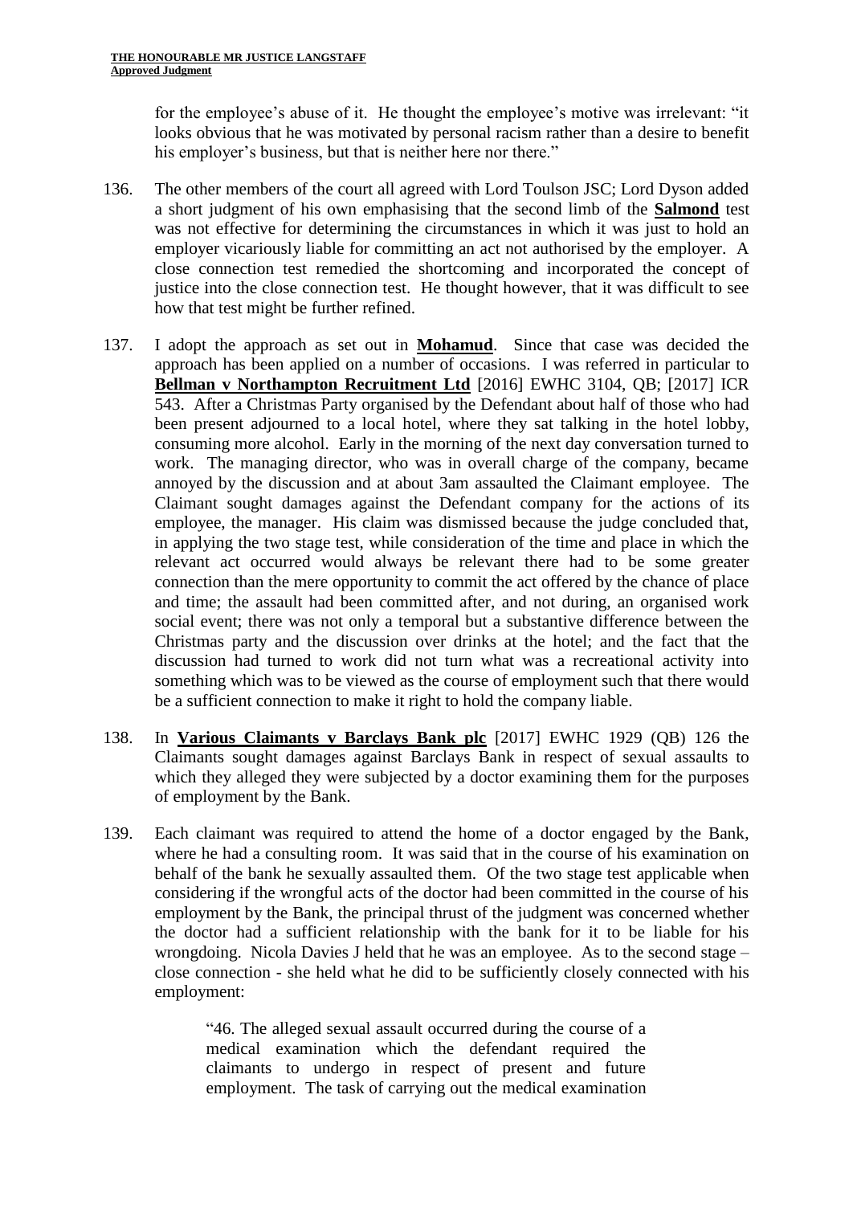for the employee's abuse of it. He thought the employee's motive was irrelevant: "it looks obvious that he was motivated by personal racism rather than a desire to benefit his employer's business, but that is neither here nor there."

136. The other members of the court all agreed with Lord Toulson JSC; Lord Dyson added a short judgment of his own emphasising that the second limb of the **Salmond** test was not effective for determining the circumstances in which it was just to hold an employer vicariously liable for committing an act not authorised by the employer. A close connection test remedied the shortcoming and incorporated the concept of justice into the close connection test. He thought however, that it was difficult to see how that test might be further refined.

137. I adopt the approach as set out in **Mohamud**. Since that case was decided the approach has been applied on a number of occasions. I was referred in particular to **Bellman v Northampton Recruitment Ltd** [2016] EWHC 3104, QB; [2017] ICR 543. After a Christmas Party organised by the Defendant about half of those who had been present adjourned to a local hotel, where they sat talking in the hotel lobby, consuming more alcohol. Early in the morning of the next day conversation turned to work. The managing director, who was in overall charge of the company, became annoyed by the discussion and at about 3am assaulted the Claimant employee. The Claimant sought damages against the Defendant company for the actions of its employee, the manager. His claim was dismissed because the judge concluded that, in applying the two stage test, while consideration of the time and place in which the relevant act occurred would always be relevant there had to be some greater connection than the mere opportunity to commit the act offered by the chance of place and time; the assault had been committed after, and not during, an organised work social event; there was not only a temporal but a substantive difference between the Christmas party and the discussion over drinks at the hotel; and the fact that the discussion had turned to work did not turn what was a recreational activity into something which was to be viewed as the course of employment such that there would be a sufficient connection to make it right to hold the company liable.

138. In **Various Claimants v Barclays Bank plc** [2017] EWHC 1929 (QB) 126 the Claimants sought damages against Barclays Bank in respect of sexual assaults to which they alleged they were subjected by a doctor examining them for the purposes of employment by the Bank.

139. Each claimant was required to attend the home of a doctor engaged by the Bank, where he had a consulting room. It was said that in the course of his examination on behalf of the bank he sexually assaulted them. Of the two stage test applicable when considering if the wrongful acts of the doctor had been committed in the course of his employment by the Bank, the principal thrust of the judgment was concerned whether the doctor had a sufficient relationship with the bank for it to be liable for his wrongdoing. Nicola Davies J held that he was an employee. As to the second stage – close connection - she held what he did to be sufficiently closely connected with his employment:

> "46. The alleged sexual assault occurred during the course of a medical examination which the defendant required the claimants to undergo in respect of present and future employment. The task of carrying out the medical examination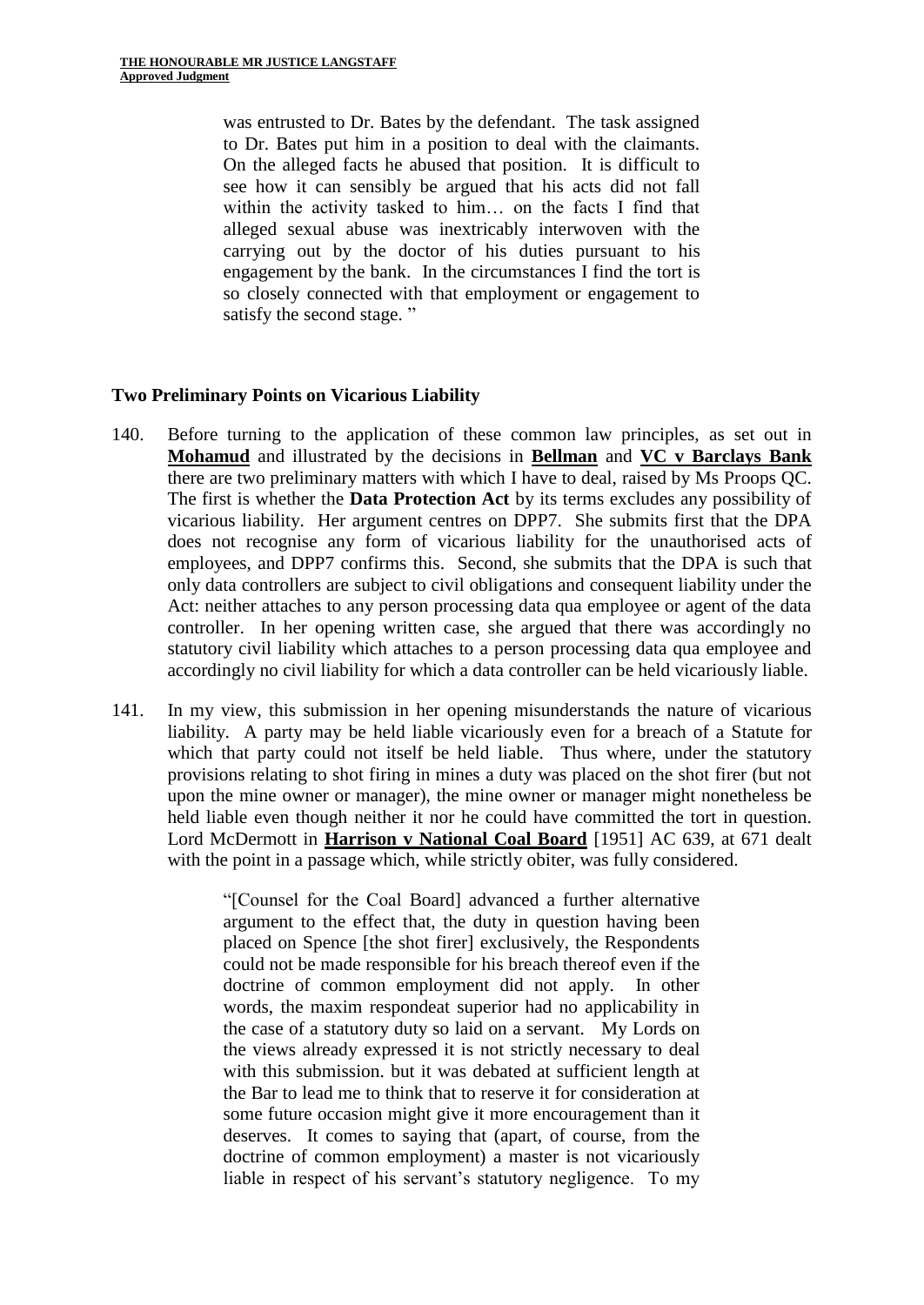> was entrusted to Dr. Bates by the defendant. The task assigned to Dr. Bates put him in a position to deal with the claimants. On the alleged facts he abused that position. It is difficult to see how it can sensibly be argued that his acts did not fall within the activity tasked to him… on the facts I find that alleged sexual abuse was inextricably interwoven with the carrying out by the doctor of his duties pursuant to his engagement by the bank. In the circumstances I find the tort is so closely connected with that employment or engagement to satisfy the second stage. "

**Two Preliminary Points on Vicarious Liability**

140. Before turning to the application of these common law principles, as set out in **Mohamud** and illustrated by the decisions in **Bellman** and **VC v Barclays Bank** there are two preliminary matters with which I have to deal, raised by Ms Proops QC. The first is whether the **Data Protection Act** by its terms excludes any possibility of vicarious liability. Her argument centres on DPP7. She submits first that the DPA does not recognise any form of vicarious liability for the unauthorised acts of employees, and DPP7 confirms this. Second, she submits that the DPA is such that only data controllers are subject to civil obligations and consequent liability under the Act: neither attaches to any person processing data qua employee or agent of the data controller. In her opening written case, she argued that there was accordingly no statutory civil liability which attaches to a person processing data qua employee and accordingly no civil liability for which a data controller can be held vicariously liable.

141. In my view, this submission in her opening misunderstands the nature of vicarious liability. A party may be held liable vicariously even for a breach of a Statute for which that party could not itself be held liable. Thus where, under the statutory provisions relating to shot firing in mines a duty was placed on the shot firer (but not upon the mine owner or manager), the mine owner or manager might nonetheless be held liable even though neither it nor he could have committed the tort in question. Lord McDermott in **Harrison v National Coal Board** [1951] AC 639, at 671 dealt with the point in a passage which, while strictly obiter, was fully considered.

> "[Counsel for the Coal Board] advanced a further alternative argument to the effect that, the duty in question having been placed on Spence [the shot firer] exclusively, the Respondents could not be made responsible for his breach thereof even if the doctrine of common employment did not apply. In other words, the maxim respondeat superior had no applicability in the case of a statutory duty so laid on a servant. My Lords on the views already expressed it is not strictly necessary to deal with this submission. but it was debated at sufficient length at the Bar to lead me to think that to reserve it for consideration at some future occasion might give it more encouragement than it deserves. It comes to saying that (apart, of course, from the doctrine of common employment) a master is not vicariously liable in respect of his servant's statutory negligence. To my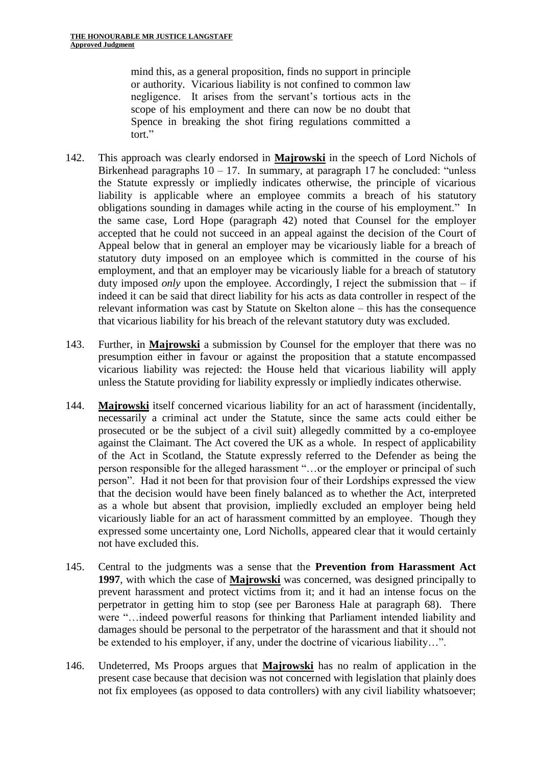> mind this, as a general proposition, finds no support in principle or authority. Vicarious liability is not confined to common law negligence. It arises from the servant's tortious acts in the scope of his employment and there can now be no doubt that Spence in breaking the shot firing regulations committed a tort."

142. This approach was clearly endorsed in **Majrowski** in the speech of Lord Nichols of Birkenhead paragraphs 10 – 17. In summary, at paragraph 17 he concluded: "unless the Statute expressly or impliedly indicates otherwise, the principle of vicarious liability is applicable where an employee commits a breach of his statutory obligations sounding in damages while acting in the course of his employment." In the same case, Lord Hope (paragraph 42) noted that Counsel for the employer accepted that he could not succeed in an appeal against the decision of the Court of Appeal below that in general an employer may be vicariously liable for a breach of statutory duty imposed on an employee which is committed in the course of his employment, and that an employer may be vicariously liable for a breach of statutory duty imposed *only* upon the employee. Accordingly, I reject the submission that – if indeed it can be said that direct liability for his acts as data controller in respect of the relevant information was cast by Statute on Skelton alone – this has the consequence that vicarious liability for his breach of the relevant statutory duty was excluded.

143. Further, in **Majrowski** a submission by Counsel for the employer that there was no presumption either in favour or against the proposition that a statute encompassed vicarious liability was rejected: the House held that vicarious liability will apply unless the Statute providing for liability expressly or impliedly indicates otherwise.

144. **Majrowski** itself concerned vicarious liability for an act of harassment (incidentally, necessarily a criminal act under the Statute, since the same acts could either be prosecuted or be the subject of a civil suit) allegedly committed by a co-employee against the Claimant. The Act covered the UK as a whole. In respect of applicability of the Act in Scotland, the Statute expressly referred to the Defender as being the person responsible for the alleged harassment "…or the employer or principal of such person". Had it not been for that provision four of their Lordships expressed the view that the decision would have been finely balanced as to whether the Act, interpreted as a whole but absent that provision, impliedly excluded an employer being held vicariously liable for an act of harassment committed by an employee. Though they expressed some uncertainty one, Lord Nicholls, appeared clear that it would certainly not have excluded this.

145. Central to the judgments was a sense that the **Prevention from Harassment Act 1997**, with which the case of **Majrowski** was concerned, was designed principally to prevent harassment and protect victims from it; and it had an intense focus on the perpetrator in getting him to stop (see per Baroness Hale at paragraph 68). There were "…indeed powerful reasons for thinking that Parliament intended liability and damages should be personal to the perpetrator of the harassment and that it should not be extended to his employer, if any, under the doctrine of vicarious liability…".

146. Undeterred, Ms Proops argues that **Majrowski** has no realm of application in the present case because that decision was not concerned with legislation that plainly does not fix employees (as opposed to data controllers) with any civil liability whatsoever;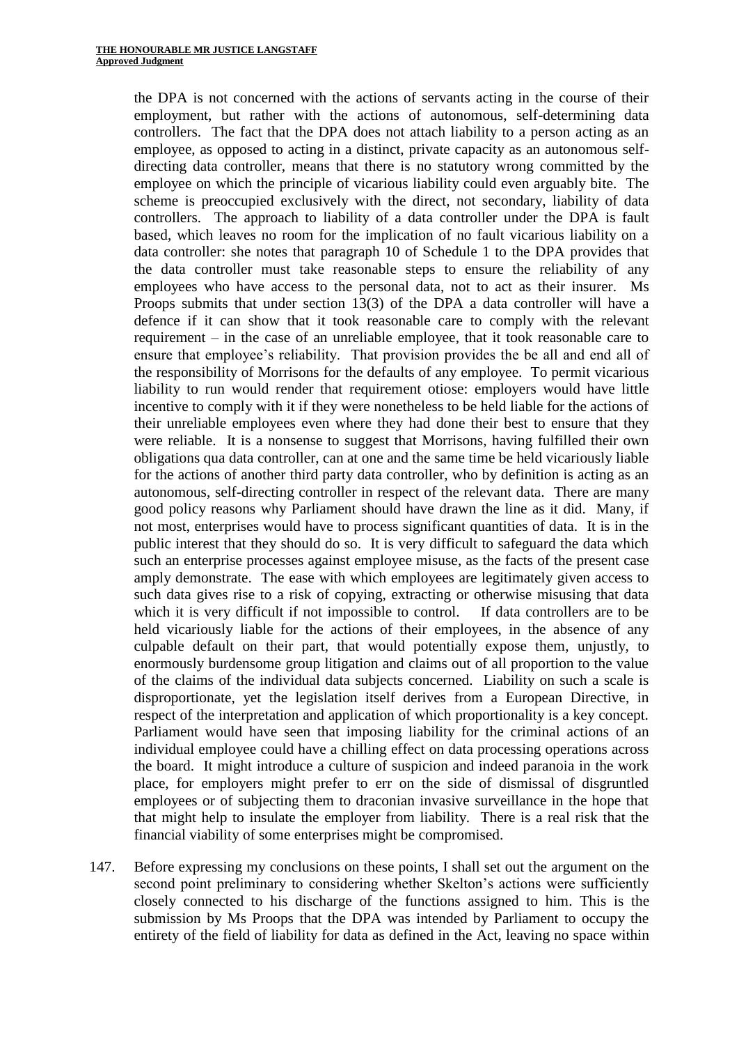the DPA is not concerned with the actions of servants acting in the course of their employment, but rather with the actions of autonomous, self-determining data controllers. The fact that the DPA does not attach liability to a person acting as an employee, as opposed to acting in a distinct, private capacity as an autonomous self-directing data controller, means that there is no statutory wrong committed by the employee on which the principle of vicarious liability could even arguably bite. The scheme is preoccupied exclusively with the direct, not secondary, liability of data controllers. The approach to liability of a data controller under the DPA is fault based, which leaves no room for the implication of no fault vicarious liability on a data controller: she notes that paragraph 10 of Schedule 1 to the DPA provides that the data controller must take reasonable steps to ensure the reliability of any employees who have access to the personal data, not to act as their insurer. Ms Proops submits that under section 13(3) of the DPA a data controller will have a defence if it can show that it took reasonable care to comply with the relevant requirement – in the case of an unreliable employee, that it took reasonable care to ensure that employee's reliability. That provision provides the be all and end all of the responsibility of Morrisons for the defaults of any employee. To permit vicarious liability to run would render that requirement otiose: employers would have little incentive to comply with it if they were nonetheless to be held liable for the actions of their unreliable employees even where they had done their best to ensure that they were reliable. It is a nonsense to suggest that Morrisons, having fulfilled their own obligations qua data controller, can at one and the same time be held vicariously liable for the actions of another third party data controller, who by definition is acting as an autonomous, self-directing controller in respect of the relevant data. There are many good policy reasons why Parliament should have drawn the line as it did. Many, if not most, enterprises would have to process significant quantities of data. It is in the public interest that they should do so. It is very difficult to safeguard the data which such an enterprise processes against employee misuse, as the facts of the present case amply demonstrate. The ease with which employees are legitimately given access to such data gives rise to a risk of copying, extracting or otherwise misusing that data which it is very difficult if not impossible to control. If data controllers are to be held vicariously liable for the actions of their employees, in the absence of any culpable default on their part, that would potentially expose them, unjustly, to enormously burdensome group litigation and claims out of all proportion to the value of the claims of the individual data subjects concerned. Liability on such a scale is disproportionate, yet the legislation itself derives from a European Directive, in respect of the interpretation and application of which proportionality is a key concept. Parliament would have seen that imposing liability for the criminal actions of an individual employee could have a chilling effect on data processing operations across the board. It might introduce a culture of suspicion and indeed paranoia in the work place, for employers might prefer to err on the side of dismissal of disgruntled employees or of subjecting them to draconian invasive surveillance in the hope that that might help to insulate the employer from liability. There is a real risk that the financial viability of some enterprises might be compromised.

147. Before expressing my conclusions on these points, I shall set out the argument on the second point preliminary to considering whether Skelton's actions were sufficiently closely connected to his discharge of the functions assigned to him. This is the submission by Ms Proops that the DPA was intended by Parliament to occupy the entirety of the field of liability for data as defined in the Act, leaving no space within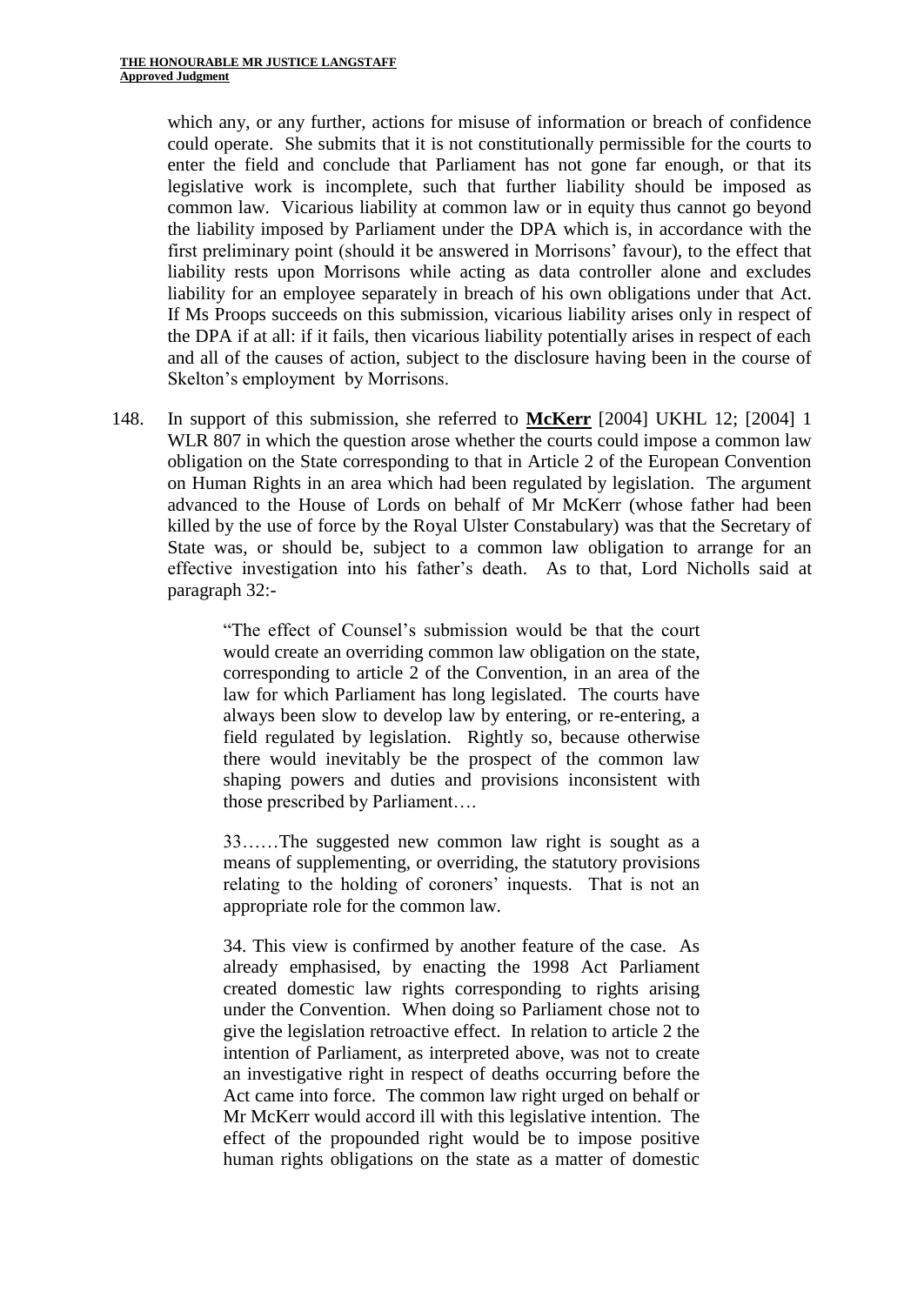which any, or any further, actions for misuse of information or breach of confidence could operate. She submits that it is not constitutionally permissible for the courts to enter the field and conclude that Parliament has not gone far enough, or that its legislative work is incomplete, such that further liability should be imposed as common law. Vicarious liability at common law or in equity thus cannot go beyond the liability imposed by Parliament under the DPA which is, in accordance with the first preliminary point (should it be answered in Morrisons' favour), to the effect that liability rests upon Morrisons while acting as data controller alone and excludes liability for an employee separately in breach of his own obligations under that Act. If Ms Proops succeeds on this submission, vicarious liability arises only in respect of the DPA if at all: if it fails, then vicarious liability potentially arises in respect of each and all of the causes of action, subject to the disclosure having been in the course of Skelton's employment by Morrisons.

148. In support of this submission, she referred to **McKerr** [2004] UKHL 12; [2004] 1 WLR 807 in which the question arose whether the courts could impose a common law obligation on the State corresponding to that in Article 2 of the European Convention on Human Rights in an area which had been regulated by legislation. The argument advanced to the House of Lords on behalf of Mr McKerr (whose father had been killed by the use of force by the Royal Ulster Constabulary) was that the Secretary of State was, or should be, subject to a common law obligation to arrange for an effective investigation into his father's death. As to that, Lord Nicholls said at paragraph 32:-

> "The effect of Counsel's submission would be that the court would create an overriding common law obligation on the state, corresponding to article 2 of the Convention, in an area of the law for which Parliament has long legislated. The courts have always been slow to develop law by entering, or re-entering, a field regulated by legislation. Rightly so, because otherwise there would inevitably be the prospect of the common law shaping powers and duties and provisions inconsistent with those prescribed by Parliament….
>
> 33……The suggested new common law right is sought as a means of supplementing, or overriding, the statutory provisions relating to the holding of coroners' inquests. That is not an appropriate role for the common law.
>
> 34. This view is confirmed by another feature of the case. As already emphasised, by enacting the 1998 Act Parliament created domestic law rights corresponding to rights arising under the Convention. When doing so Parliament chose not to give the legislation retroactive effect. In relation to article 2 the intention of Parliament, as interpreted above, was not to create an investigative right in respect of deaths occurring before the Act came into force. The common law right urged on behalf or Mr McKerr would accord ill with this legislative intention. The effect of the propounded right would be to impose positive human rights obligations on the state as a matter of domestic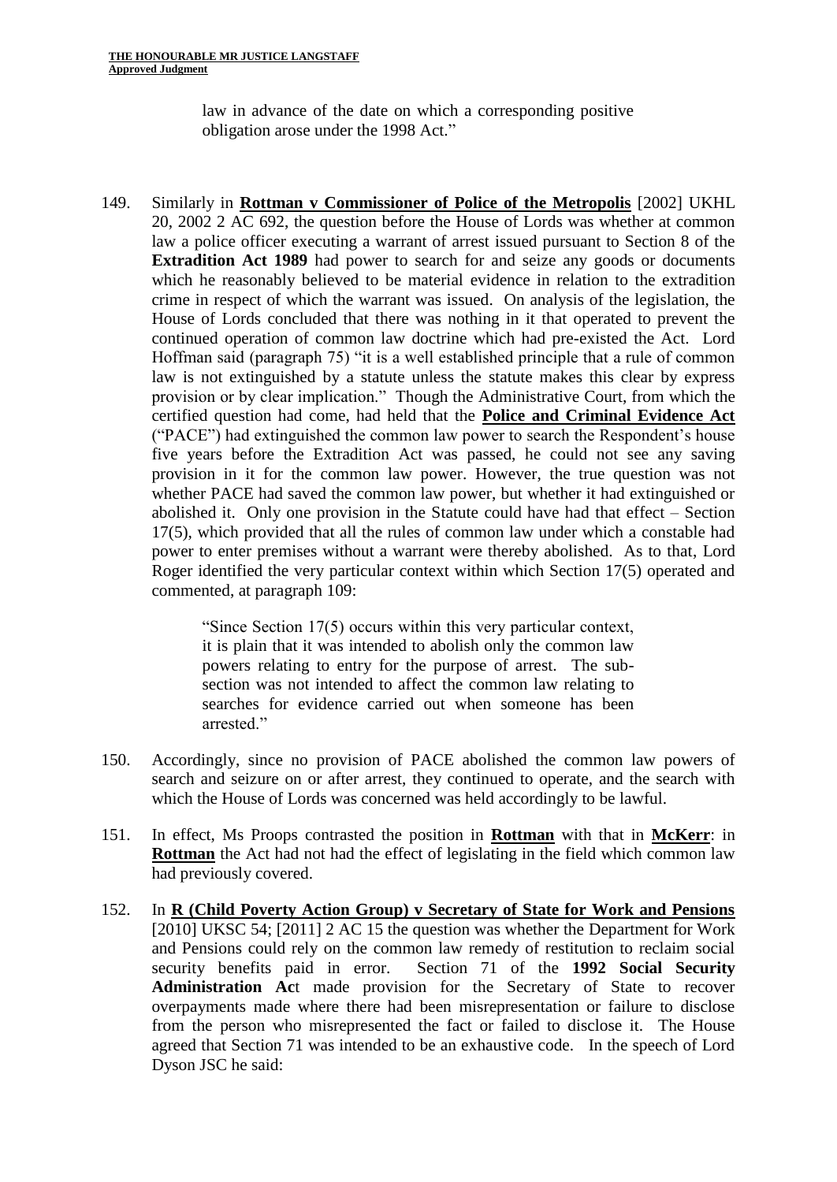law in advance of the date on which a corresponding positive obligation arose under the 1998 Act."

149. Similarly in **Rottman v Commissioner of Police of the Metropolis** [2002] UKHL 20, 2002 2 AC 692, the question before the House of Lords was whether at common law a police officer executing a warrant of arrest issued pursuant to Section 8 of the **Extradition Act 1989** had power to search for and seize any goods or documents which he reasonably believed to be material evidence in relation to the extradition crime in respect of which the warrant was issued. On analysis of the legislation, the House of Lords concluded that there was nothing in it that operated to prevent the continued operation of common law doctrine which had pre-existed the Act. Lord Hoffman said (paragraph 75) "it is a well established principle that a rule of common law is not extinguished by a statute unless the statute makes this clear by express provision or by clear implication." Though the Administrative Court, from which the certified question had come, had held that the **Police and Criminal Evidence Act** ("PACE") had extinguished the common law power to search the Respondent's house five years before the Extradition Act was passed, he could not see any saving provision in it for the common law power. However, the true question was not whether PACE had saved the common law power, but whether it had extinguished or abolished it. Only one provision in the Statute could have had that effect – Section 17(5), which provided that all the rules of common law under which a constable had power to enter premises without a warrant were thereby abolished. As to that, Lord Roger identified the very particular context within which Section 17(5) operated and commented, at paragraph 109:

> "Since Section 17(5) occurs within this very particular context, it is plain that it was intended to abolish only the common law powers relating to entry for the purpose of arrest. The sub-section was not intended to affect the common law relating to searches for evidence carried out when someone has been arrested."

150. Accordingly, since no provision of PACE abolished the common law powers of search and seizure on or after arrest, they continued to operate, and the search with which the House of Lords was concerned was held accordingly to be lawful.

151. In effect, Ms Proops contrasted the position in **Rottman** with that in **McKerr**: in **Rottman** the Act had not had the effect of legislating in the field which common law had previously covered.

152. In **R (Child Poverty Action Group) v Secretary of State for Work and Pensions** [2010] UKSC 54; [2011] 2 AC 15 the question was whether the Department for Work and Pensions could rely on the common law remedy of restitution to reclaim social security benefits paid in error. Section 71 of the **1992 Social Security Administration Ac**t made provision for the Secretary of State to recover overpayments made where there had been misrepresentation or failure to disclose from the person who misrepresented the fact or failed to disclose it. The House agreed that Section 71 was intended to be an exhaustive code. In the speech of Lord Dyson JSC he said: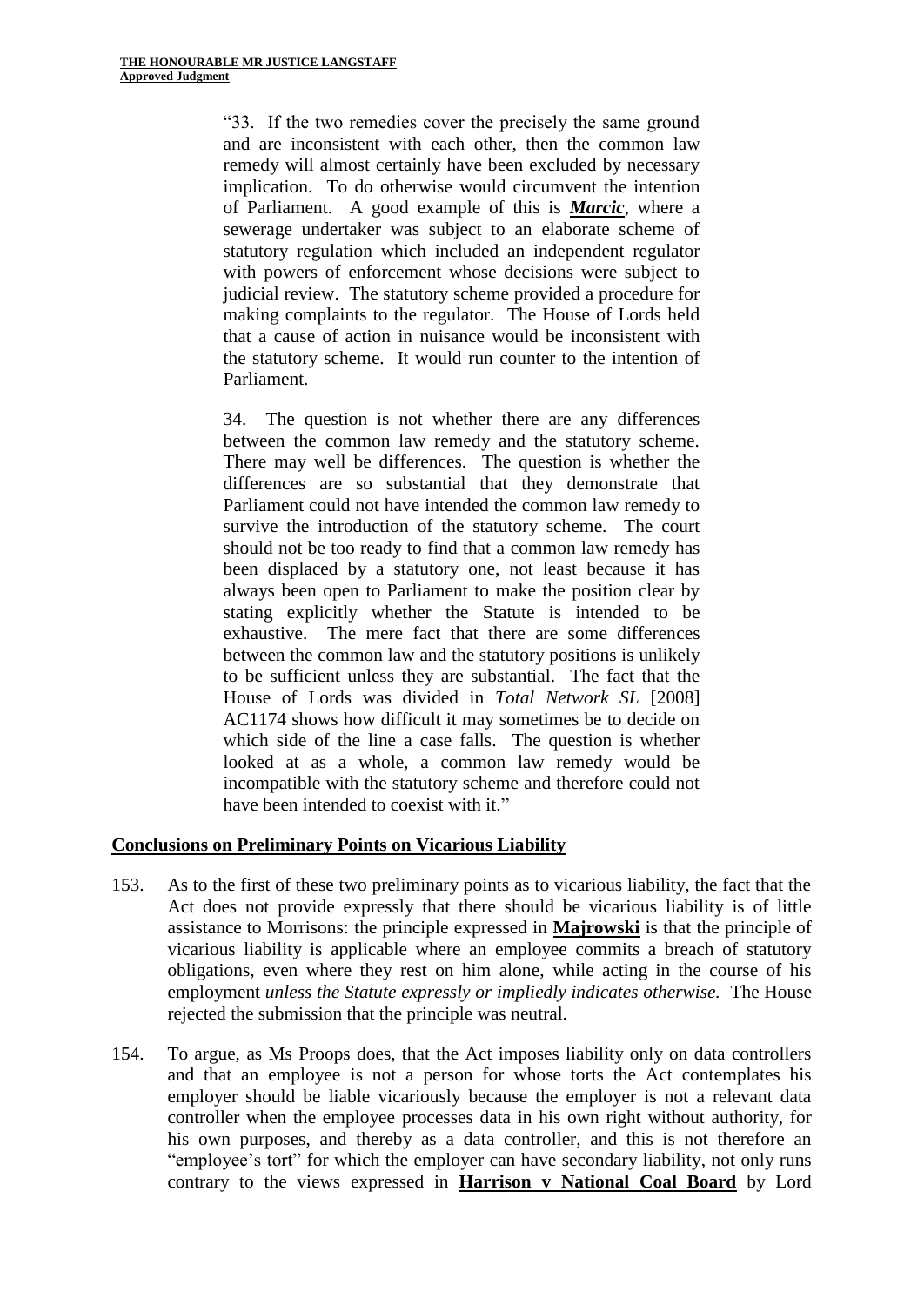> "33. If the two remedies cover the precisely the same ground and are inconsistent with each other, then the common law remedy will almost certainly have been excluded by necessary implication. To do otherwise would circumvent the intention of Parliament. A good example of this is ***Marcic***, where a sewerage undertaker was subject to an elaborate scheme of statutory regulation which included an independent regulator with powers of enforcement whose decisions were subject to judicial review. The statutory scheme provided a procedure for making complaints to the regulator. The House of Lords held that a cause of action in nuisance would be inconsistent with the statutory scheme. It would run counter to the intention of Parliament.
>
> 34. The question is not whether there are any differences between the common law remedy and the statutory scheme. There may well be differences. The question is whether the differences are so substantial that they demonstrate that Parliament could not have intended the common law remedy to survive the introduction of the statutory scheme. The court should not be too ready to find that a common law remedy has been displaced by a statutory one, not least because it has always been open to Parliament to make the position clear by stating explicitly whether the Statute is intended to be exhaustive. The mere fact that there are some differences between the common law and the statutory positions is unlikely to be sufficient unless they are substantial. The fact that the House of Lords was divided in *Total Network SL* [2008] AC1174 shows how difficult it may sometimes be to decide on which side of the line a case falls. The question is whether looked at as a whole, a common law remedy would be incompatible with the statutory scheme and therefore could not have been intended to coexist with it."

## Conclusions on Preliminary Points on Vicarious Liability

153. As to the first of these two preliminary points as to vicarious liability, the fact that the Act does not provide expressly that there should be vicarious liability is of little assistance to Morrisons: the principle expressed in **Majrowski** is that the principle of vicarious liability is applicable where an employee commits a breach of statutory obligations, even where they rest on him alone, while acting in the course of his employment *unless the Statute expressly or impliedly indicates otherwise.* The House rejected the submission that the principle was neutral.

154. To argue, as Ms Proops does, that the Act imposes liability only on data controllers and that an employee is not a person for whose torts the Act contemplates his employer should be liable vicariously because the employer is not a relevant data controller when the employee processes data in his own right without authority, for his own purposes, and thereby as a data controller, and this is not therefore an "employee's tort" for which the employer can have secondary liability, not only runs contrary to the views expressed in **Harrison v National Coal Board** by Lord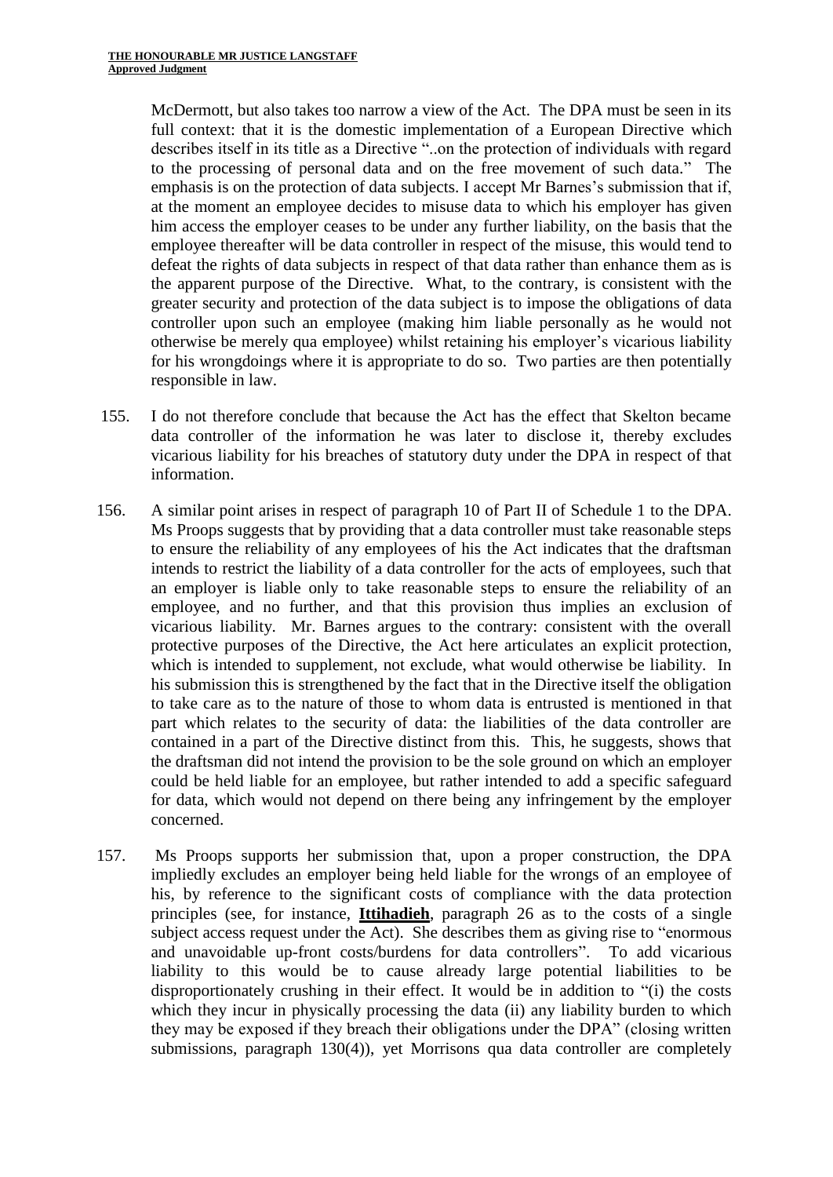McDermott, but also takes too narrow a view of the Act. The DPA must be seen in its full context: that it is the domestic implementation of a European Directive which describes itself in its title as a Directive "..on the protection of individuals with regard to the processing of personal data and on the free movement of such data." The emphasis is on the protection of data subjects. I accept Mr Barnes's submission that if, at the moment an employee decides to misuse data to which his employer has given him access the employer ceases to be under any further liability, on the basis that the employee thereafter will be data controller in respect of the misuse, this would tend to defeat the rights of data subjects in respect of that data rather than enhance them as is the apparent purpose of the Directive. What, to the contrary, is consistent with the greater security and protection of the data subject is to impose the obligations of data controller upon such an employee (making him liable personally as he would not otherwise be merely qua employee) whilst retaining his employer's vicarious liability for his wrongdoings where it is appropriate to do so. Two parties are then potentially responsible in law.

155. I do not therefore conclude that because the Act has the effect that Skelton became data controller of the information he was later to disclose it, thereby excludes vicarious liability for his breaches of statutory duty under the DPA in respect of that information.

156. A similar point arises in respect of paragraph 10 of Part II of Schedule 1 to the DPA. Ms Proops suggests that by providing that a data controller must take reasonable steps to ensure the reliability of any employees of his the Act indicates that the draftsman intends to restrict the liability of a data controller for the acts of employees, such that an employer is liable only to take reasonable steps to ensure the reliability of an employee, and no further, and that this provision thus implies an exclusion of vicarious liability. Mr. Barnes argues to the contrary: consistent with the overall protective purposes of the Directive, the Act here articulates an explicit protection, which is intended to supplement, not exclude, what would otherwise be liability. In his submission this is strengthened by the fact that in the Directive itself the obligation to take care as to the nature of those to whom data is entrusted is mentioned in that part which relates to the security of data: the liabilities of the data controller are contained in a part of the Directive distinct from this. This, he suggests, shows that the draftsman did not intend the provision to be the sole ground on which an employer could be held liable for an employee, but rather intended to add a specific safeguard for data, which would not depend on there being any infringement by the employer concerned.

157. Ms Proops supports her submission that, upon a proper construction, the DPA impliedly excludes an employer being held liable for the wrongs of an employee of his, by reference to the significant costs of compliance with the data protection principles (see, for instance, **Ittihadieh**, paragraph 26 as to the costs of a single subject access request under the Act). She describes them as giving rise to "enormous and unavoidable up-front costs/burdens for data controllers". To add vicarious liability to this would be to cause already large potential liabilities to be disproportionately crushing in their effect. It would be in addition to "(i) the costs which they incur in physically processing the data (ii) any liability burden to which they may be exposed if they breach their obligations under the DPA" (closing written submissions, paragraph 130(4)), yet Morrisons qua data controller are completely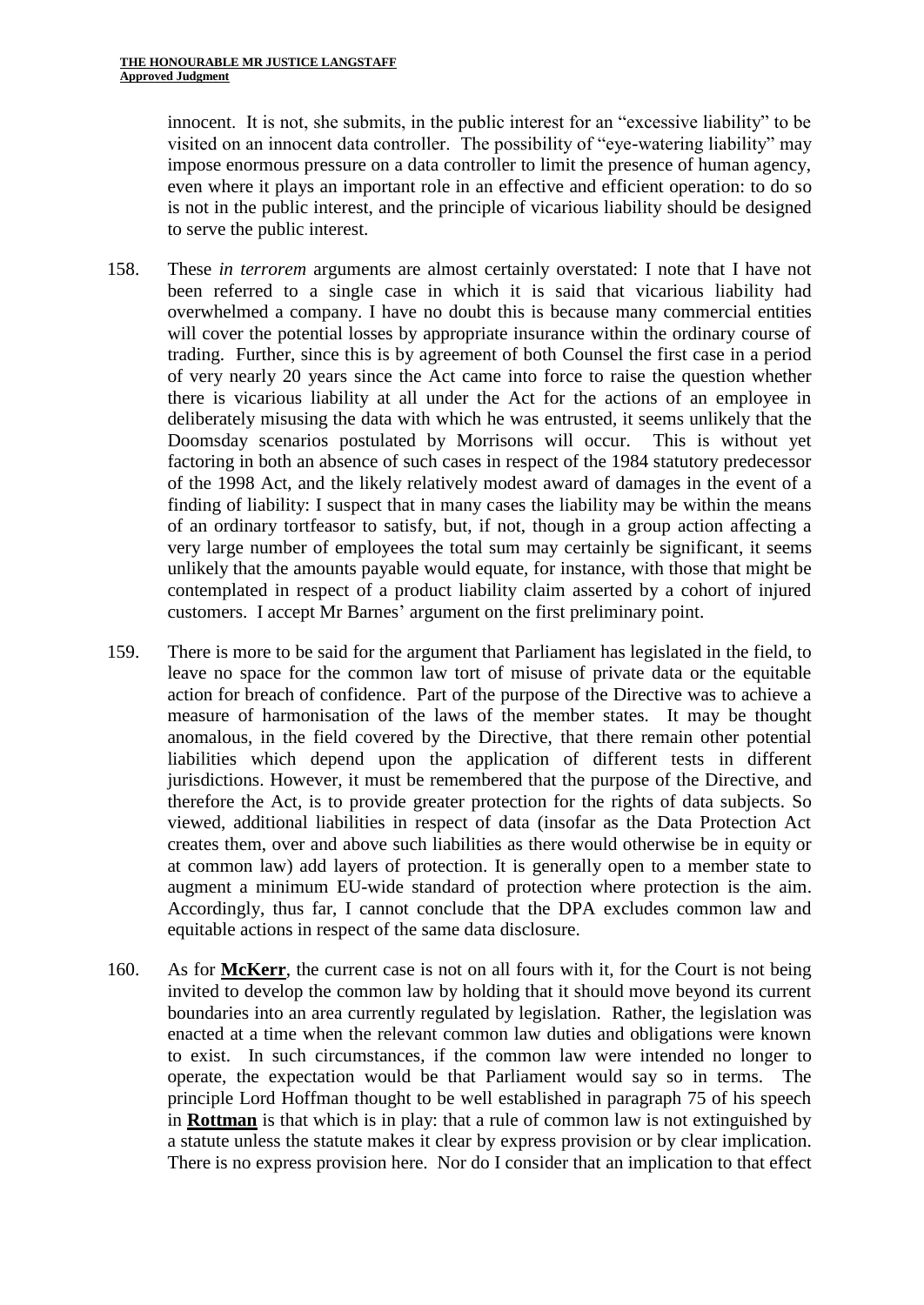innocent. It is not, she submits, in the public interest for an "excessive liability" to be visited on an innocent data controller. The possibility of "eye-watering liability" may impose enormous pressure on a data controller to limit the presence of human agency, even where it plays an important role in an effective and efficient operation: to do so is not in the public interest, and the principle of vicarious liability should be designed to serve the public interest.

158. These *in terrorem* arguments are almost certainly overstated: I note that I have not been referred to a single case in which it is said that vicarious liability had overwhelmed a company. I have no doubt this is because many commercial entities will cover the potential losses by appropriate insurance within the ordinary course of trading. Further, since this is by agreement of both Counsel the first case in a period of very nearly 20 years since the Act came into force to raise the question whether there is vicarious liability at all under the Act for the actions of an employee in deliberately misusing the data with which he was entrusted, it seems unlikely that the Doomsday scenarios postulated by Morrisons will occur. This is without yet factoring in both an absence of such cases in respect of the 1984 statutory predecessor of the 1998 Act, and the likely relatively modest award of damages in the event of a finding of liability: I suspect that in many cases the liability may be within the means of an ordinary tortfeasor to satisfy, but, if not, though in a group action affecting a very large number of employees the total sum may certainly be significant, it seems unlikely that the amounts payable would equate, for instance, with those that might be contemplated in respect of a product liability claim asserted by a cohort of injured customers. I accept Mr Barnes' argument on the first preliminary point.

159. There is more to be said for the argument that Parliament has legislated in the field, to leave no space for the common law tort of misuse of private data or the equitable action for breach of confidence. Part of the purpose of the Directive was to achieve a measure of harmonisation of the laws of the member states. It may be thought anomalous, in the field covered by the Directive, that there remain other potential liabilities which depend upon the application of different tests in different jurisdictions. However, it must be remembered that the purpose of the Directive, and therefore the Act, is to provide greater protection for the rights of data subjects. So viewed, additional liabilities in respect of data (insofar as the Data Protection Act creates them, over and above such liabilities as there would otherwise be in equity or at common law) add layers of protection. It is generally open to a member state to augment a minimum EU-wide standard of protection where protection is the aim. Accordingly, thus far, I cannot conclude that the DPA excludes common law and equitable actions in respect of the same data disclosure.

160. As for **McKerr**, the current case is not on all fours with it, for the Court is not being invited to develop the common law by holding that it should move beyond its current boundaries into an area currently regulated by legislation. Rather, the legislation was enacted at a time when the relevant common law duties and obligations were known to exist. In such circumstances, if the common law were intended no longer to operate, the expectation would be that Parliament would say so in terms. The principle Lord Hoffman thought to be well established in paragraph 75 of his speech in **Rottman** is that which is in play: that a rule of common law is not extinguished by a statute unless the statute makes it clear by express provision or by clear implication. There is no express provision here. Nor do I consider that an implication to that effect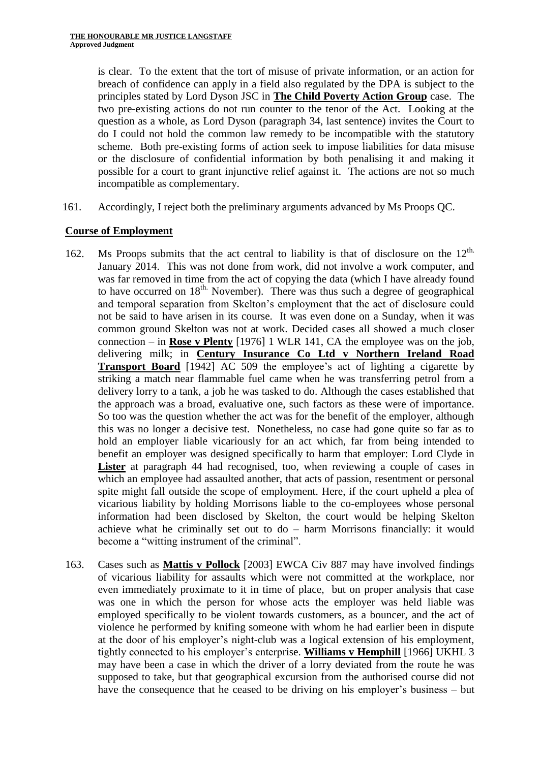is clear. To the extent that the tort of misuse of private information, or an action for breach of confidence can apply in a field also regulated by the DPA is subject to the principles stated by Lord Dyson JSC in **The Child Poverty Action Group** case. The two pre-existing actions do not run counter to the tenor of the Act. Looking at the question as a whole, as Lord Dyson (paragraph 34, last sentence) invites the Court to do I could not hold the common law remedy to be incompatible with the statutory scheme. Both pre-existing forms of action seek to impose liabilities for data misuse or the disclosure of confidential information by both penalising it and making it possible for a court to grant injunctive relief against it. The actions are not so much incompatible as complementary.

161. Accordingly, I reject both the preliminary arguments advanced by Ms Proops QC.

**Course of Employment**

162. Ms Proops submits that the act central to liability is that of disclosure on the 12th. January 2014. This was not done from work, did not involve a work computer, and was far removed in time from the act of copying the data (which I have already found to have occurred on 18th. November). There was thus such a degree of geographical and temporal separation from Skelton's employment that the act of disclosure could not be said to have arisen in its course. It was even done on a Sunday, when it was common ground Skelton was not at work. Decided cases all showed a much closer connection – in **Rose v Plenty** [1976] 1 WLR 141, CA the employee was on the job, delivering milk; in **Century Insurance Co Ltd v Northern Ireland Road Transport Board** [1942] AC 509 the employee's act of lighting a cigarette by striking a match near flammable fuel came when he was transferring petrol from a delivery lorry to a tank, a job he was tasked to do. Although the cases established that the approach was a broad, evaluative one, such factors as these were of importance. So too was the question whether the act was for the benefit of the employer, although this was no longer a decisive test. Nonetheless, no case had gone quite so far as to hold an employer liable vicariously for an act which, far from being intended to benefit an employer was designed specifically to harm that employer: Lord Clyde in **Lister** at paragraph 44 had recognised, too, when reviewing a couple of cases in which an employee had assaulted another, that acts of passion, resentment or personal spite might fall outside the scope of employment. Here, if the court upheld a plea of vicarious liability by holding Morrisons liable to the co-employees whose personal information had been disclosed by Skelton, the court would be helping Skelton achieve what he criminally set out to do – harm Morrisons financially: it would become a "witting instrument of the criminal".

163. Cases such as **Mattis v Pollock** [2003] EWCA Civ 887 may have involved findings of vicarious liability for assaults which were not committed at the workplace, nor even immediately proximate to it in time of place, but on proper analysis that case was one in which the person for whose acts the employer was held liable was employed specifically to be violent towards customers, as a bouncer, and the act of violence he performed by knifing someone with whom he had earlier been in dispute at the door of his employer's night-club was a logical extension of his employment, tightly connected to his employer's enterprise. **Williams v Hemphill** [1966] UKHL 3 may have been a case in which the driver of a lorry deviated from the route he was supposed to take, but that geographical excursion from the authorised course did not have the consequence that he ceased to be driving on his employer's business – but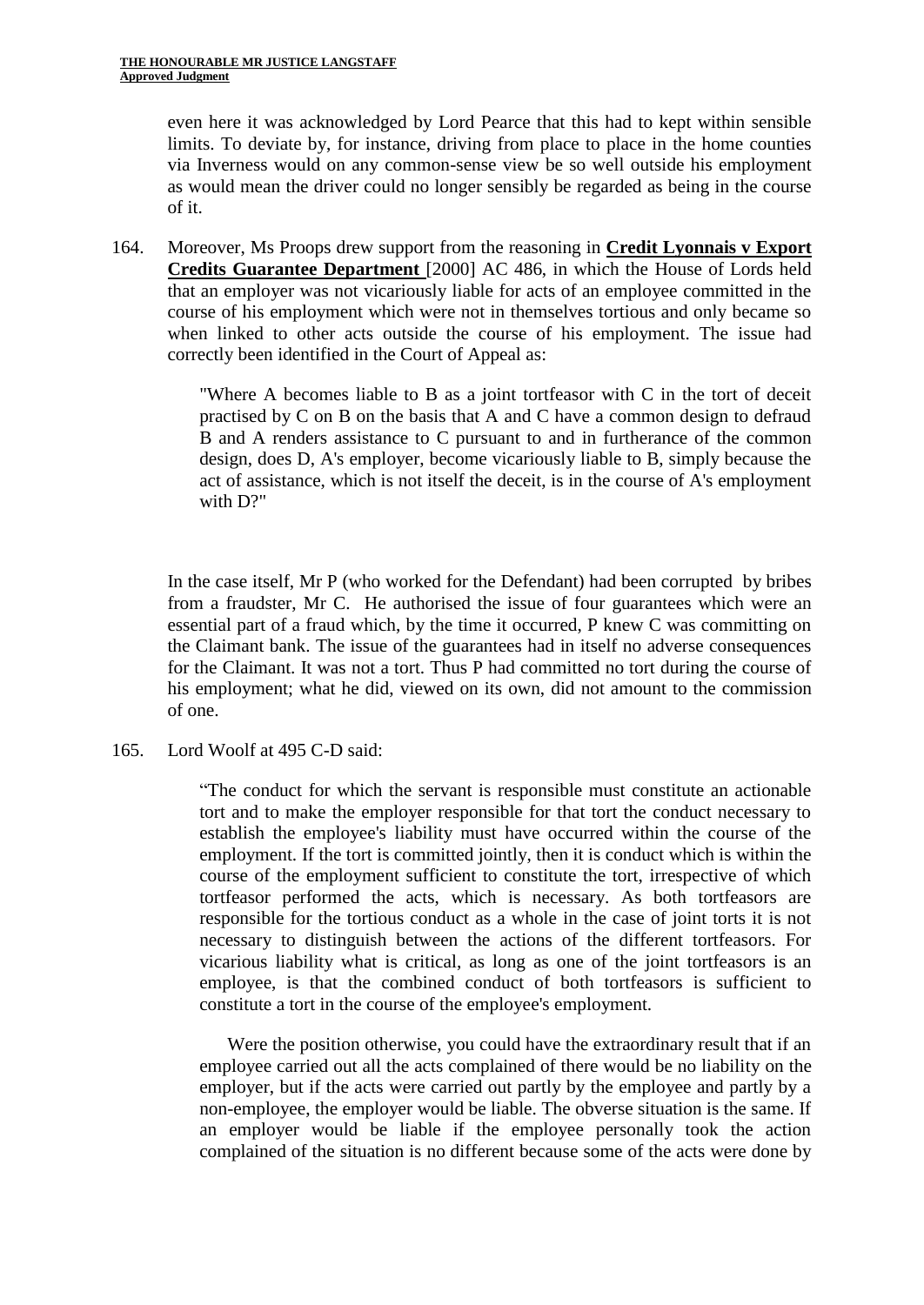even here it was acknowledged by Lord Pearce that this had to kept within sensible limits. To deviate by, for instance, driving from place to place in the home counties via Inverness would on any common-sense view be so well outside his employment as would mean the driver could no longer sensibly be regarded as being in the course of it.

164. Moreover, Ms Proops drew support from the reasoning in **Credit Lyonnais v Export Credits Guarantee Department** [2000] AC 486, in which the House of Lords held that an employer was not vicariously liable for acts of an employee committed in the course of his employment which were not in themselves tortious and only became so when linked to other acts outside the course of his employment. The issue had correctly been identified in the Court of Appeal as:

> "Where A becomes liable to B as a joint tortfeasor with C in the tort of deceit practised by C on B on the basis that A and C have a common design to defraud B and A renders assistance to C pursuant to and in furtherance of the common design, does D, A's employer, become vicariously liable to B, simply because the act of assistance, which is not itself the deceit, is in the course of A's employment with D?"

In the case itself, Mr P (who worked for the Defendant) had been corrupted by bribes from a fraudster, Mr C. He authorised the issue of four guarantees which were an essential part of a fraud which, by the time it occurred, P knew C was committing on the Claimant bank. The issue of the guarantees had in itself no adverse consequences for the Claimant. It was not a tort. Thus P had committed no tort during the course of his employment; what he did, viewed on its own, did not amount to the commission of one.

165. Lord Woolf at 495 C-D said:

> "The conduct for which the servant is responsible must constitute an actionable tort and to make the employer responsible for that tort the conduct necessary to establish the employee's liability must have occurred within the course of the employment. If the tort is committed jointly, then it is conduct which is within the course of the employment sufficient to constitute the tort, irrespective of which tortfeasor performed the acts, which is necessary. As both tortfeasors are responsible for the tortious conduct as a whole in the case of joint torts it is not necessary to distinguish between the actions of the different tortfeasors. For vicarious liability what is critical, as long as one of the joint tortfeasors is an employee, is that the combined conduct of both tortfeasors is sufficient to constitute a tort in the course of the employee's employment.
>
> Were the position otherwise, you could have the extraordinary result that if an employee carried out all the acts complained of there would be no liability on the employer, but if the acts were carried out partly by the employee and partly by a non-employee, the employer would be liable. The obverse situation is the same. If an employer would be liable if the employee personally took the action complained of the situation is no different because some of the acts were done by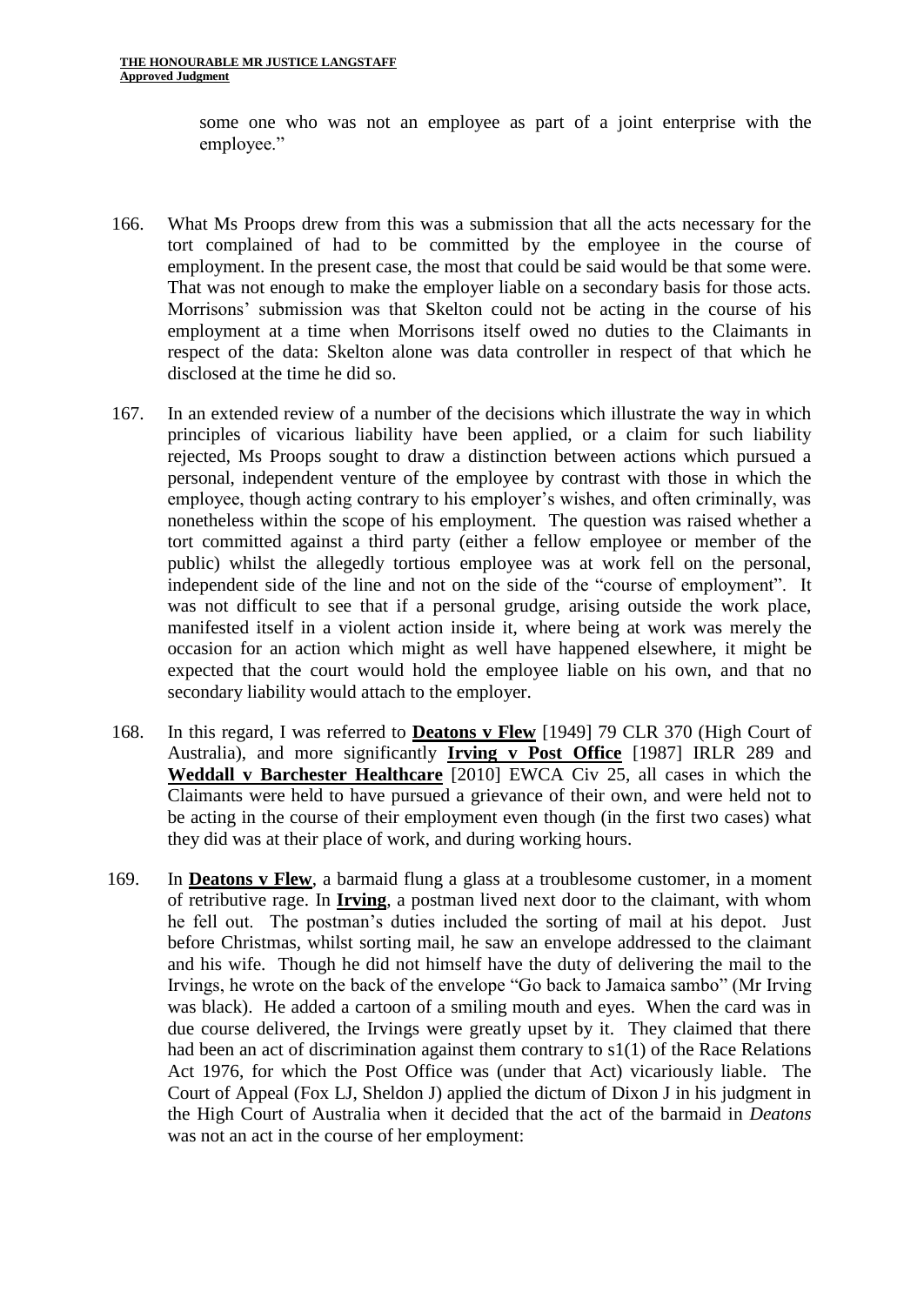some one who was not an employee as part of a joint enterprise with the employee."

166. What Ms Proops drew from this was a submission that all the acts necessary for the tort complained of had to be committed by the employee in the course of employment. In the present case, the most that could be said would be that some were. That was not enough to make the employer liable on a secondary basis for those acts. Morrisons' submission was that Skelton could not be acting in the course of his employment at a time when Morrisons itself owed no duties to the Claimants in respect of the data: Skelton alone was data controller in respect of that which he disclosed at the time he did so.

167. In an extended review of a number of the decisions which illustrate the way in which principles of vicarious liability have been applied, or a claim for such liability rejected, Ms Proops sought to draw a distinction between actions which pursued a personal, independent venture of the employee by contrast with those in which the employee, though acting contrary to his employer's wishes, and often criminally, was nonetheless within the scope of his employment. The question was raised whether a tort committed against a third party (either a fellow employee or member of the public) whilst the allegedly tortious employee was at work fell on the personal, independent side of the line and not on the side of the "course of employment". It was not difficult to see that if a personal grudge, arising outside the work place, manifested itself in a violent action inside it, where being at work was merely the occasion for an action which might as well have happened elsewhere, it might be expected that the court would hold the employee liable on his own, and that no secondary liability would attach to the employer.

168. In this regard, I was referred to **Deatons v Flew** [1949] 79 CLR 370 (High Court of Australia), and more significantly **Irving v Post Office** [1987] IRLR 289 and **Weddall v Barchester Healthcare** [2010] EWCA Civ 25, all cases in which the Claimants were held to have pursued a grievance of their own, and were held not to be acting in the course of their employment even though (in the first two cases) what they did was at their place of work, and during working hours.

169. In **Deatons v Flew**, a barmaid flung a glass at a troublesome customer, in a moment of retributive rage. In **Irving**, a postman lived next door to the claimant, with whom he fell out. The postman's duties included the sorting of mail at his depot. Just before Christmas, whilst sorting mail, he saw an envelope addressed to the claimant and his wife. Though he did not himself have the duty of delivering the mail to the Irvings, he wrote on the back of the envelope "Go back to Jamaica sambo" (Mr Irving was black). He added a cartoon of a smiling mouth and eyes. When the card was in due course delivered, the Irvings were greatly upset by it. They claimed that there had been an act of discrimination against them contrary to s1(1) of the Race Relations Act 1976, for which the Post Office was (under that Act) vicariously liable. The Court of Appeal (Fox LJ, Sheldon J) applied the dictum of Dixon J in his judgment in the High Court of Australia when it decided that the act of the barmaid in *Deatons* was not an act in the course of her employment: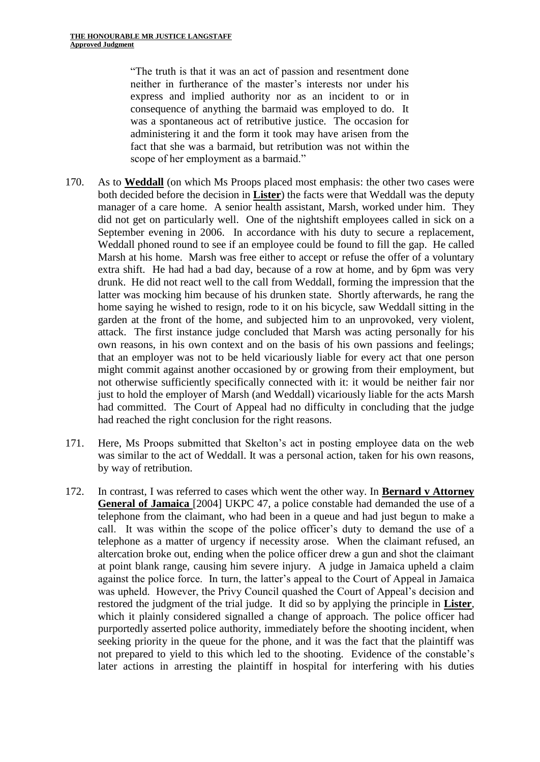> "The truth is that it was an act of passion and resentment done neither in furtherance of the master's interests nor under his express and implied authority nor as an incident to or in consequence of anything the barmaid was employed to do. It was a spontaneous act of retributive justice. The occasion for administering it and the form it took may have arisen from the fact that she was a barmaid, but retribution was not within the scope of her employment as a barmaid."

170. As to **Weddall** (on which Ms Proops placed most emphasis: the other two cases were both decided before the decision in **Lister**) the facts were that Weddall was the deputy manager of a care home. A senior health assistant, Marsh, worked under him. They did not get on particularly well. One of the nightshift employees called in sick on a September evening in 2006. In accordance with his duty to secure a replacement, Weddall phoned round to see if an employee could be found to fill the gap. He called Marsh at his home. Marsh was free either to accept or refuse the offer of a voluntary extra shift. He had had a bad day, because of a row at home, and by 6pm was very drunk. He did not react well to the call from Weddall, forming the impression that the latter was mocking him because of his drunken state. Shortly afterwards, he rang the home saying he wished to resign, rode to it on his bicycle, saw Weddall sitting in the garden at the front of the home, and subjected him to an unprovoked, very violent, attack. The first instance judge concluded that Marsh was acting personally for his own reasons, in his own context and on the basis of his own passions and feelings; that an employer was not to be held vicariously liable for every act that one person might commit against another occasioned by or growing from their employment, but not otherwise sufficiently specifically connected with it: it would be neither fair nor just to hold the employer of Marsh (and Weddall) vicariously liable for the acts Marsh had committed. The Court of Appeal had no difficulty in concluding that the judge had reached the right conclusion for the right reasons.

171. Here, Ms Proops submitted that Skelton's act in posting employee data on the web was similar to the act of Weddall. It was a personal action, taken for his own reasons, by way of retribution.

172. In contrast, I was referred to cases which went the other way. In **Bernard v Attorney General of Jamaica** [2004] UKPC 47, a police constable had demanded the use of a telephone from the claimant, who had been in a queue and had just begun to make a call. It was within the scope of the police officer's duty to demand the use of a telephone as a matter of urgency if necessity arose. When the claimant refused, an altercation broke out, ending when the police officer drew a gun and shot the claimant at point blank range, causing him severe injury. A judge in Jamaica upheld a claim against the police force. In turn, the latter's appeal to the Court of Appeal in Jamaica was upheld. However, the Privy Council quashed the Court of Appeal's decision and restored the judgment of the trial judge. It did so by applying the principle in **Lister**, which it plainly considered signalled a change of approach. The police officer had purportedly asserted police authority, immediately before the shooting incident, when seeking priority in the queue for the phone, and it was the fact that the plaintiff was not prepared to yield to this which led to the shooting. Evidence of the constable's later actions in arresting the plaintiff in hospital for interfering with his duties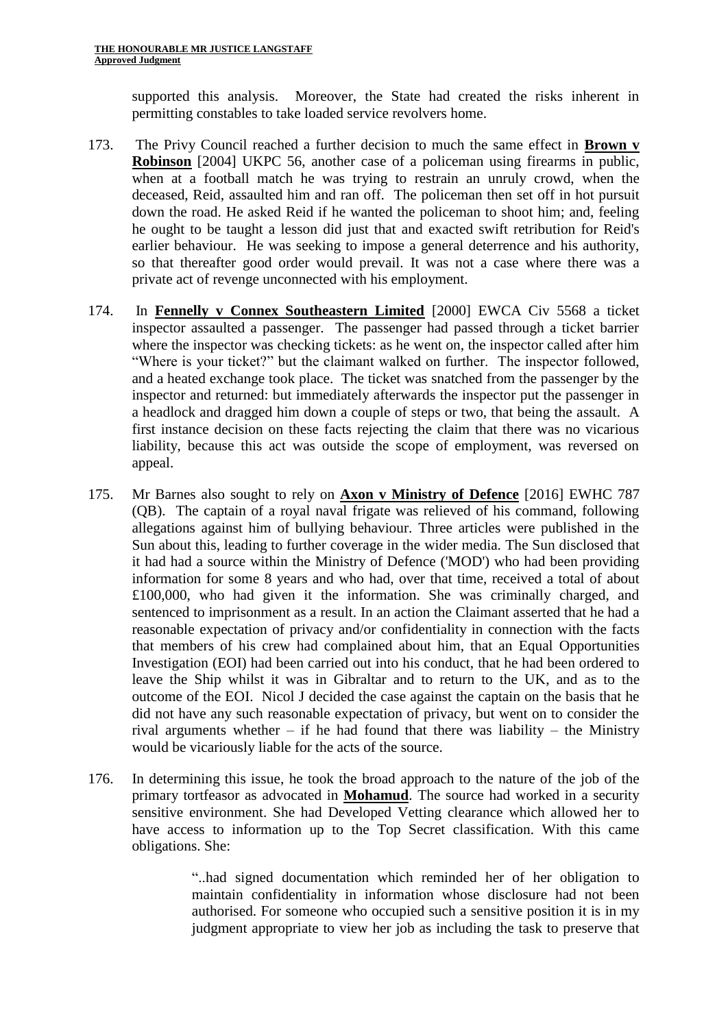supported this analysis. Moreover, the State had created the risks inherent in permitting constables to take loaded service revolvers home.

173. The Privy Council reached a further decision to much the same effect in **Brown v Robinson** [2004] UKPC 56, another case of a policeman using firearms in public, when at a football match he was trying to restrain an unruly crowd, when the deceased, Reid, assaulted him and ran off. The policeman then set off in hot pursuit down the road. He asked Reid if he wanted the policeman to shoot him; and, feeling he ought to be taught a lesson did just that and exacted swift retribution for Reid's earlier behaviour. He was seeking to impose a general deterrence and his authority, so that thereafter good order would prevail. It was not a case where there was a private act of revenge unconnected with his employment.

174. In **Fennelly v Connex Southeastern Limited** [2000] EWCA Civ 5568 a ticket inspector assaulted a passenger. The passenger had passed through a ticket barrier where the inspector was checking tickets: as he went on, the inspector called after him "Where is your ticket?" but the claimant walked on further. The inspector followed, and a heated exchange took place. The ticket was snatched from the passenger by the inspector and returned: but immediately afterwards the inspector put the passenger in a headlock and dragged him down a couple of steps or two, that being the assault. A first instance decision on these facts rejecting the claim that there was no vicarious liability, because this act was outside the scope of employment, was reversed on appeal.

175. Mr Barnes also sought to rely on **Axon v Ministry of Defence** [2016] EWHC 787 (QB). The captain of a royal naval frigate was relieved of his command, following allegations against him of bullying behaviour. Three articles were published in the Sun about this, leading to further coverage in the wider media. The Sun disclosed that it had had a source within the Ministry of Defence ('MOD') who had been providing information for some 8 years and who had, over that time, received a total of about £100,000, who had given it the information. She was criminally charged, and sentenced to imprisonment as a result. In an action the Claimant asserted that he had a reasonable expectation of privacy and/or confidentiality in connection with the facts that members of his crew had complained about him, that an Equal Opportunities Investigation (EOI) had been carried out into his conduct, that he had been ordered to leave the Ship whilst it was in Gibraltar and to return to the UK, and as to the outcome of the EOI. Nicol J decided the case against the captain on the basis that he did not have any such reasonable expectation of privacy, but went on to consider the rival arguments whether – if he had found that there was liability – the Ministry would be vicariously liable for the acts of the source.

176. In determining this issue, he took the broad approach to the nature of the job of the primary tortfeasor as advocated in **Mohamud**. The source had worked in a security sensitive environment. She had Developed Vetting clearance which allowed her to have access to information up to the Top Secret classification. With this came obligations. She:

> "..had signed documentation which reminded her of her obligation to maintain confidentiality in information whose disclosure had not been authorised. For someone who occupied such a sensitive position it is in my judgment appropriate to view her job as including the task to preserve that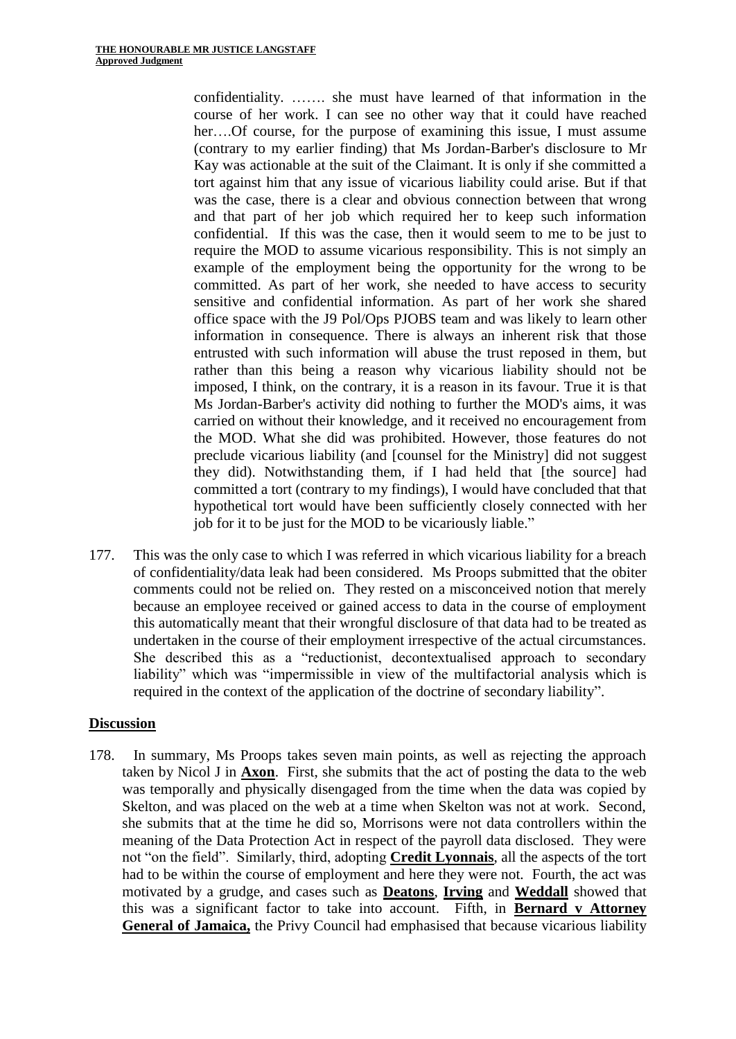> confidentiality. ……. she must have learned of that information in the course of her work. I can see no other way that it could have reached her….Of course, for the purpose of examining this issue, I must assume (contrary to my earlier finding) that Ms Jordan-Barber's disclosure to Mr Kay was actionable at the suit of the Claimant. It is only if she committed a tort against him that any issue of vicarious liability could arise. But if that was the case, there is a clear and obvious connection between that wrong and that part of her job which required her to keep such information confidential. If this was the case, then it would seem to me to be just to require the MOD to assume vicarious responsibility. This is not simply an example of the employment being the opportunity for the wrong to be committed. As part of her work, she needed to have access to security sensitive and confidential information. As part of her work she shared office space with the J9 Pol/Ops PJOBS team and was likely to learn other information in consequence. There is always an inherent risk that those entrusted with such information will abuse the trust reposed in them, but rather than this being a reason why vicarious liability should not be imposed, I think, on the contrary, it is a reason in its favour. True it is that Ms Jordan-Barber's activity did nothing to further the MOD's aims, it was carried on without their knowledge, and it received no encouragement from the MOD. What she did was prohibited. However, those features do not preclude vicarious liability (and [counsel for the Ministry] did not suggest they did). Notwithstanding them, if I had held that [the source] had committed a tort (contrary to my findings), I would have concluded that that hypothetical tort would have been sufficiently closely connected with her job for it to be just for the MOD to be vicariously liable."

177. This was the only case to which I was referred in which vicarious liability for a breach of confidentiality/data leak had been considered. Ms Proops submitted that the obiter comments could not be relied on. They rested on a misconceived notion that merely because an employee received or gained access to data in the course of employment this automatically meant that their wrongful disclosure of that data had to be treated as undertaken in the course of their employment irrespective of the actual circumstances. She described this as a "reductionist, decontextualised approach to secondary liability" which was "impermissible in view of the multifactorial analysis which is required in the context of the application of the doctrine of secondary liability".

## Discussion

178. In summary, Ms Proops takes seven main points, as well as rejecting the approach taken by Nicol J in **Axon**. First, she submits that the act of posting the data to the web was temporally and physically disengaged from the time when the data was copied by Skelton, and was placed on the web at a time when Skelton was not at work. Second, she submits that at the time he did so, Morrisons were not data controllers within the meaning of the Data Protection Act in respect of the payroll data disclosed. They were not "on the field". Similarly, third, adopting **Credit Lyonnais**, all the aspects of the tort had to be within the course of employment and here they were not. Fourth, the act was motivated by a grudge, and cases such as **Deatons**, **Irving** and **Weddall** showed that this was a significant factor to take into account. Fifth, in **Bernard v Attorney General of Jamaica,** the Privy Council had emphasised that because vicarious liability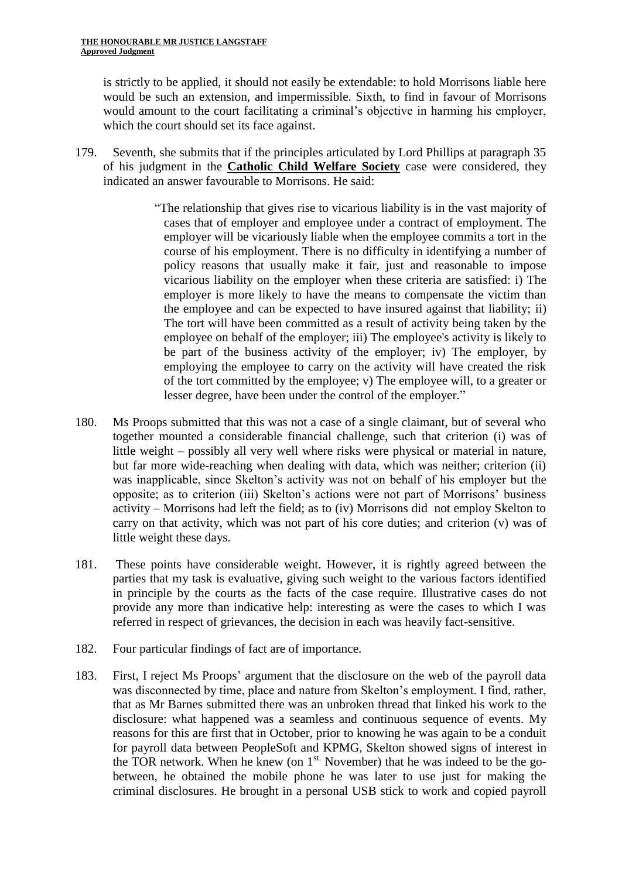is strictly to be applied, it should not easily be extendable: to hold Morrisons liable here would be such an extension, and impermissible. Sixth, to find in favour of Morrisons would amount to the court facilitating a criminal's objective in harming his employer, which the court should set its face against.

179. Seventh, she submits that if the principles articulated by Lord Phillips at paragraph 35 of his judgment in the **Catholic Child Welfare Society** case were considered, they indicated an answer favourable to Morrisons. He said:

> "The relationship that gives rise to vicarious liability is in the vast majority of cases that of employer and employee under a contract of employment. The employer will be vicariously liable when the employee commits a tort in the course of his employment. There is no difficulty in identifying a number of policy reasons that usually make it fair, just and reasonable to impose vicarious liability on the employer when these criteria are satisfied: i) The employer is more likely to have the means to compensate the victim than the employee and can be expected to have insured against that liability; ii) The tort will have been committed as a result of activity being taken by the employee on behalf of the employer; iii) The employee's activity is likely to be part of the business activity of the employer; iv) The employer, by employing the employee to carry on the activity will have created the risk of the tort committed by the employee; v) The employee will, to a greater or lesser degree, have been under the control of the employer."

180. Ms Proops submitted that this was not a case of a single claimant, but of several who together mounted a considerable financial challenge, such that criterion (i) was of little weight – possibly all very well where risks were physical or material in nature, but far more wide-reaching when dealing with data, which was neither; criterion (ii) was inapplicable, since Skelton's activity was not on behalf of his employer but the opposite; as to criterion (iii) Skelton's actions were not part of Morrisons' business activity – Morrisons had left the field; as to (iv) Morrisons did not employ Skelton to carry on that activity, which was not part of his core duties; and criterion (v) was of little weight these days.

181. These points have considerable weight. However, it is rightly agreed between the parties that my task is evaluative, giving such weight to the various factors identified in principle by the courts as the facts of the case require. Illustrative cases do not provide any more than indicative help: interesting as were the cases to which I was referred in respect of grievances, the decision in each was heavily fact-sensitive.

182. Four particular findings of fact are of importance.

183. First, I reject Ms Proops' argument that the disclosure on the web of the payroll data was disconnected by time, place and nature from Skelton's employment. I find, rather, that as Mr Barnes submitted there was an unbroken thread that linked his work to the disclosure: what happened was a seamless and continuous sequence of events. My reasons for this are first that in October, prior to knowing he was again to be a conduit for payroll data between PeopleSoft and KPMG, Skelton showed signs of interest in the TOR network. When he knew (on 1st November) that he was indeed to be the go-between, he obtained the mobile phone he was later to use just for making the criminal disclosures. He brought in a personal USB stick to work and copied payroll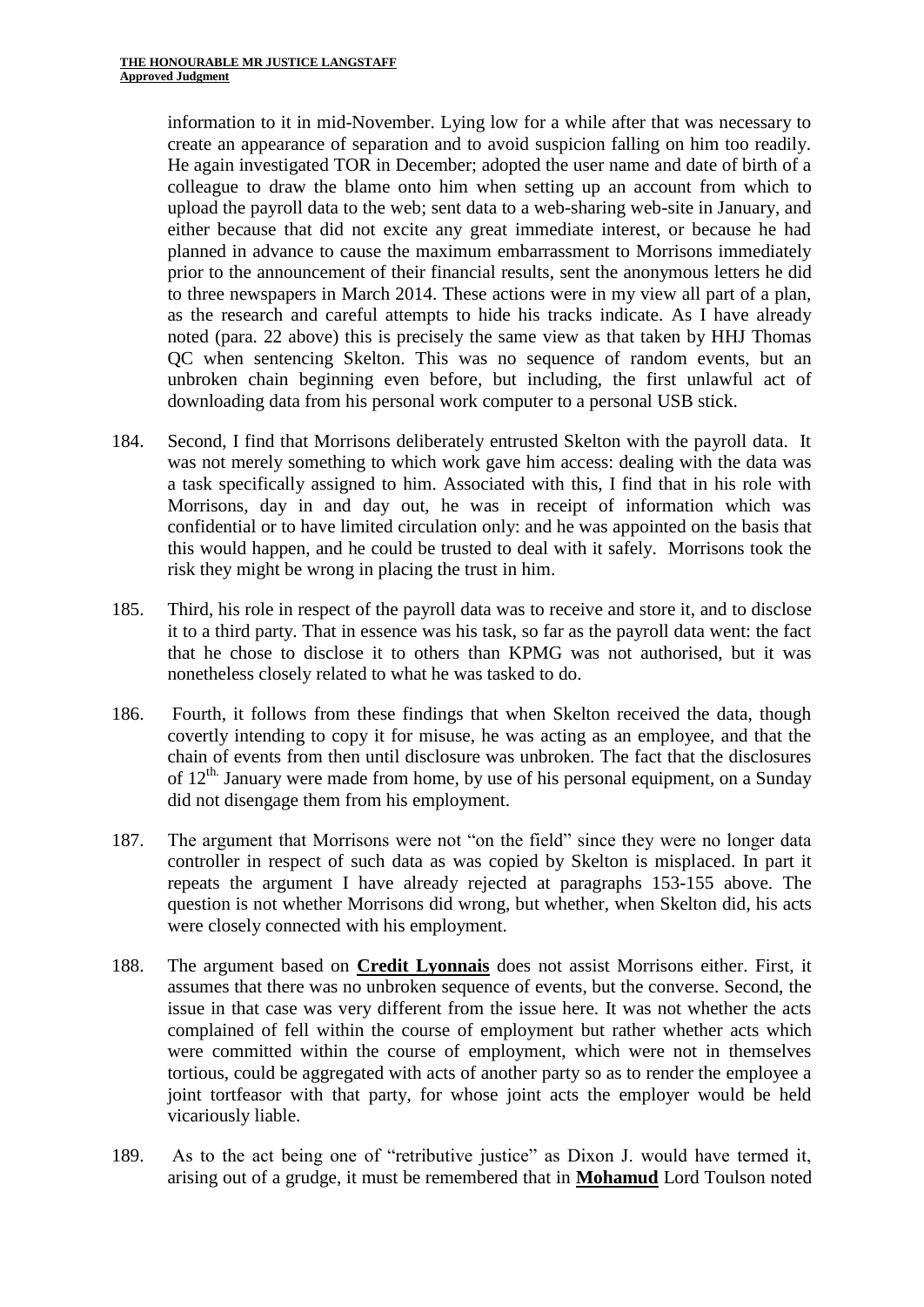information to it in mid-November. Lying low for a while after that was necessary to create an appearance of separation and to avoid suspicion falling on him too readily. He again investigated TOR in December; adopted the user name and date of birth of a colleague to draw the blame onto him when setting up an account from which to upload the payroll data to the web; sent data to a web-sharing web-site in January, and either because that did not excite any great immediate interest, or because he had planned in advance to cause the maximum embarrassment to Morrisons immediately prior to the announcement of their financial results, sent the anonymous letters he did to three newspapers in March 2014. These actions were in my view all part of a plan, as the research and careful attempts to hide his tracks indicate. As I have already noted (para. 22 above) this is precisely the same view as that taken by HHJ Thomas QC when sentencing Skelton. This was no sequence of random events, but an unbroken chain beginning even before, but including, the first unlawful act of downloading data from his personal work computer to a personal USB stick.

184. Second, I find that Morrisons deliberately entrusted Skelton with the payroll data. It was not merely something to which work gave him access: dealing with the data was a task specifically assigned to him. Associated with this, I find that in his role with Morrisons, day in and day out, he was in receipt of information which was confidential or to have limited circulation only: and he was appointed on the basis that this would happen, and he could be trusted to deal with it safely. Morrisons took the risk they might be wrong in placing the trust in him.

185. Third, his role in respect of the payroll data was to receive and store it, and to disclose it to a third party. That in essence was his task, so far as the payroll data went: the fact that he chose to disclose it to others than KPMG was not authorised, but it was nonetheless closely related to what he was tasked to do.

186. Fourth, it follows from these findings that when Skelton received the data, though covertly intending to copy it for misuse, he was acting as an employee, and that the chain of events from then until disclosure was unbroken. The fact that the disclosures of 12th January were made from home, by use of his personal equipment, on a Sunday did not disengage them from his employment.

187. The argument that Morrisons were not "on the field" since they were no longer data controller in respect of such data as was copied by Skelton is misplaced. In part it repeats the argument I have already rejected at paragraphs 153-155 above. The question is not whether Morrisons did wrong, but whether, when Skelton did, his acts were closely connected with his employment.

188. The argument based on **Credit Lyonnais** does not assist Morrisons either. First, it assumes that there was no unbroken sequence of events, but the converse. Second, the issue in that case was very different from the issue here. It was not whether the acts complained of fell within the course of employment but rather whether acts which were committed within the course of employment, which were not in themselves tortious, could be aggregated with acts of another party so as to render the employee a joint tortfeasor with that party, for whose joint acts the employer would be held vicariously liable.

189. As to the act being one of "retributive justice" as Dixon J. would have termed it, arising out of a grudge, it must be remembered that in **Mohamud** Lord Toulson noted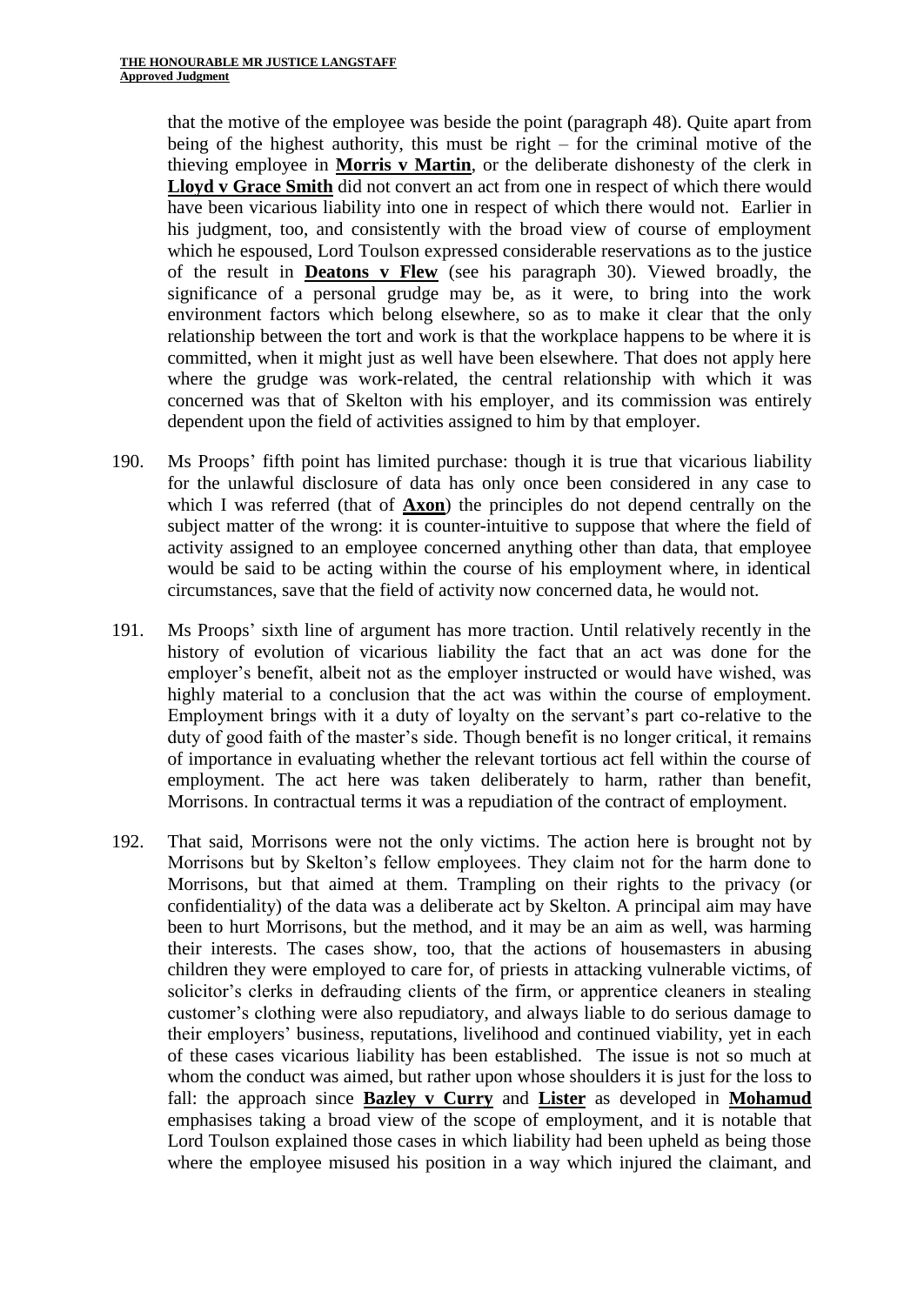that the motive of the employee was beside the point (paragraph 48). Quite apart from being of the highest authority, this must be right – for the criminal motive of the thieving employee in **Morris v Martin**, or the deliberate dishonesty of the clerk in **Lloyd v Grace Smith** did not convert an act from one in respect of which there would have been vicarious liability into one in respect of which there would not. Earlier in his judgment, too, and consistently with the broad view of course of employment which he espoused, Lord Toulson expressed considerable reservations as to the justice of the result in **Deatons v Flew** (see his paragraph 30). Viewed broadly, the significance of a personal grudge may be, as it were, to bring into the work environment factors which belong elsewhere, so as to make it clear that the only relationship between the tort and work is that the workplace happens to be where it is committed, when it might just as well have been elsewhere. That does not apply here where the grudge was work-related, the central relationship with which it was concerned was that of Skelton with his employer, and its commission was entirely dependent upon the field of activities assigned to him by that employer.

190. Ms Proops' fifth point has limited purchase: though it is true that vicarious liability for the unlawful disclosure of data has only once been considered in any case to which I was referred (that of **Axon**) the principles do not depend centrally on the subject matter of the wrong: it is counter-intuitive to suppose that where the field of activity assigned to an employee concerned anything other than data, that employee would be said to be acting within the course of his employment where, in identical circumstances, save that the field of activity now concerned data, he would not.

191. Ms Proops' sixth line of argument has more traction. Until relatively recently in the history of evolution of vicarious liability the fact that an act was done for the employer's benefit, albeit not as the employer instructed or would have wished, was highly material to a conclusion that the act was within the course of employment. Employment brings with it a duty of loyalty on the servant's part co-relative to the duty of good faith of the master's side. Though benefit is no longer critical, it remains of importance in evaluating whether the relevant tortious act fell within the course of employment. The act here was taken deliberately to harm, rather than benefit, Morrisons. In contractual terms it was a repudiation of the contract of employment.

192. That said, Morrisons were not the only victims. The action here is brought not by Morrisons but by Skelton's fellow employees. They claim not for the harm done to Morrisons, but that aimed at them. Trampling on their rights to the privacy (or confidentiality) of the data was a deliberate act by Skelton. A principal aim may have been to hurt Morrisons, but the method, and it may be an aim as well, was harming their interests. The cases show, too, that the actions of housemasters in abusing children they were employed to care for, of priests in attacking vulnerable victims, of solicitor's clerks in defrauding clients of the firm, or apprentice cleaners in stealing customer's clothing were also repudiatory, and always liable to do serious damage to their employers' business, reputations, livelihood and continued viability, yet in each of these cases vicarious liability has been established. The issue is not so much at whom the conduct was aimed, but rather upon whose shoulders it is just for the loss to fall: the approach since **Bazley v Curry** and **Lister** as developed in **Mohamud** emphasises taking a broad view of the scope of employment, and it is notable that Lord Toulson explained those cases in which liability had been upheld as being those where the employee misused his position in a way which injured the claimant, and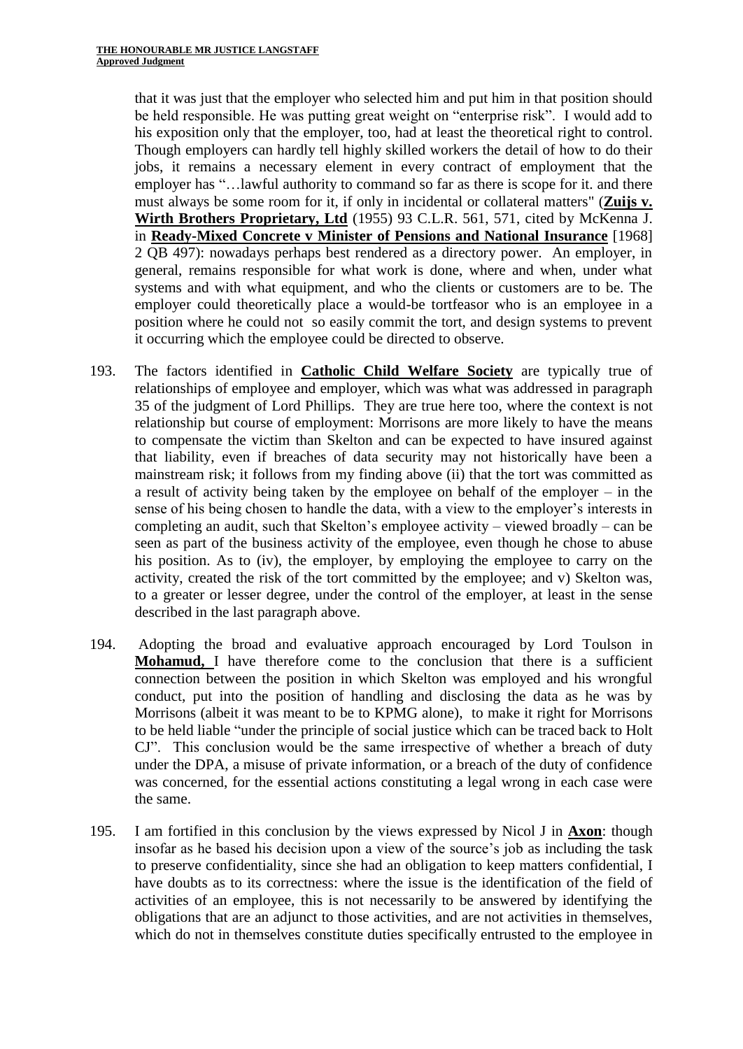that it was just that the employer who selected him and put him in that position should be held responsible. He was putting great weight on "enterprise risk". I would add to his exposition only that the employer, too, had at least the theoretical right to control. Though employers can hardly tell highly skilled workers the detail of how to do their jobs, it remains a necessary element in every contract of employment that the employer has "…lawful authority to command so far as there is scope for it. and there must always be some room for it, if only in incidental or collateral matters" (**Zuijs v. Wirth Brothers Proprietary, Ltd** (1955) 93 C.L.R. 561, 571, cited by McKenna J. in **Ready-Mixed Concrete v Minister of Pensions and National Insurance** [1968] 2 QB 497): nowadays perhaps best rendered as a directory power. An employer, in general, remains responsible for what work is done, where and when, under what systems and with what equipment, and who the clients or customers are to be. The employer could theoretically place a would-be tortfeasor who is an employee in a position where he could not so easily commit the tort, and design systems to prevent it occurring which the employee could be directed to observe.

193. The factors identified in **Catholic Child Welfare Society** are typically true of relationships of employee and employer, which was what was addressed in paragraph 35 of the judgment of Lord Phillips. They are true here too, where the context is not relationship but course of employment: Morrisons are more likely to have the means to compensate the victim than Skelton and can be expected to have insured against that liability, even if breaches of data security may not historically have been a mainstream risk; it follows from my finding above (ii) that the tort was committed as a result of activity being taken by the employee on behalf of the employer – in the sense of his being chosen to handle the data, with a view to the employer's interests in completing an audit, such that Skelton's employee activity – viewed broadly – can be seen as part of the business activity of the employee, even though he chose to abuse his position. As to (iv), the employer, by employing the employee to carry on the activity, created the risk of the tort committed by the employee; and v) Skelton was, to a greater or lesser degree, under the control of the employer, at least in the sense described in the last paragraph above.

194. Adopting the broad and evaluative approach encouraged by Lord Toulson in **Mohamud,** I have therefore come to the conclusion that there is a sufficient connection between the position in which Skelton was employed and his wrongful conduct, put into the position of handling and disclosing the data as he was by Morrisons (albeit it was meant to be to KPMG alone), to make it right for Morrisons to be held liable "under the principle of social justice which can be traced back to Holt CJ". This conclusion would be the same irrespective of whether a breach of duty under the DPA, a misuse of private information, or a breach of the duty of confidence was concerned, for the essential actions constituting a legal wrong in each case were the same.

195. I am fortified in this conclusion by the views expressed by Nicol J in **Axon**: though insofar as he based his decision upon a view of the source's job as including the task to preserve confidentiality, since she had an obligation to keep matters confidential, I have doubts as to its correctness: where the issue is the identification of the field of activities of an employee, this is not necessarily to be answered by identifying the obligations that are an adjunct to those activities, and are not activities in themselves, which do not in themselves constitute duties specifically entrusted to the employee in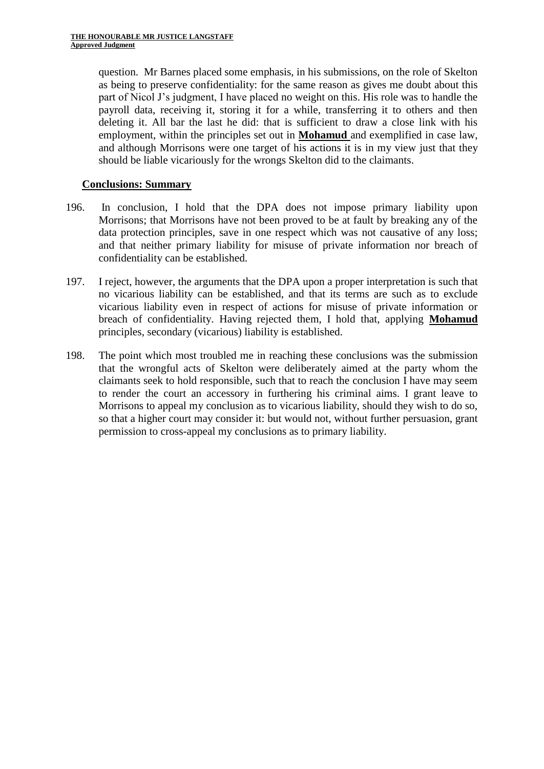question. Mr Barnes placed some emphasis, in his submissions, on the role of Skelton as being to preserve confidentiality: for the same reason as gives me doubt about this part of Nicol J's judgment, I have placed no weight on this. His role was to handle the payroll data, receiving it, storing it for a while, transferring it to others and then deleting it. All bar the last he did: that is sufficient to draw a close link with his employment, within the principles set out in **Mohamud** and exemplified in case law, and although Morrisons were one target of his actions it is in my view just that they should be liable vicariously for the wrongs Skelton did to the claimants.

## Conclusions: Summary

196. In conclusion, I hold that the DPA does not impose primary liability upon Morrisons; that Morrisons have not been proved to be at fault by breaking any of the data protection principles, save in one respect which was not causative of any loss; and that neither primary liability for misuse of private information nor breach of confidentiality can be established.

197. I reject, however, the arguments that the DPA upon a proper interpretation is such that no vicarious liability can be established, and that its terms are such as to exclude vicarious liability even in respect of actions for misuse of private information or breach of confidentiality. Having rejected them, I hold that, applying **Mohamud** principles, secondary (vicarious) liability is established.

198. The point which most troubled me in reaching these conclusions was the submission that the wrongful acts of Skelton were deliberately aimed at the party whom the claimants seek to hold responsible, such that to reach the conclusion I have may seem to render the court an accessory in furthering his criminal aims. I grant leave to Morrisons to appeal my conclusion as to vicarious liability, should they wish to do so, so that a higher court may consider it: but would not, without further persuasion, grant permission to cross-appeal my conclusions as to primary liability.